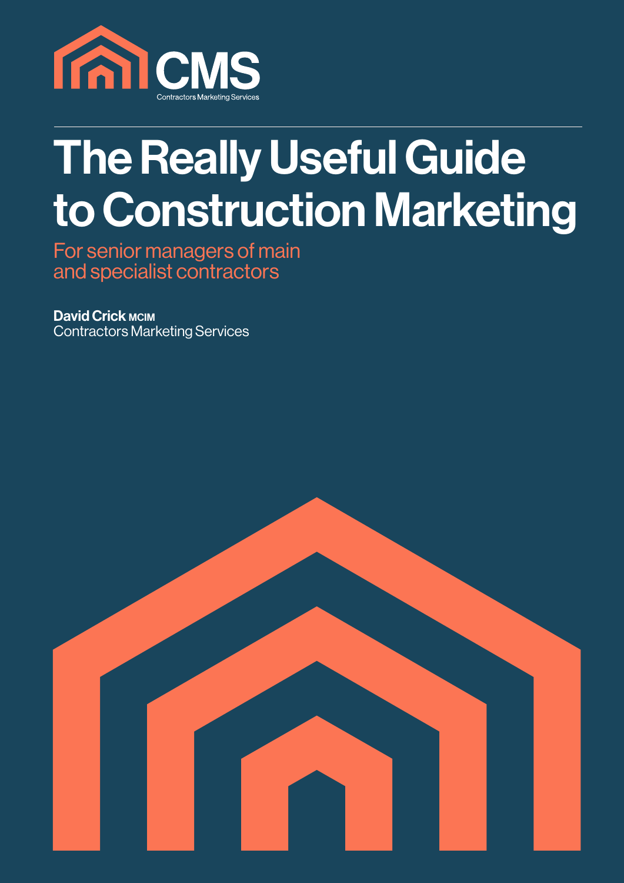CMS

Contractors Marketing Services

# The Really Useful Guide to Construction Marketing

## For senior managers of main and specialist contractors

**David Crick** MCIM
Contractors Marketing Services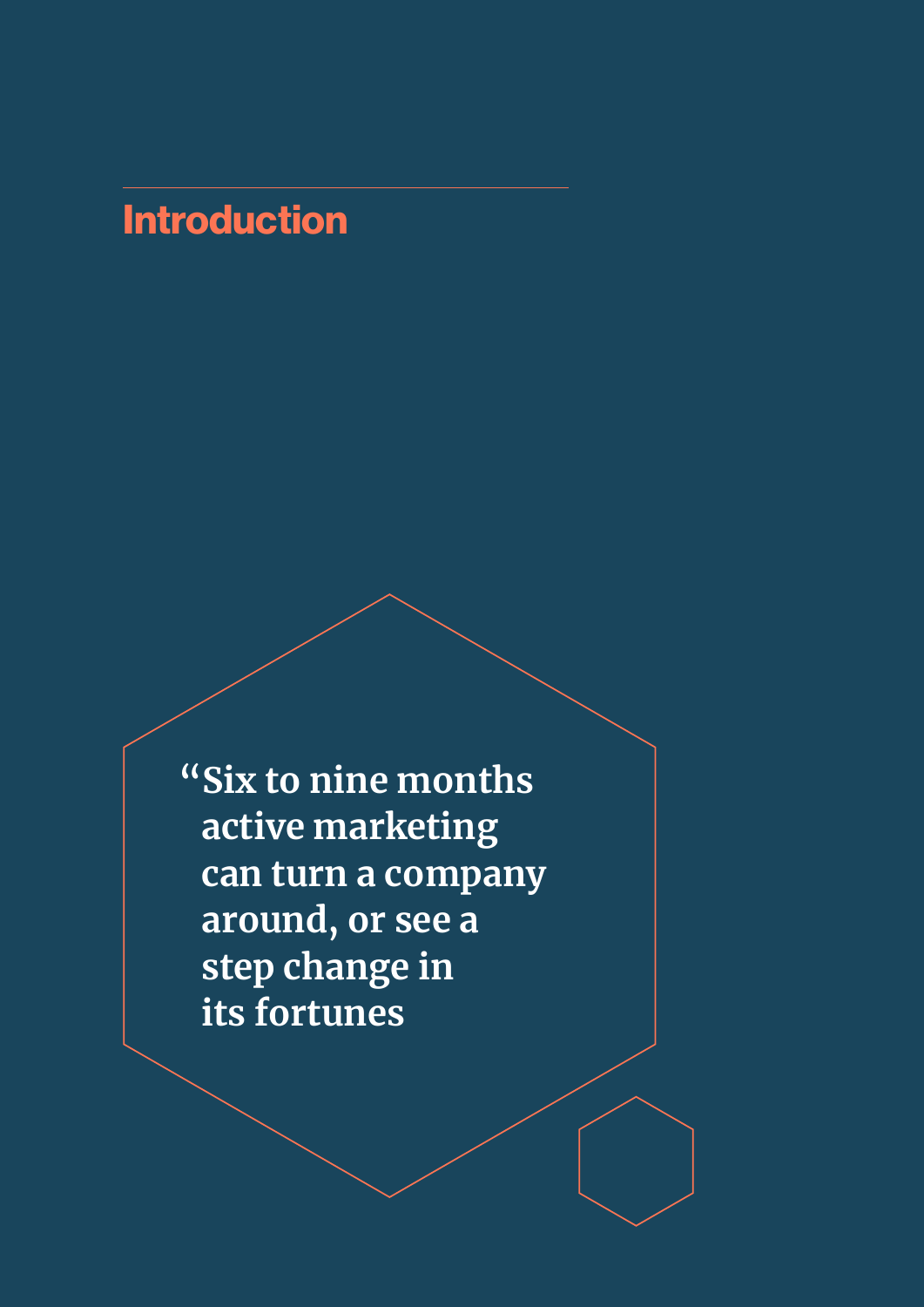# Introduction

> **"Six to nine months active marketing can turn a company around, or see a step change in its fortunes**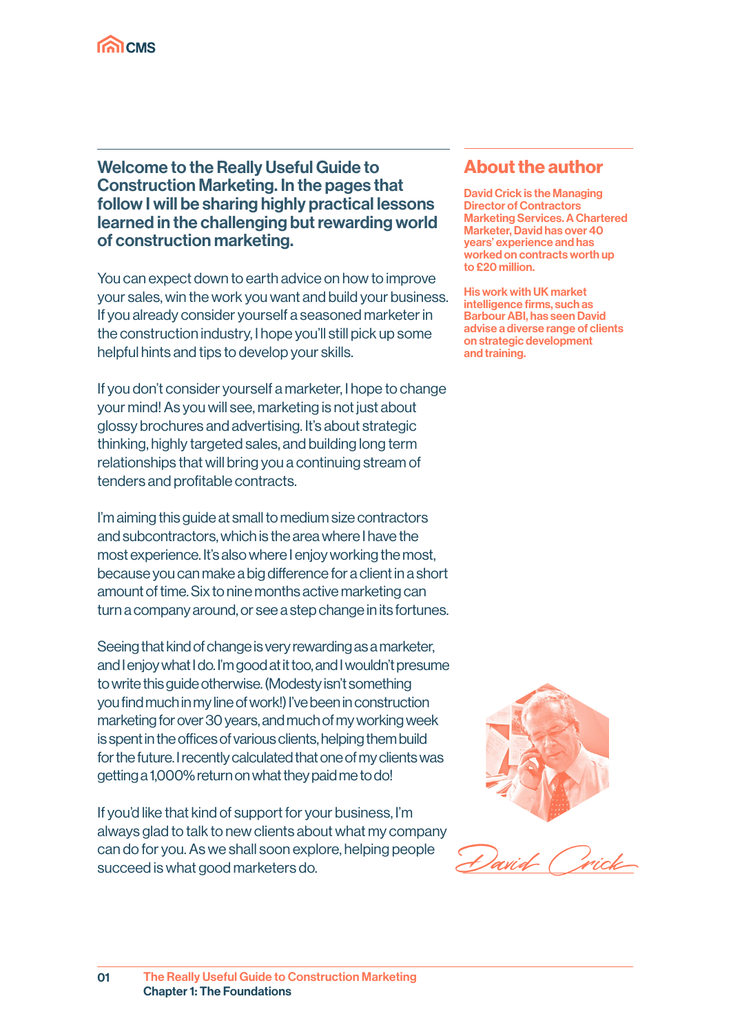**Welcome to the Really Useful Guide to Construction Marketing. In the pages that follow I will be sharing highly practical lessons learned in the challenging but rewarding world of construction marketing.**

You can expect down to earth advice on how to improve your sales, win the work you want and build your business. If you already consider yourself a seasoned marketer in the construction industry, I hope you'll still pick up some helpful hints and tips to develop your skills.

If you don't consider yourself a marketer, I hope to change your mind! As you will see, marketing is not just about glossy brochures and advertising. It's about strategic thinking, highly targeted sales, and building long term relationships that will bring you a continuing stream of tenders and profitable contracts.

I'm aiming this guide at small to medium size contractors and subcontractors, which is the area where I have the most experience. It's also where I enjoy working the most, because you can make a big difference for a client in a short amount of time. Six to nine months active marketing can turn a company around, or see a step change in its fortunes.

Seeing that kind of change is very rewarding as a marketer, and I enjoy what I do. I'm good at it too, and I wouldn't presume to write this guide otherwise. (Modesty isn't something you find much in my line of work!) I've been in construction marketing for over 30 years, and much of my working week is spent in the offices of various clients, helping them build for the future. I recently calculated that one of my clients was getting a 1,000% return on what they paid me to do!

If you'd like that kind of support for your business, I'm always glad to talk to new clients about what my company can do for you. As we shall soon explore, helping people succeed is what good marketers do.

## About the author

**David Crick is the Managing Director of Contractors Marketing Services. A Chartered Marketer, David has over 40 years' experience and has worked on contracts worth up to £20 million.**

**His work with UK market intelligence firms, such as Barbour ABI, has seen David advise a diverse range of clients on strategic development and training.**

David Crick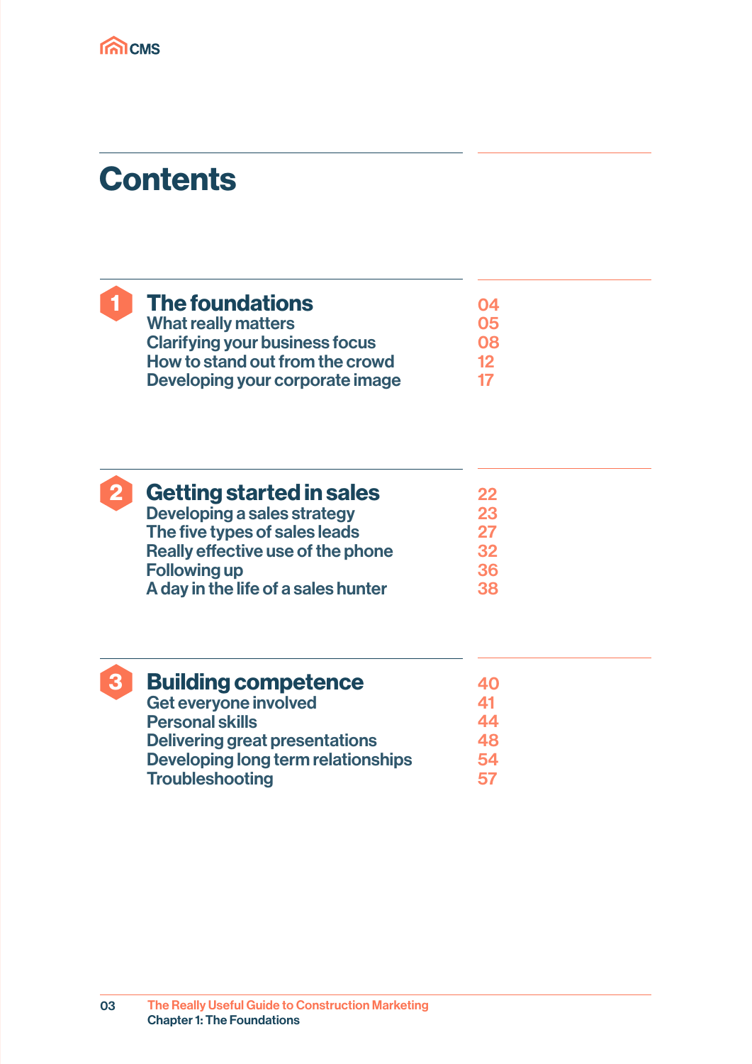# Contents

## 1 The foundations — 04

- What really matters — 05
- Clarifying your business focus — 08
- How to stand out from the crowd — 12
- Developing your corporate image — 17

## 2 Getting started in sales — 22

- Developing a sales strategy — 23
- The five types of sales leads — 27
- Really effective use of the phone — 32
- Following up — 36
- A day in the life of a sales hunter — 38

## 3 Building competence — 40

- Get everyone involved — 41
- Personal skills — 44
- Delivering great presentations — 48
- Developing long term relationships — 54
- Troubleshooting — 57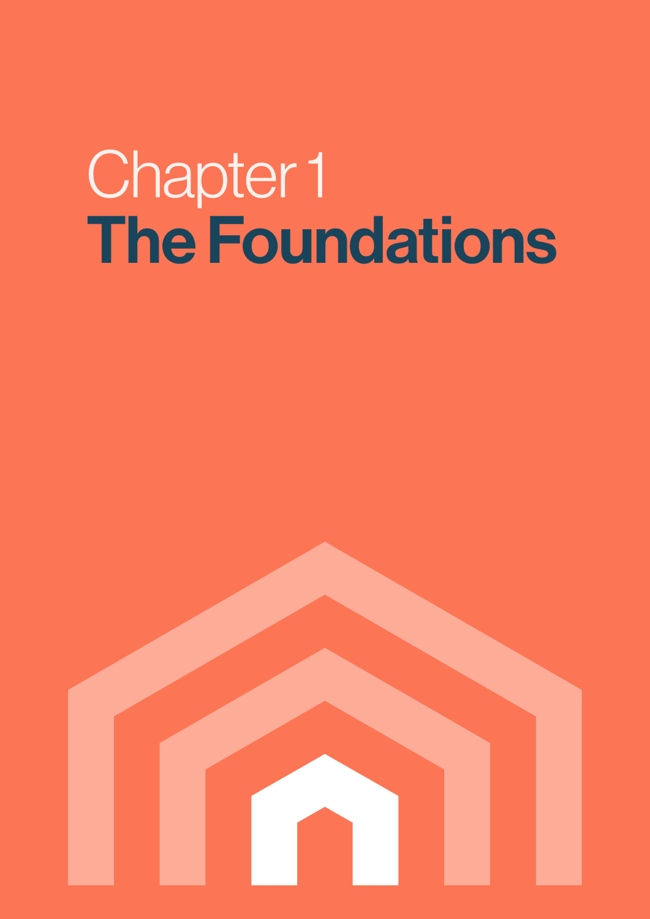Chapter 1

# The Foundations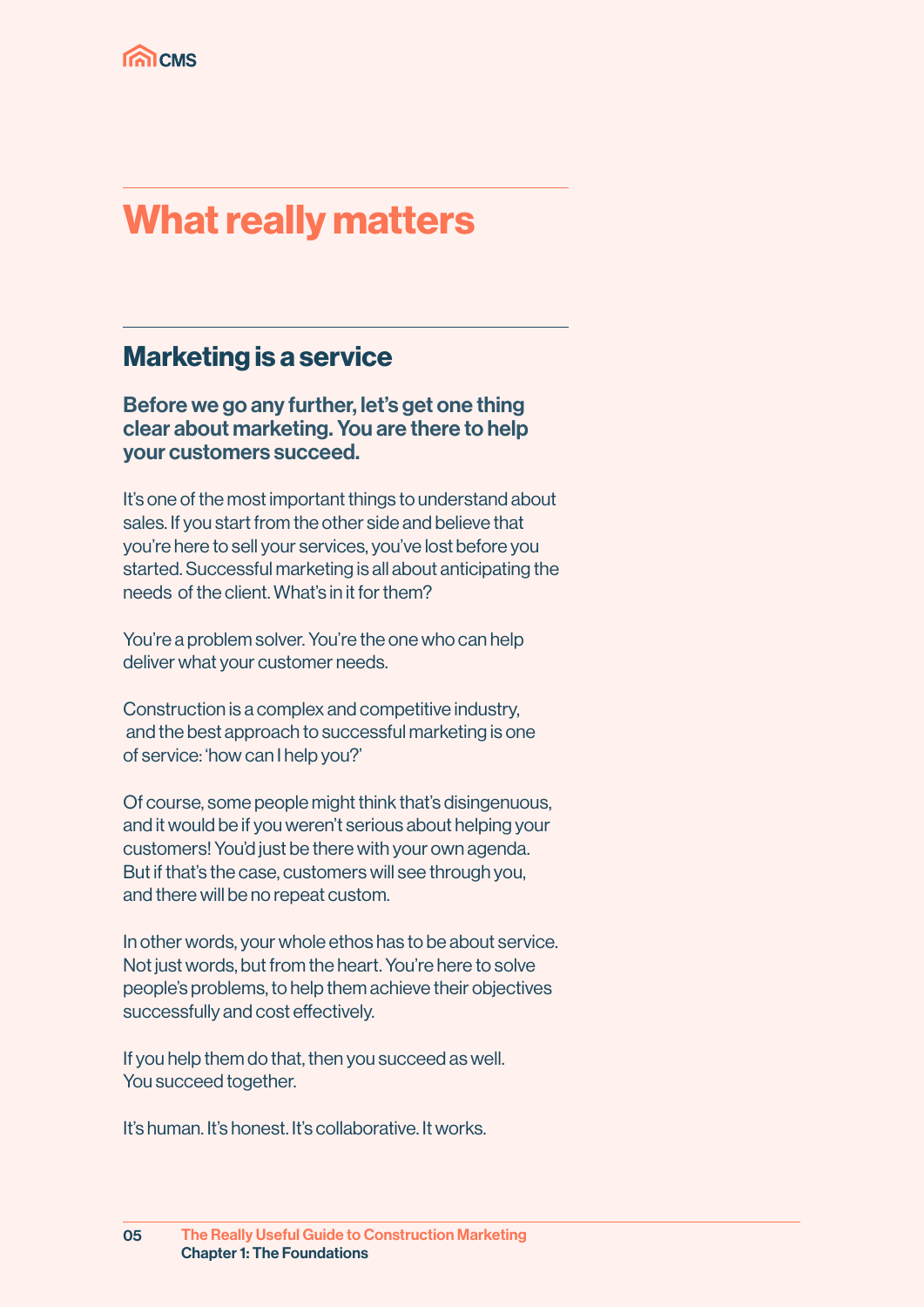# What really matters

## Marketing is a service

**Before we go any further, let's get one thing clear about marketing. You are there to help your customers succeed.**

It's one of the most important things to understand about sales. If you start from the other side and believe that you're here to sell your services, you've lost before you started. Successful marketing is all about anticipating the needs of the client. What's in it for them?

You're a problem solver. You're the one who can help deliver what your customer needs.

Construction is a complex and competitive industry, and the best approach to successful marketing is one of service: 'how can I help you?'

Of course, some people might think that's disingenuous, and it would be if you weren't serious about helping your customers! You'd just be there with your own agenda. But if that's the case, customers will see through you, and there will be no repeat custom.

In other words, your whole ethos has to be about service. Not just words, but from the heart. You're here to solve people's problems, to help them achieve their objectives successfully and cost effectively.

If you help them do that, then you succeed as well. You succeed together.

It's human. It's honest. It's collaborative. It works.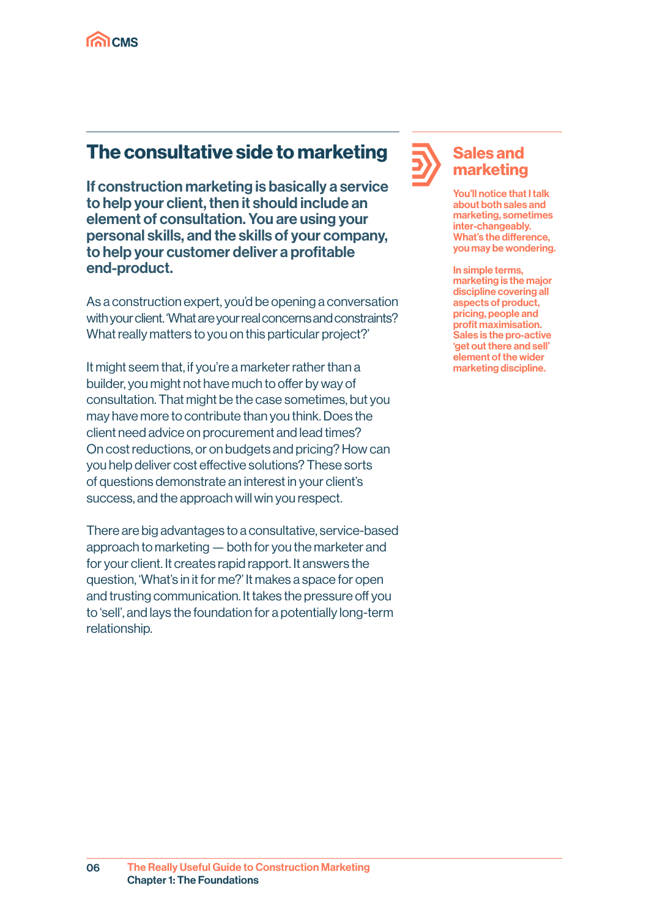## The consultative side to marketing

**If construction marketing is basically a service to help your client, then it should include an element of consultation. You are using your personal skills, and the skills of your company, to help your customer deliver a profitable end-product.**

As a construction expert, you'd be opening a conversation with your client. 'What are your real concerns and constraints? What really matters to you on this particular project?'

It might seem that, if you're a marketer rather than a builder, you might not have much to offer by way of consultation. That might be the case sometimes, but you may have more to contribute than you think. Does the client need advice on procurement and lead times? On cost reductions, or on budgets and pricing? How can you help deliver cost effective solutions? These sorts of questions demonstrate an interest in your client's success, and the approach will win you respect.

There are big advantages to a consultative, service-based approach to marketing — both for you the marketer and for your client. It creates rapid rapport. It answers the question, 'What's in it for me?' It makes a space for open and trusting communication. It takes the pressure off you to 'sell', and lays the foundation for a potentially long-term relationship.

### Sales and marketing

**You'll notice that I talk about both sales and marketing, sometimes inter-changeably. What's the difference, you may be wondering.**

**In simple terms, marketing is the major discipline covering all aspects of product, pricing, people and profit maximisation. Sales is the pro-active 'get out there and sell' element of the wider marketing discipline.**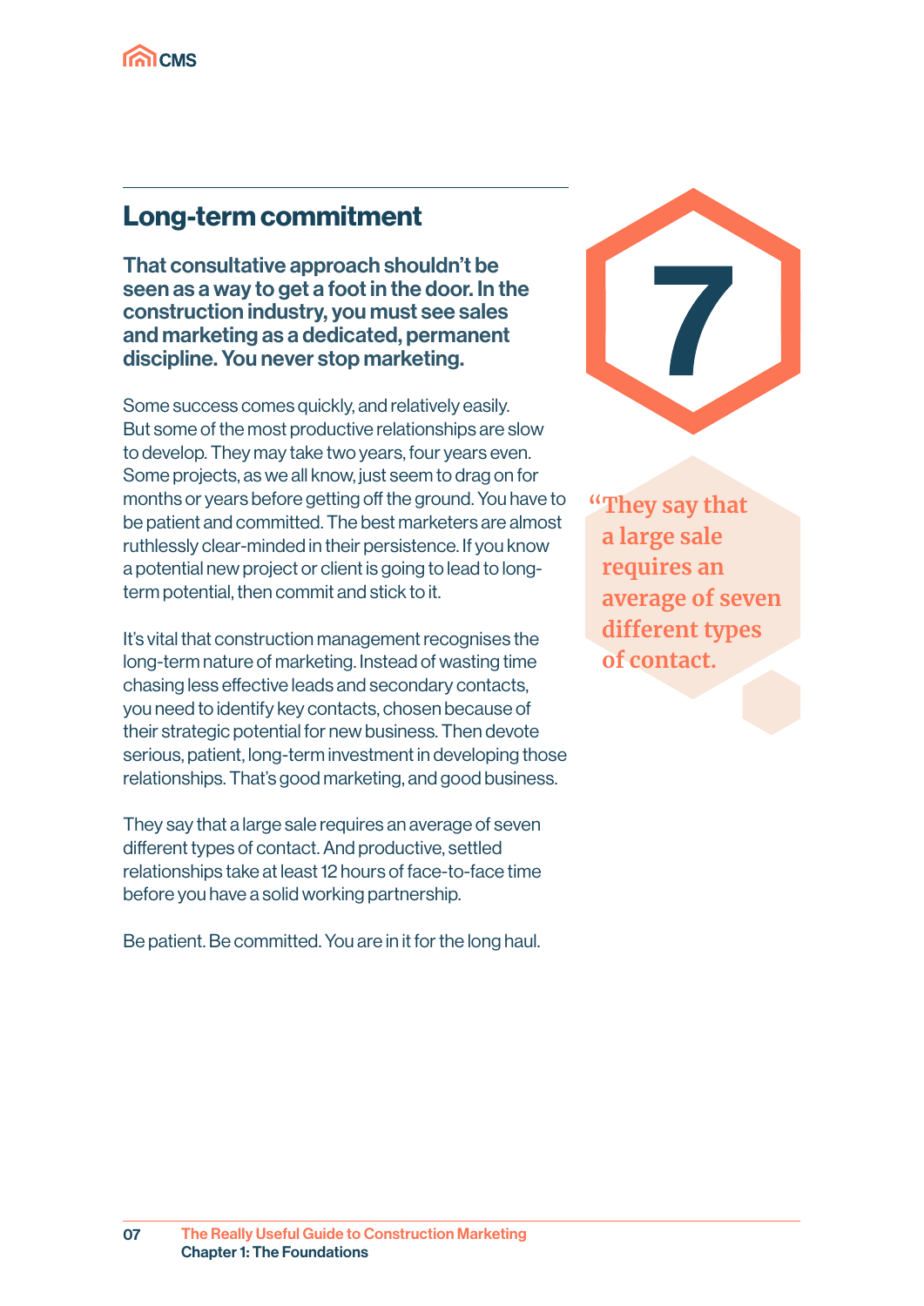## Long-term commitment

**That consultative approach shouldn't be seen as a way to get a foot in the door. In the construction industry, you must see sales and marketing as a dedicated, permanent discipline. You never stop marketing.**

Some success comes quickly, and relatively easily. But some of the most productive relationships are slow to develop. They may take two years, four years even. Some projects, as we all know, just seem to drag on for months or years before getting off the ground. You have to be patient and committed. The best marketers are almost ruthlessly clear-minded in their persistence. If you know a potential new project or client is going to lead to long-term potential, then commit and stick to it.

It's vital that construction management recognises the long-term nature of marketing. Instead of wasting time chasing less effective leads and secondary contacts, you need to identify key contacts, chosen because of their strategic potential for new business. Then devote serious, patient, long-term investment in developing those relationships. That's good marketing, and good business.

They say that a large sale requires an average of seven different types of contact. And productive, settled relationships take at least 12 hours of face-to-face time before you have a solid working partnership.

Be patient. Be committed. You are in it for the long haul.

7

"They say that a large sale requires an average of seven different types of contact.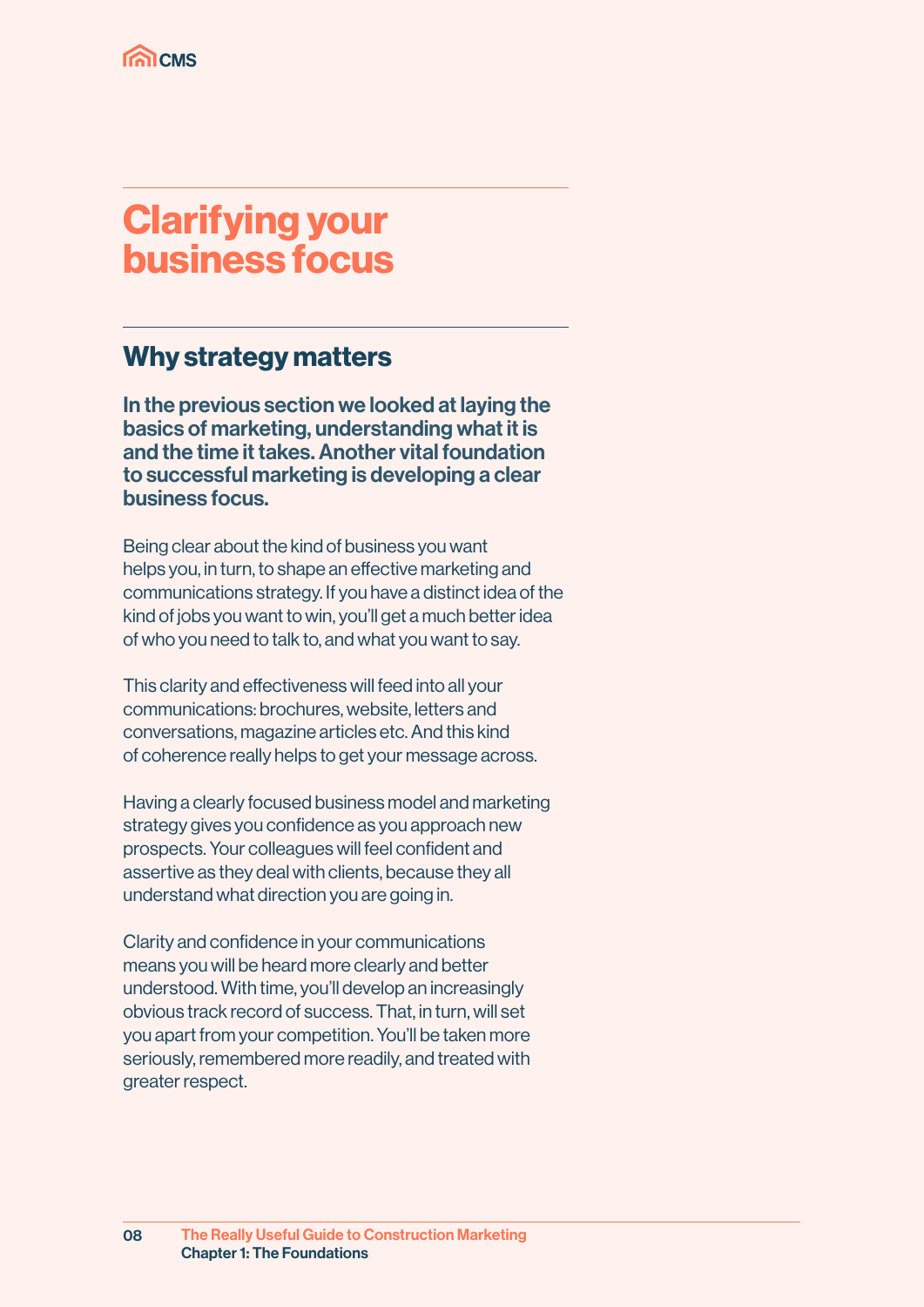# Clarifying your business focus

## Why strategy matters

**In the previous section we looked at laying the basics of marketing, understanding what it is and the time it takes. Another vital foundation to successful marketing is developing a clear business focus.**

Being clear about the kind of business you want helps you, in turn, to shape an effective marketing and communications strategy. If you have a distinct idea of the kind of jobs you want to win, you'll get a much better idea of who you need to talk to, and what you want to say.

This clarity and effectiveness will feed into all your communications: brochures, website, letters and conversations, magazine articles etc. And this kind of coherence really helps to get your message across.

Having a clearly focused business model and marketing strategy gives you confidence as you approach new prospects. Your colleagues will feel confident and assertive as they deal with clients, because they all understand what direction you are going in.

Clarity and confidence in your communications means you will be heard more clearly and better understood. With time, you'll develop an increasingly obvious track record of success. That, in turn, will set you apart from your competition. You'll be taken more seriously, remembered more readily, and treated with greater respect.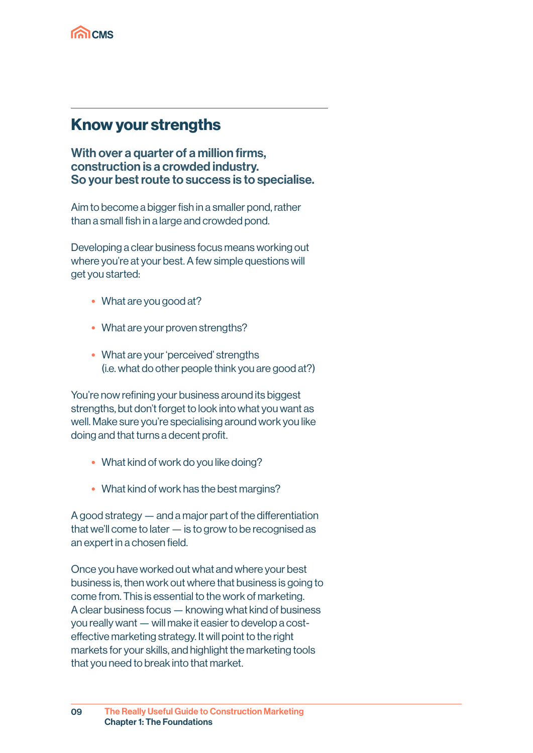## Know your strengths

**With over a quarter of a million firms, construction is a crowded industry. So your best route to success is to specialise.**

Aim to become a bigger fish in a smaller pond, rather than a small fish in a large and crowded pond.

Developing a clear business focus means working out where you're at your best. A few simple questions will get you started:

- What are you good at?
- What are your proven strengths?
- What are your 'perceived' strengths (i.e. what do other people think you are good at?)

You're now refining your business around its biggest strengths, but don't forget to look into what you want as well. Make sure you're specialising around work you like doing and that turns a decent profit.

- What kind of work do you like doing?
- What kind of work has the best margins?

A good strategy — and a major part of the differentiation that we'll come to later — is to grow to be recognised as an expert in a chosen field.

Once you have worked out what and where your best business is, then work out where that business is going to come from. This is essential to the work of marketing. A clear business focus — knowing what kind of business you really want — will make it easier to develop a cost-effective marketing strategy. It will point to the right markets for your skills, and highlight the marketing tools that you need to break into that market.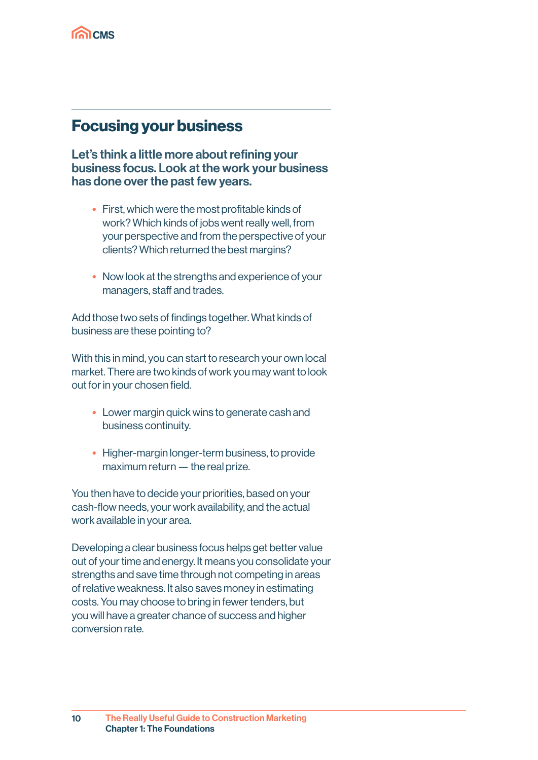## Focusing your business

**Let's think a little more about refining your business focus. Look at the work your business has done over the past few years.**

- First, which were the most profitable kinds of work? Which kinds of jobs went really well, from your perspective and from the perspective of your clients? Which returned the best margins?
- Now look at the strengths and experience of your managers, staff and trades.

Add those two sets of findings together. What kinds of business are these pointing to?

With this in mind, you can start to research your own local market. There are two kinds of work you may want to look out for in your chosen field.

- Lower margin quick wins to generate cash and business continuity.
- Higher-margin longer-term business, to provide maximum return — the real prize.

You then have to decide your priorities, based on your cash-flow needs, your work availability, and the actual work available in your area.

Developing a clear business focus helps get better value out of your time and energy. It means you consolidate your strengths and save time through not competing in areas of relative weakness. It also saves money in estimating costs. You may choose to bring in fewer tenders, but you will have a greater chance of success and higher conversion rate.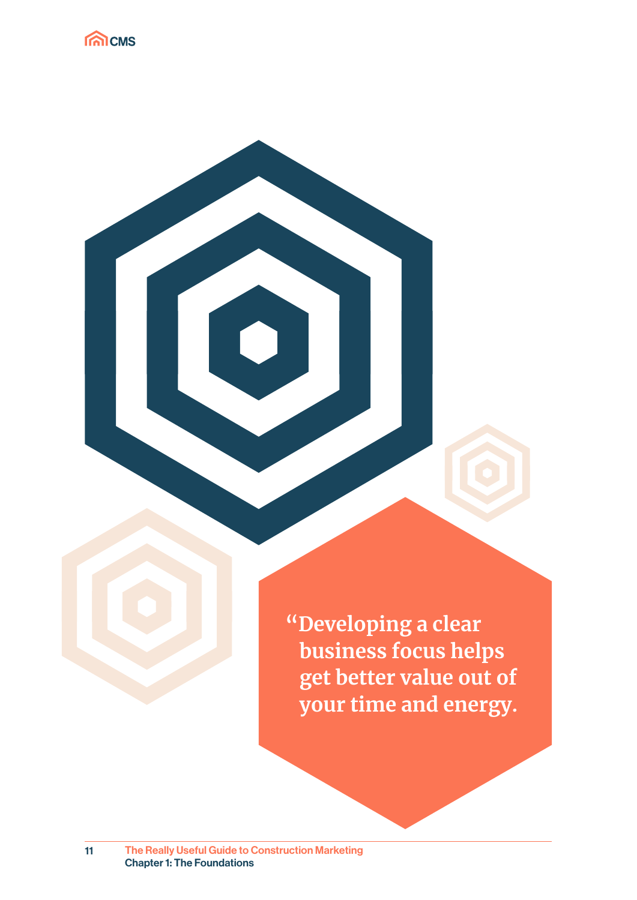"Developing a clear business focus helps get better value out of your time and energy.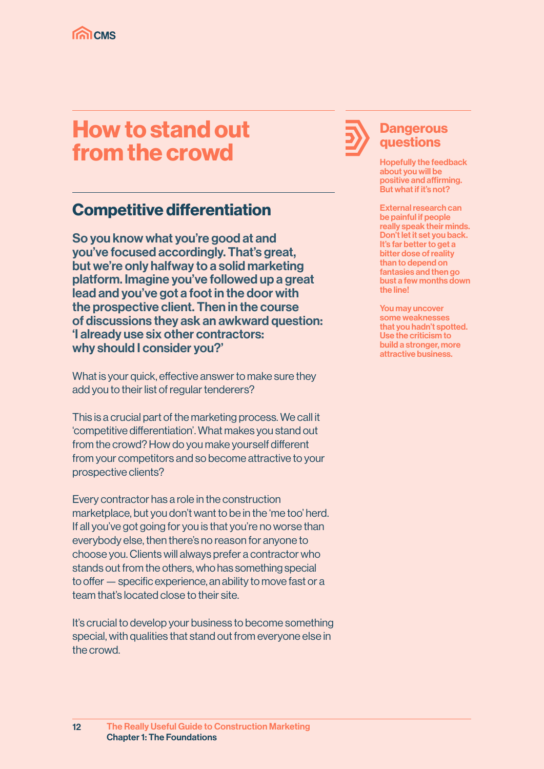# How to stand out from the crowd

## Competitive differentiation

**So you know what you're good at and you've focused accordingly. That's great, but we're only halfway to a solid marketing platform. Imagine you've followed up a great lead and you've got a foot in the door with the prospective client. Then in the course of discussions they ask an awkward question: 'I already use six other contractors: why should I consider you?'**

What is your quick, effective answer to make sure they add you to their list of regular tenderers?

This is a crucial part of the marketing process. We call it 'competitive differentiation'. What makes you stand out from the crowd? How do you make yourself different from your competitors and so become attractive to your prospective clients?

Every contractor has a role in the construction marketplace, but you don't want to be in the 'me too' herd. If all you've got going for you is that you're no worse than everybody else, then there's no reason for anyone to choose you. Clients will always prefer a contractor who stands out from the others, who has something special to offer — specific experience, an ability to move fast or a team that's located close to their site.

It's crucial to develop your business to become something special, with qualities that stand out from everyone else in the crowd.

### Dangerous questions

**Hopefully the feedback about you will be positive and affirming. But what if it's not?**

**External research can be painful if people really speak their minds. Don't let it set you back. It's far better to get a bitter dose of reality than to depend on fantasies and then go bust a few months down the line!**

**You may uncover some weaknesses that you hadn't spotted. Use the criticism to build a stronger, more attractive business.**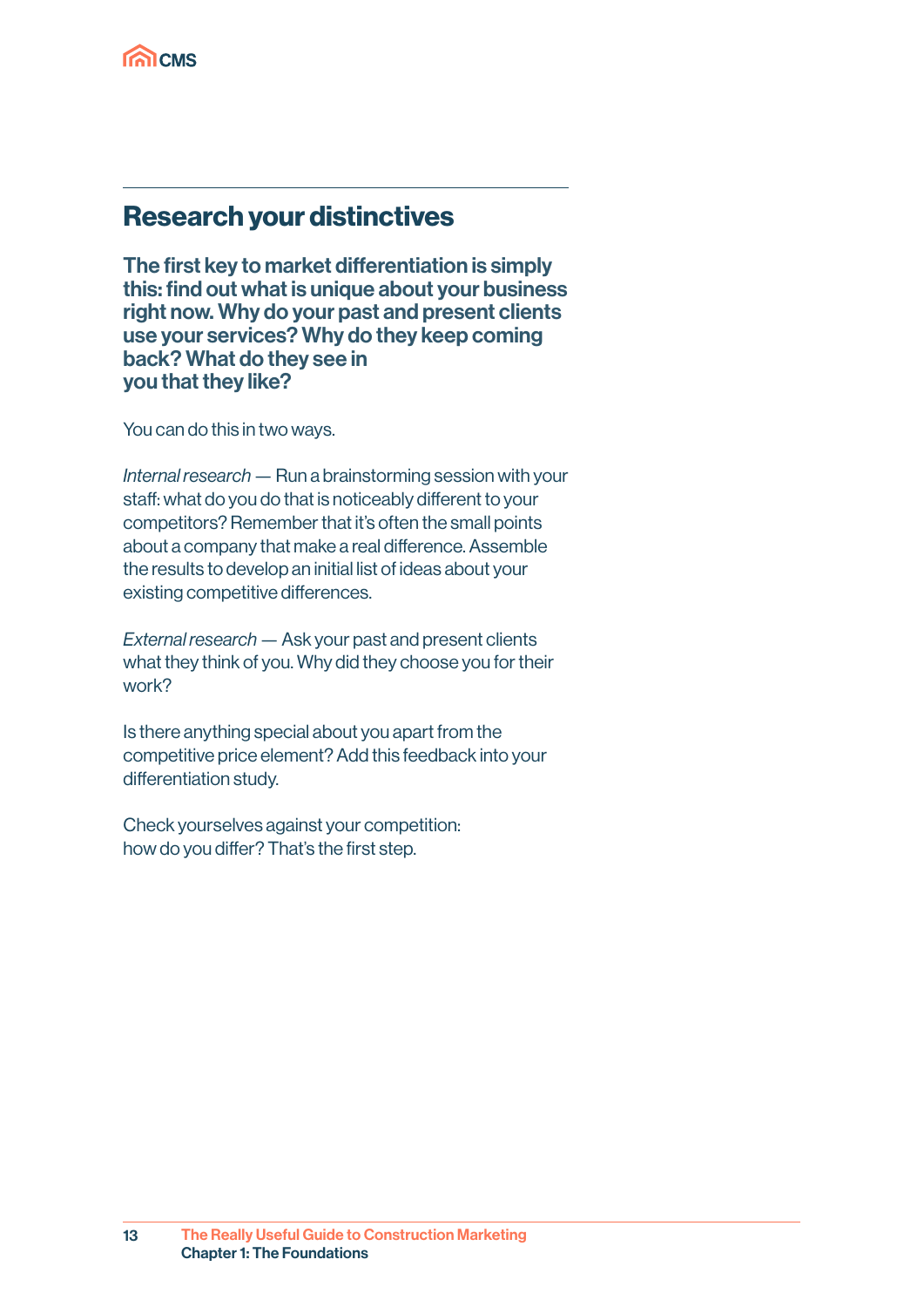## Research your distinctives

**The first key to market differentiation is simply this: find out what is unique about your business right now. Why do your past and present clients use your services? Why do they keep coming back? What do they see in you that they like?**

You can do this in two ways.

*Internal research* — Run a brainstorming session with your staff: what do you do that is noticeably different to your competitors? Remember that it's often the small points about a company that make a real difference. Assemble the results to develop an initial list of ideas about your existing competitive differences.

*External research* — Ask your past and present clients what they think of you. Why did they choose you for their work?

Is there anything special about you apart from the competitive price element? Add this feedback into your differentiation study.

Check yourselves against your competition: how do you differ? That's the first step.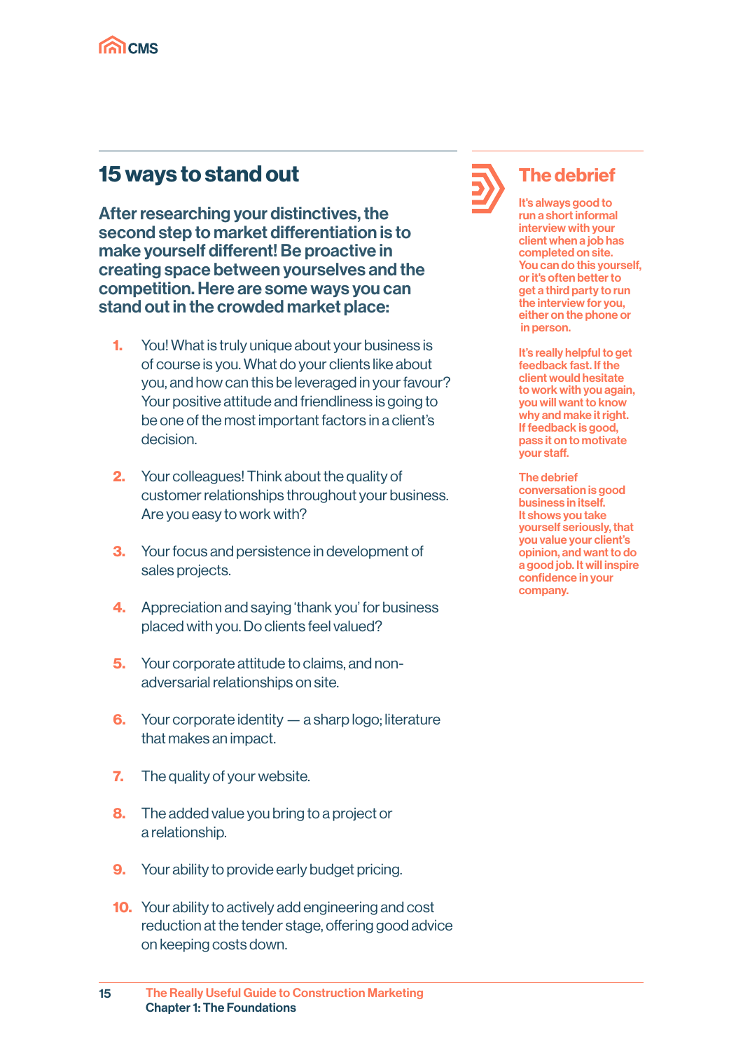## 15 ways to stand out

**After researching your distinctives, the second step to market differentiation is to make yourself different! Be proactive in creating space between yourselves and the competition. Here are some ways you can stand out in the crowded market place:**

1. You! What is truly unique about your business is of course is you. What do your clients like about you, and how can this be leveraged in your favour? Your positive attitude and friendliness is going to be one of the most important factors in a client's decision.
2. Your colleagues! Think about the quality of customer relationships throughout your business. Are you easy to work with?
3. Your focus and persistence in development of sales projects.
4. Appreciation and saying 'thank you' for business placed with you. Do clients feel valued?
5. Your corporate attitude to claims, and non-adversarial relationships on site.
6. Your corporate identity — a sharp logo; literature that makes an impact.
7. The quality of your website.
8. The added value you bring to a project or a relationship.
9. Your ability to provide early budget pricing.
10. Your ability to actively add engineering and cost reduction at the tender stage, offering good advice on keeping costs down.

### The debrief

It's always good to run a short informal interview with your client when a job has completed on site. You can do this yourself, or it's often better to get a third party to run the interview for you, either on the phone or in person.

It's really helpful to get feedback fast. If the client would hesitate to work with you again, you will want to know why and make it right. If feedback is good, pass it on to motivate your staff.

The debrief conversation is good business in itself. It shows you take yourself seriously, that you value your client's opinion, and want to do a good job. It will inspire confidence in your company.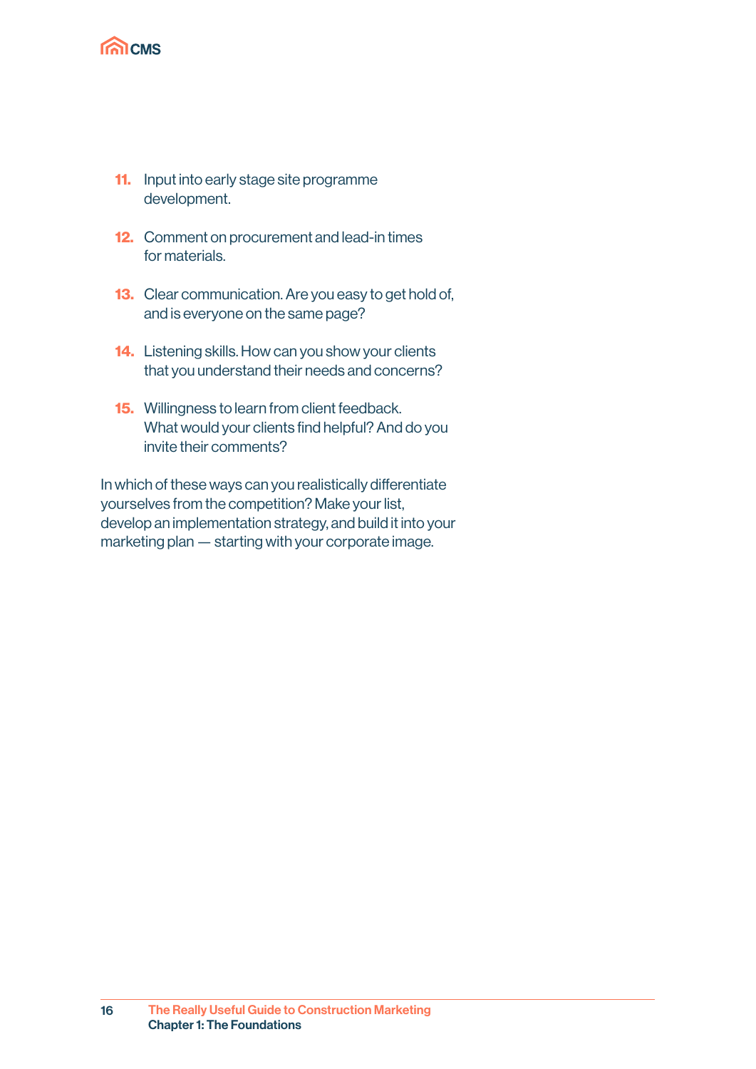11. Input into early stage site programme development.

12. Comment on procurement and lead-in times for materials.

13. Clear communication. Are you easy to get hold of, and is everyone on the same page?

14. Listening skills. How can you show your clients that you understand their needs and concerns?

15. Willingness to learn from client feedback. What would your clients find helpful? And do you invite their comments?

In which of these ways can you realistically differentiate yourselves from the competition? Make your list, develop an implementation strategy, and build it into your marketing plan — starting with your corporate image.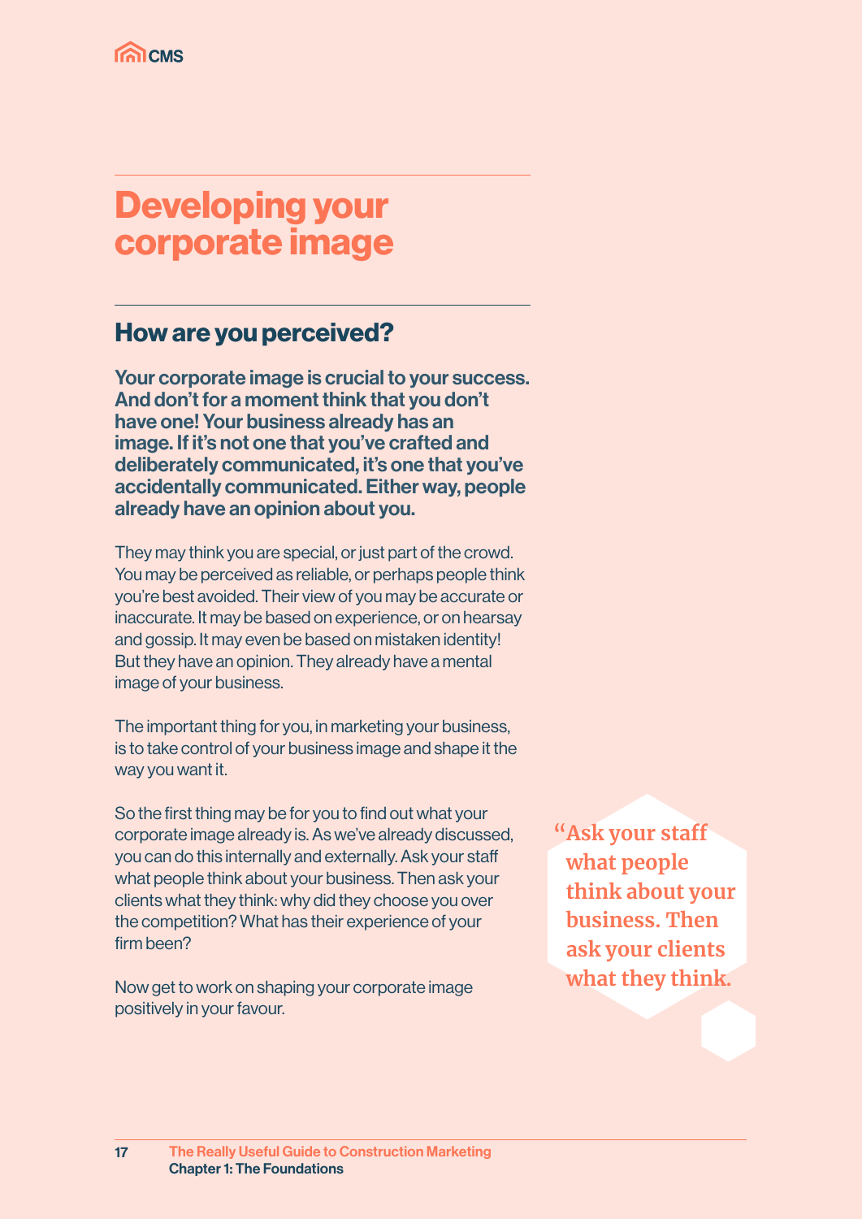# Developing your corporate image

## How are you perceived?

**Your corporate image is crucial to your success. And don't for a moment think that you don't have one! Your business already has an image. If it's not one that you've crafted and deliberately communicated, it's one that you've accidentally communicated. Either way, people already have an opinion about you.**

They may think you are special, or just part of the crowd. You may be perceived as reliable, or perhaps people think you're best avoided. Their view of you may be accurate or inaccurate. It may be based on experience, or on hearsay and gossip. It may even be based on mistaken identity! But they have an opinion. They already have a mental image of your business.

The important thing for you, in marketing your business, is to take control of your business image and shape it the way you want it.

So the first thing may be for you to find out what your corporate image already is. As we've already discussed, you can do this internally and externally. Ask your staff what people think about your business. Then ask your clients what they think: why did they choose you over the competition? What has their experience of your firm been?

Now get to work on shaping your corporate image positively in your favour.

> **"Ask your staff what people think about your business. Then ask your clients what they think.**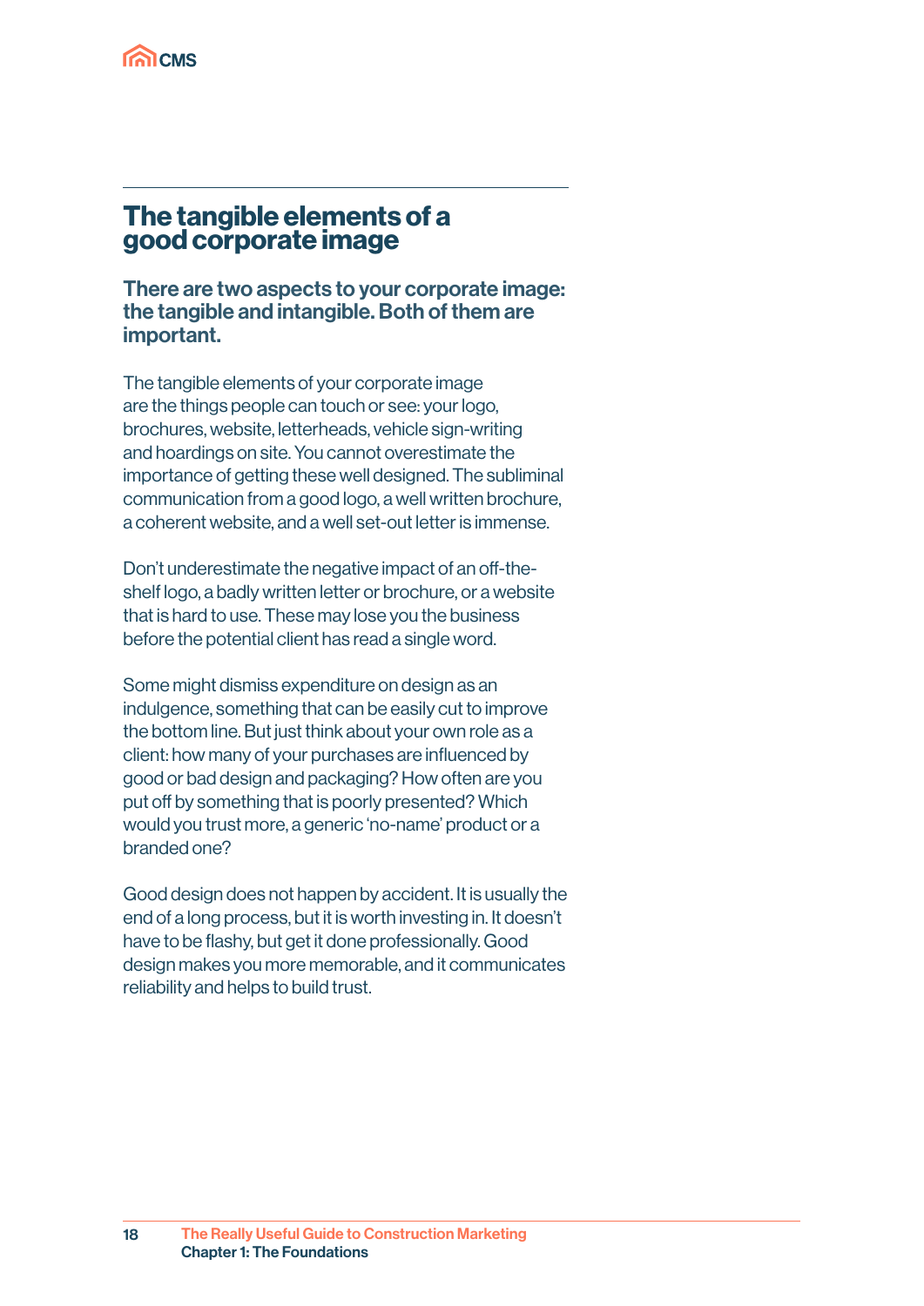## The tangible elements of a good corporate image

### There are two aspects to your corporate image: the tangible and intangible. Both of them are important.

The tangible elements of your corporate image are the things people can touch or see: your logo, brochures, website, letterheads, vehicle sign-writing and hoardings on site. You cannot overestimate the importance of getting these well designed. The subliminal communication from a good logo, a well written brochure, a coherent website, and a well set-out letter is immense.

Don't underestimate the negative impact of an off-the-shelf logo, a badly written letter or brochure, or a website that is hard to use. These may lose you the business before the potential client has read a single word.

Some might dismiss expenditure on design as an indulgence, something that can be easily cut to improve the bottom line. But just think about your own role as a client: how many of your purchases are influenced by good or bad design and packaging? How often are you put off by something that is poorly presented? Which would you trust more, a generic 'no-name' product or a branded one?

Good design does not happen by accident. It is usually the end of a long process, but it is worth investing in. It doesn't have to be flashy, but get it done professionally. Good design makes you more memorable, and it communicates reliability and helps to build trust.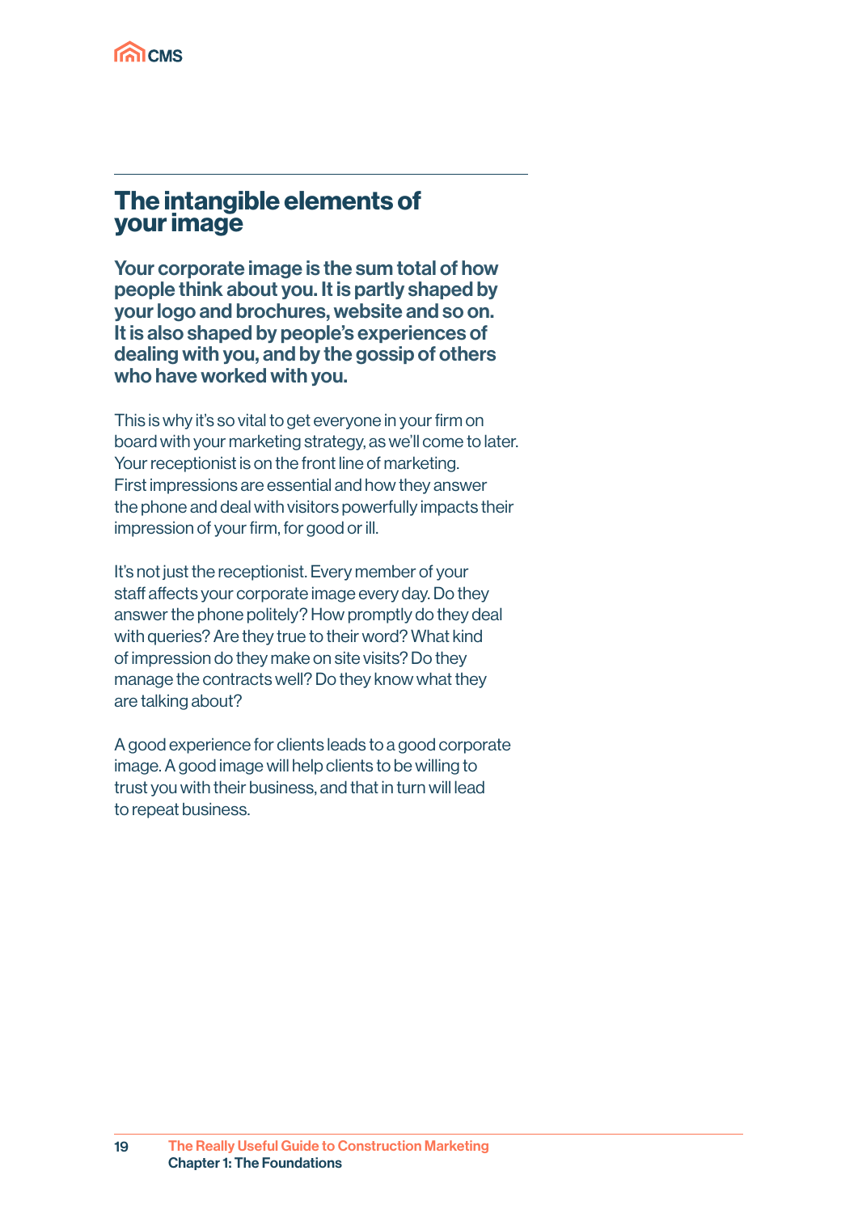## The intangible elements of your image

**Your corporate image is the sum total of how people think about you. It is partly shaped by your logo and brochures, website and so on. It is also shaped by people's experiences of dealing with you, and by the gossip of others who have worked with you.**

This is why it's so vital to get everyone in your firm on board with your marketing strategy, as we'll come to later. Your receptionist is on the front line of marketing. First impressions are essential and how they answer the phone and deal with visitors powerfully impacts their impression of your firm, for good or ill.

It's not just the receptionist. Every member of your staff affects your corporate image every day. Do they answer the phone politely? How promptly do they deal with queries? Are they true to their word? What kind of impression do they make on site visits? Do they manage the contracts well? Do they know what they are talking about?

A good experience for clients leads to a good corporate image. A good image will help clients to be willing to trust you with their business, and that in turn will lead to repeat business.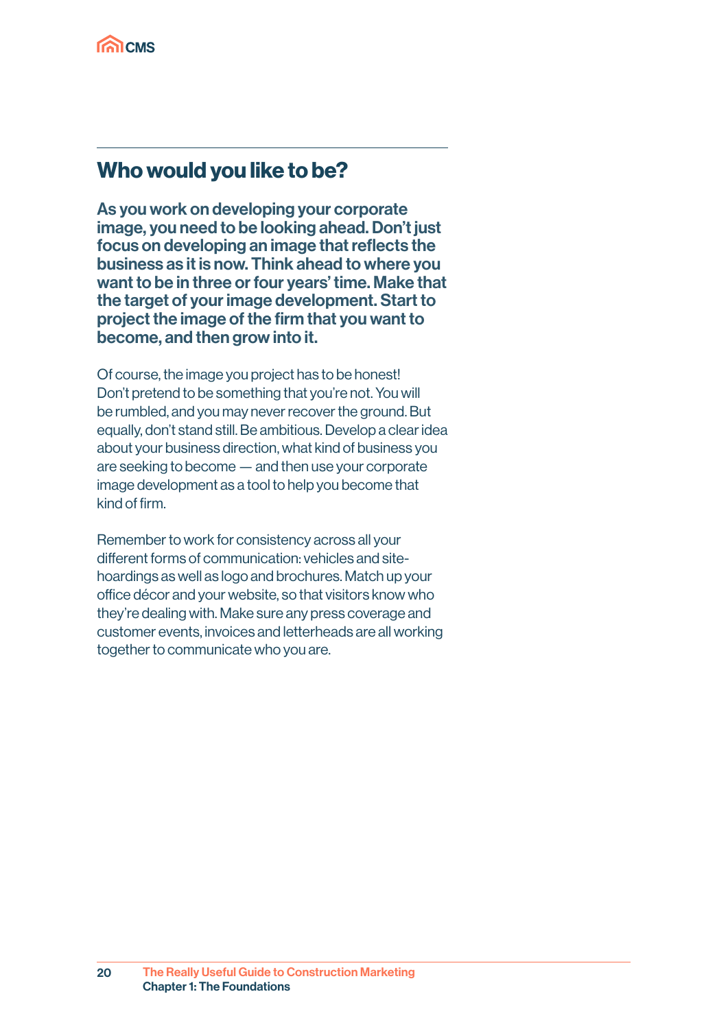## Who would you like to be?

**As you work on developing your corporate image, you need to be looking ahead. Don't just focus on developing an image that reflects the business as it is now. Think ahead to where you want to be in three or four years' time. Make that the target of your image development. Start to project the image of the firm that you want to become, and then grow into it.**

Of course, the image you project has to be honest! Don't pretend to be something that you're not. You will be rumbled, and you may never recover the ground. But equally, don't stand still. Be ambitious. Develop a clear idea about your business direction, what kind of business you are seeking to become — and then use your corporate image development as a tool to help you become that kind of firm.

Remember to work for consistency across all your different forms of communication: vehicles and site-hoardings as well as logo and brochures. Match up your office décor and your website, so that visitors know who they're dealing with. Make sure any press coverage and customer events, invoices and letterheads are all working together to communicate who you are.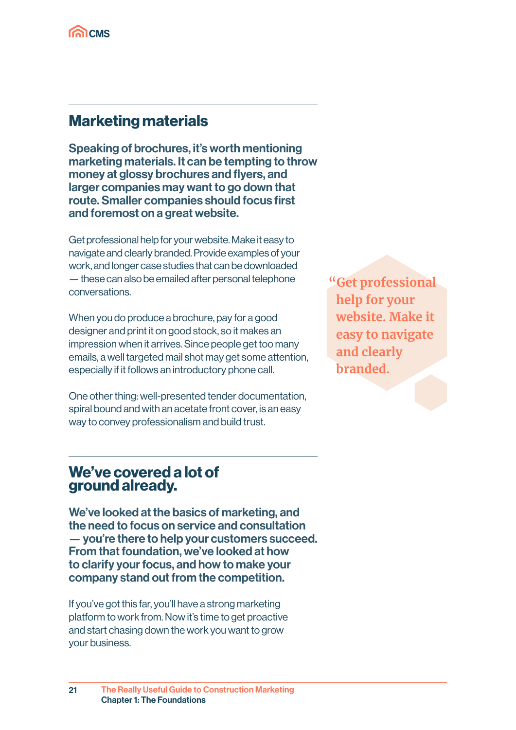## Marketing materials

**Speaking of brochures, it's worth mentioning marketing materials. It can be tempting to throw money at glossy brochures and flyers, and larger companies may want to go down that route. Smaller companies should focus first and foremost on a great website.**

Get professional help for your website. Make it easy to navigate and clearly branded. Provide examples of your work, and longer case studies that can be downloaded — these can also be emailed after personal telephone conversations.

> "Get professional help for your website. Make it easy to navigate and clearly branded.

When you do produce a brochure, pay for a good designer and print it on good stock, so it makes an impression when it arrives. Since people get too many emails, a well targeted mail shot may get some attention, especially if it follows an introductory phone call.

One other thing: well-presented tender documentation, spiral bound and with an acetate front cover, is an easy way to convey professionalism and build trust.

## We've covered a lot of ground already.

**We've looked at the basics of marketing, and the need to focus on service and consultation — you're there to help your customers succeed. From that foundation, we've looked at how to clarify your focus, and how to make your company stand out from the competition.**

If you've got this far, you'll have a strong marketing platform to work from. Now it's time to get proactive and start chasing down the work you want to grow your business.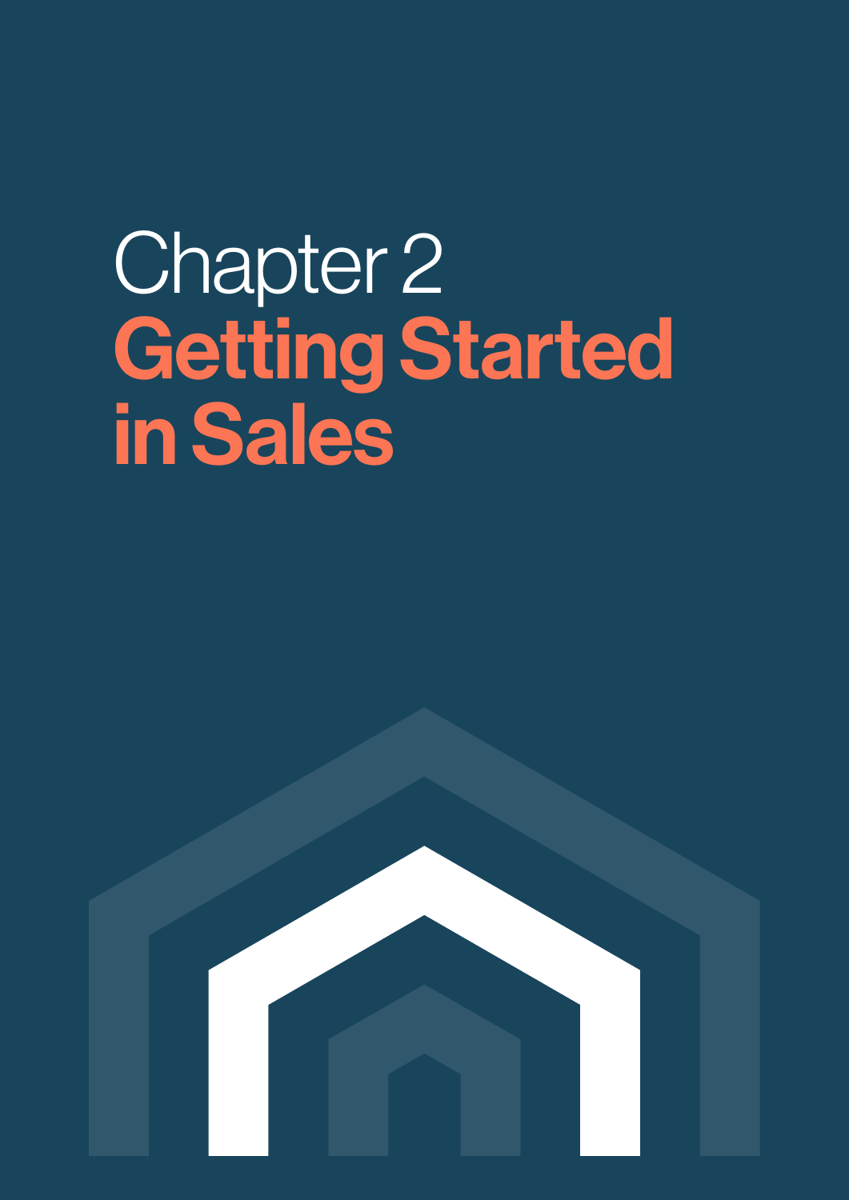# Chapter 2
# Getting Started in Sales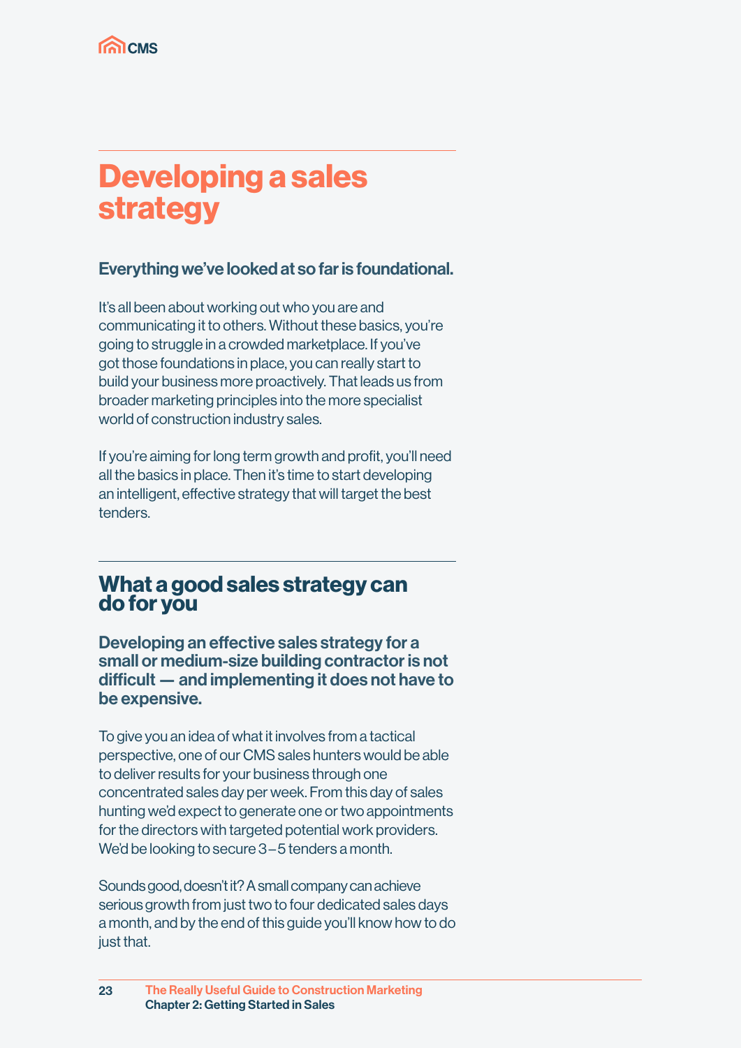# Developing a sales strategy

**Everything we've looked at so far is foundational.**

It's all been about working out who you are and communicating it to others. Without these basics, you're going to struggle in a crowded marketplace. If you've got those foundations in place, you can really start to build your business more proactively. That leads us from broader marketing principles into the more specialist world of construction industry sales.

If you're aiming for long term growth and profit, you'll need all the basics in place. Then it's time to start developing an intelligent, effective strategy that will target the best tenders.

## What a good sales strategy can do for you

**Developing an effective sales strategy for a small or medium-size building contractor is not difficult — and implementing it does not have to be expensive.**

To give you an idea of what it involves from a tactical perspective, one of our CMS sales hunters would be able to deliver results for your business through one concentrated sales day per week. From this day of sales hunting we'd expect to generate one or two appointments for the directors with targeted potential work providers. We'd be looking to secure 3–5 tenders a month.

Sounds good, doesn't it? A small company can achieve serious growth from just two to four dedicated sales days a month, and by the end of this guide you'll know how to do just that.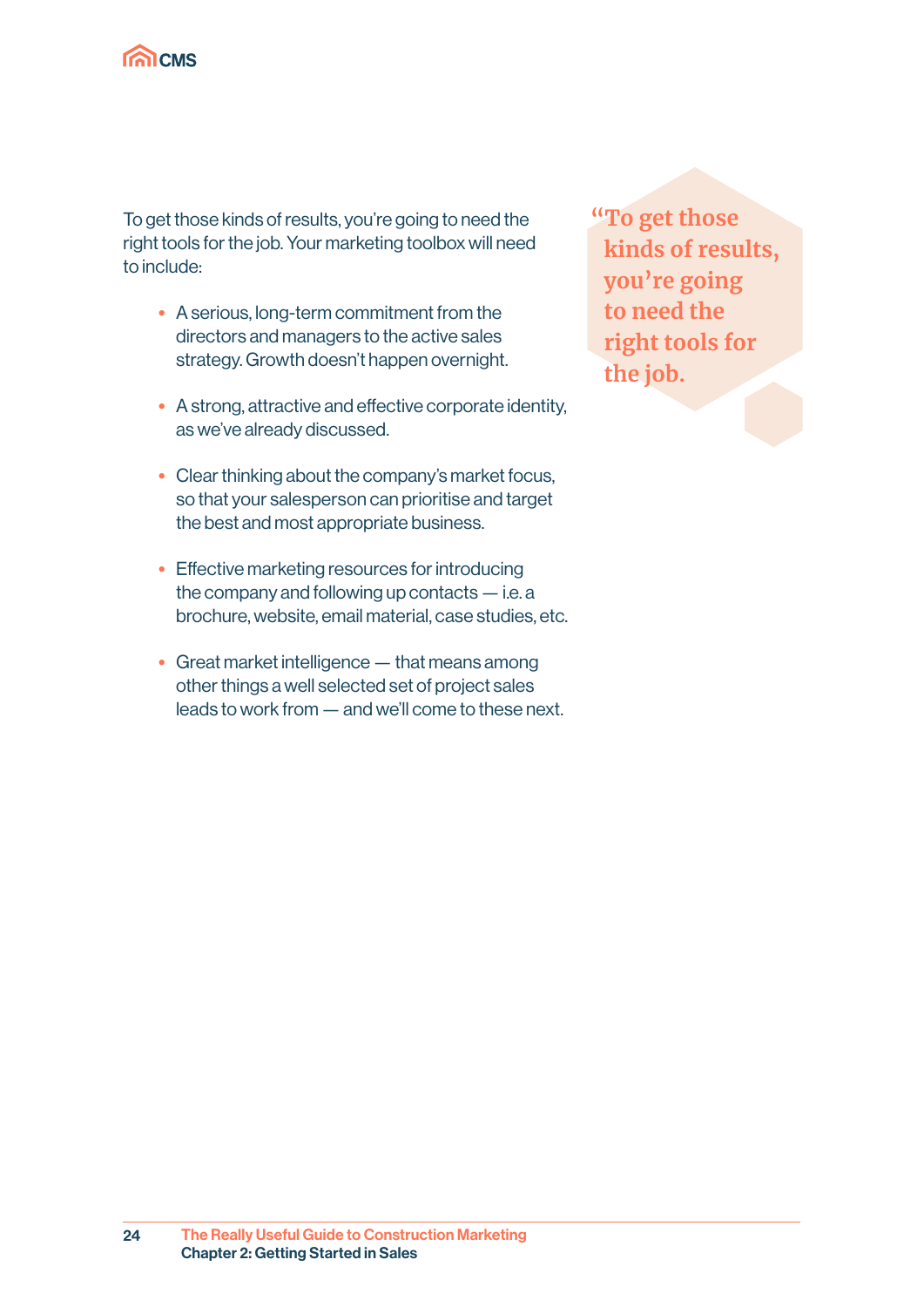To get those kinds of results, you're going to need the right tools for the job. Your marketing toolbox will need to include:

- A serious, long-term commitment from the directors and managers to the active sales strategy. Growth doesn't happen overnight.
- A strong, attractive and effective corporate identity, as we've already discussed.
- Clear thinking about the company's market focus, so that your salesperson can prioritise and target the best and most appropriate business.
- Effective marketing resources for introducing the company and following up contacts — i.e. a brochure, website, email material, case studies, etc.
- Great market intelligence — that means among other things a well selected set of project sales leads to work from — and we'll come to these next.

> **"To get those kinds of results, you're going to need the right tools for the job.**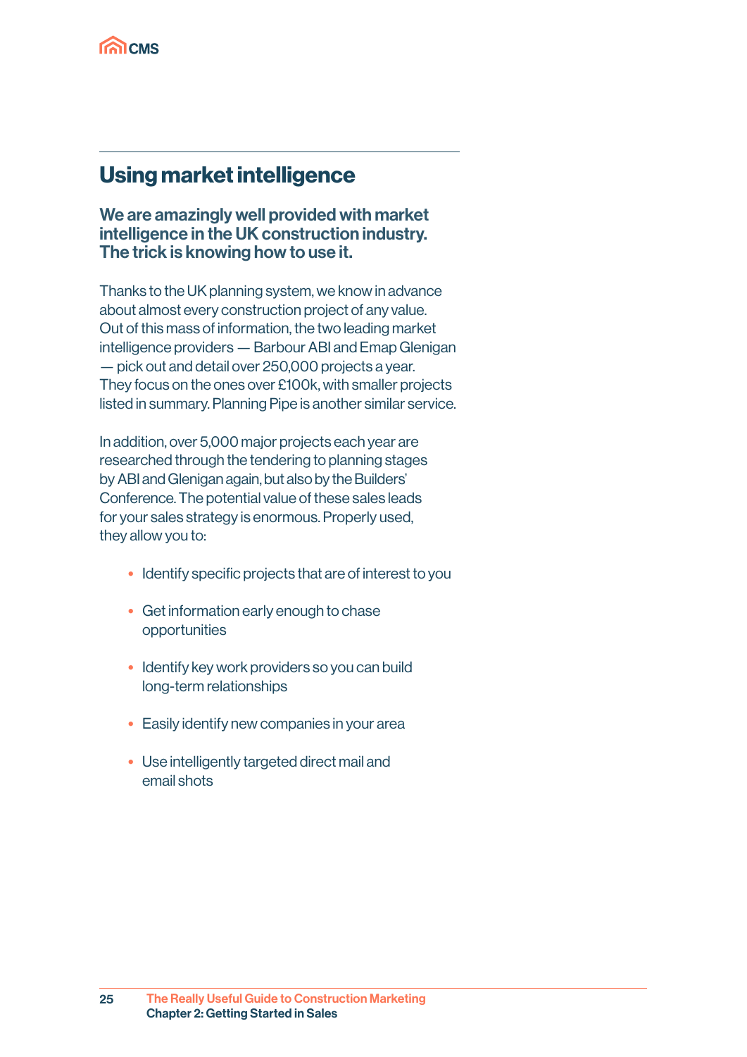## Using market intelligence

**We are amazingly well provided with market intelligence in the UK construction industry. The trick is knowing how to use it.**

Thanks to the UK planning system, we know in advance about almost every construction project of any value. Out of this mass of information, the two leading market intelligence providers — Barbour ABI and Emap Glenigan — pick out and detail over 250,000 projects a year. They focus on the ones over £100k, with smaller projects listed in summary. Planning Pipe is another similar service.

In addition, over 5,000 major projects each year are researched through the tendering to planning stages by ABI and Glenigan again, but also by the Builders' Conference. The potential value of these sales leads for your sales strategy is enormous. Properly used, they allow you to:

- Identify specific projects that are of interest to you
- Get information early enough to chase opportunities
- Identify key work providers so you can build long-term relationships
- Easily identify new companies in your area
- Use intelligently targeted direct mail and email shots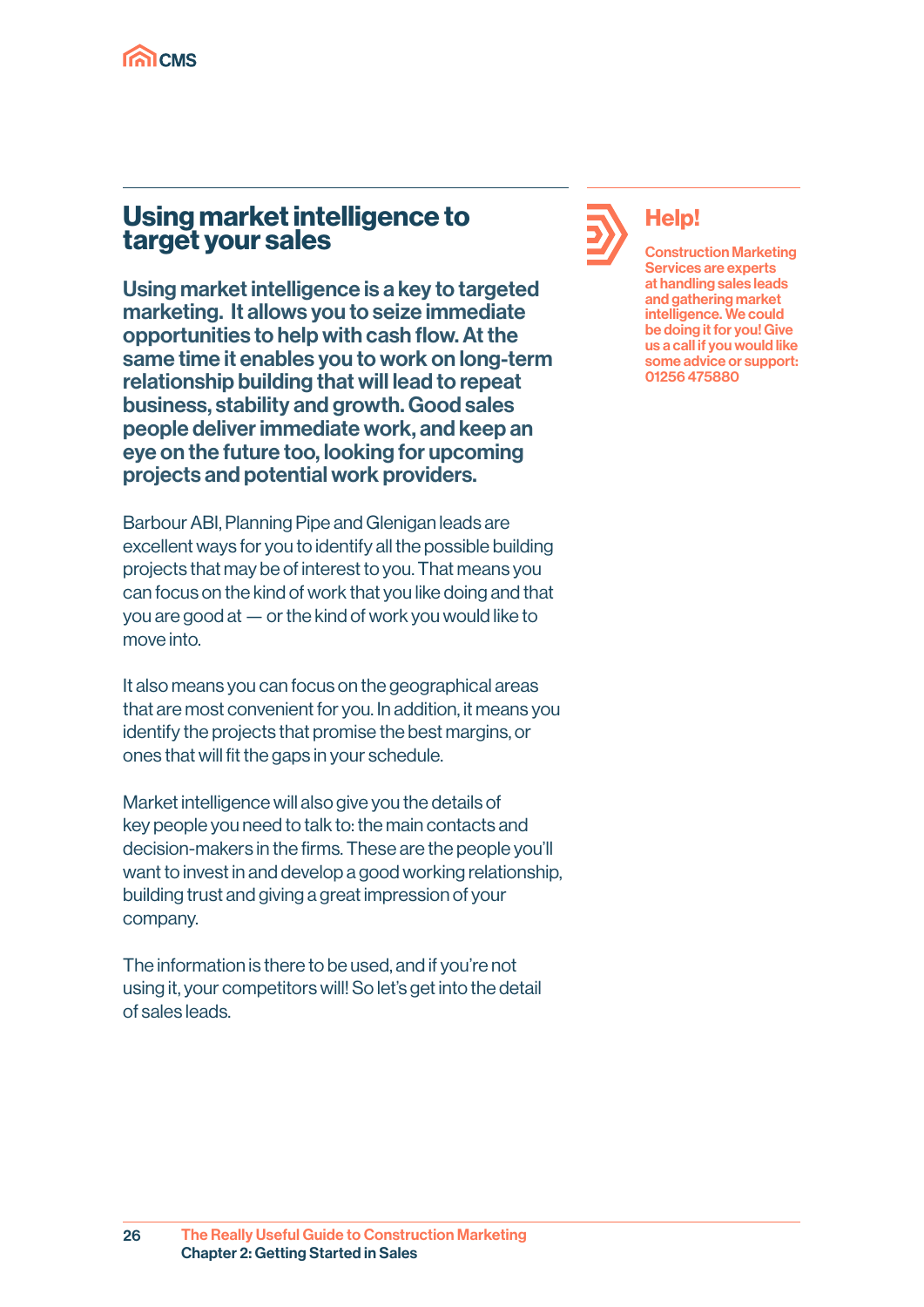## Using market intelligence to target your sales

**Using market intelligence is a key to targeted marketing. It allows you to seize immediate opportunities to help with cash flow. At the same time it enables you to work on long-term relationship building that will lead to repeat business, stability and growth. Good sales people deliver immediate work, and keep an eye on the future too, looking for upcoming projects and potential work providers.**

Barbour ABI, Planning Pipe and Glenigan leads are excellent ways for you to identify all the possible building projects that may be of interest to you. That means you can focus on the kind of work that you like doing and that you are good at — or the kind of work you would like to move into.

It also means you can focus on the geographical areas that are most convenient for you. In addition, it means you identify the projects that promise the best margins, or ones that will fit the gaps in your schedule.

Market intelligence will also give you the details of key people you need to talk to: the main contacts and decision-makers in the firms. These are the people you'll want to invest in and develop a good working relationship, building trust and giving a great impression of your company.

The information is there to be used, and if you're not using it, your competitors will! So let's get into the detail of sales leads.

### Help!

**Construction Marketing Services are experts at handling sales leads and gathering market intelligence. We could be doing it for you! Give us a call if you would like some advice or support: 01256 475880**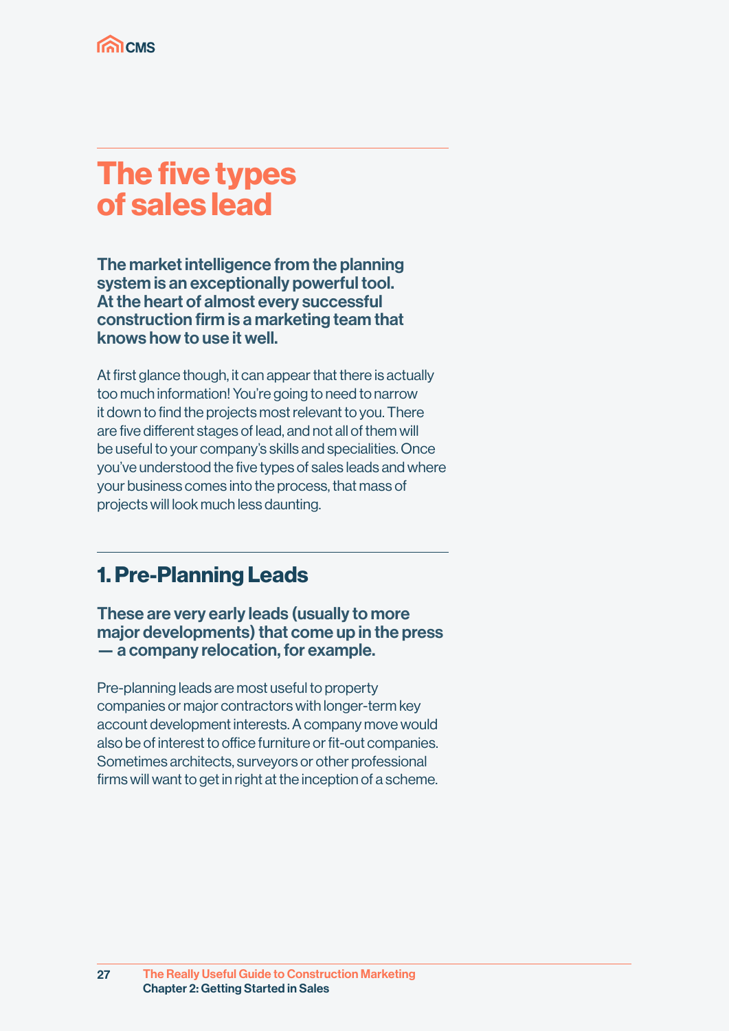# The five types of sales lead

**The market intelligence from the planning system is an exceptionally powerful tool. At the heart of almost every successful construction firm is a marketing team that knows how to use it well.**

At first glance though, it can appear that there is actually too much information! You're going to need to narrow it down to find the projects most relevant to you. There are five different stages of lead, and not all of them will be useful to your company's skills and specialities. Once you've understood the five types of sales leads and where your business comes into the process, that mass of projects will look much less daunting.

## 1. Pre-Planning Leads

**These are very early leads (usually to more major developments) that come up in the press — a company relocation, for example.**

Pre-planning leads are most useful to property companies or major contractors with longer-term key account development interests. A company move would also be of interest to office furniture or fit-out companies. Sometimes architects, surveyors or other professional firms will want to get in right at the inception of a scheme.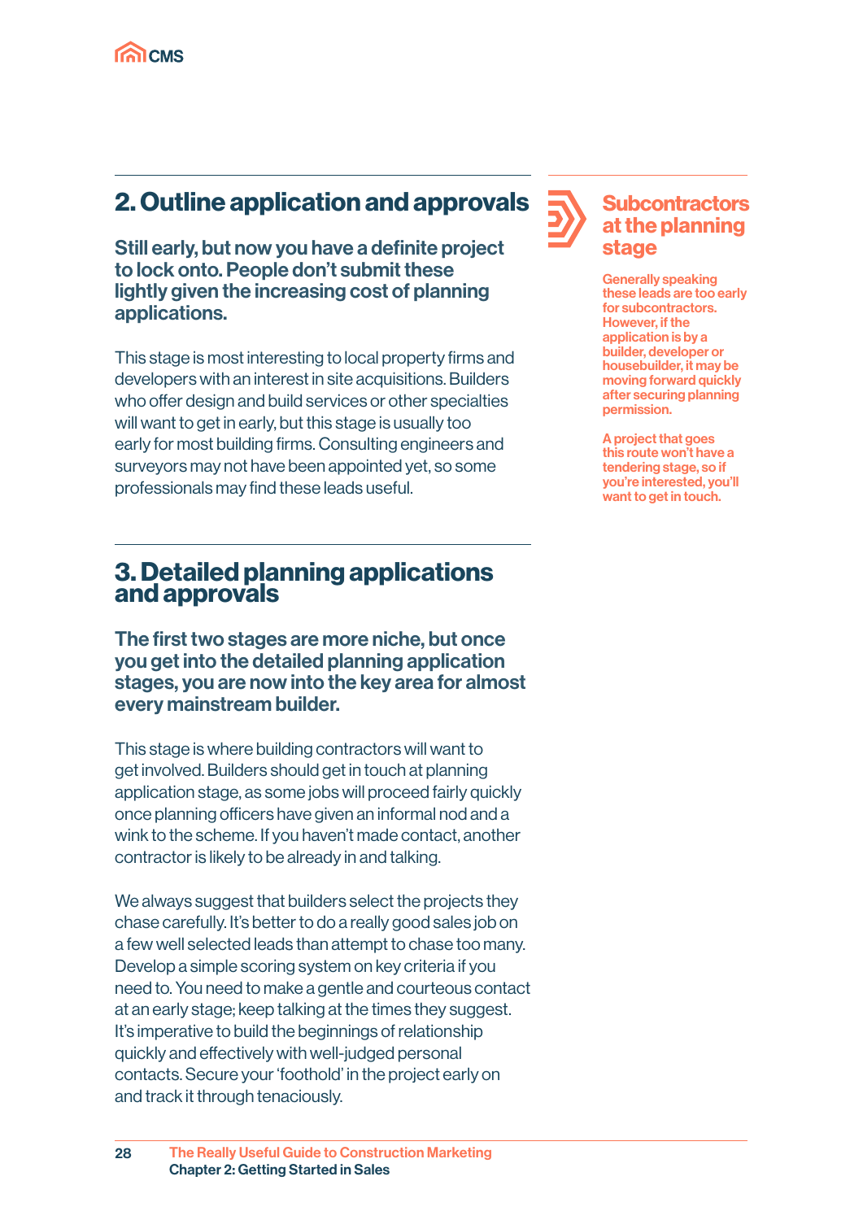## 2. Outline application and approvals

**Still early, but now you have a definite project to lock onto. People don't submit these lightly given the increasing cost of planning applications.**

This stage is most interesting to local property firms and developers with an interest in site acquisitions. Builders who offer design and build services or other specialties will want to get in early, but this stage is usually too early for most building firms. Consulting engineers and surveyors may not have been appointed yet, so some professionals may find these leads useful.

## 3. Detailed planning applications and approvals

**The first two stages are more niche, but once you get into the detailed planning application stages, you are now into the key area for almost every mainstream builder.**

This stage is where building contractors will want to get involved. Builders should get in touch at planning application stage, as some jobs will proceed fairly quickly once planning officers have given an informal nod and a wink to the scheme. If you haven't made contact, another contractor is likely to be already in and talking.

We always suggest that builders select the projects they chase carefully. It's better to do a really good sales job on a few well selected leads than attempt to chase too many. Develop a simple scoring system on key criteria if you need to. You need to make a gentle and courteous contact at an early stage; keep talking at the times they suggest. It's imperative to build the beginnings of relationship quickly and effectively with well-judged personal contacts. Secure your 'foothold' in the project early on and track it through tenaciously.

### Subcontractors at the planning stage

**Generally speaking these leads are too early for subcontractors. However, if the application is by a builder, developer or housebuilder, it may be moving forward quickly after securing planning permission.**

**A project that goes this route won't have a tendering stage, so if you're interested, you'll want to get in touch.**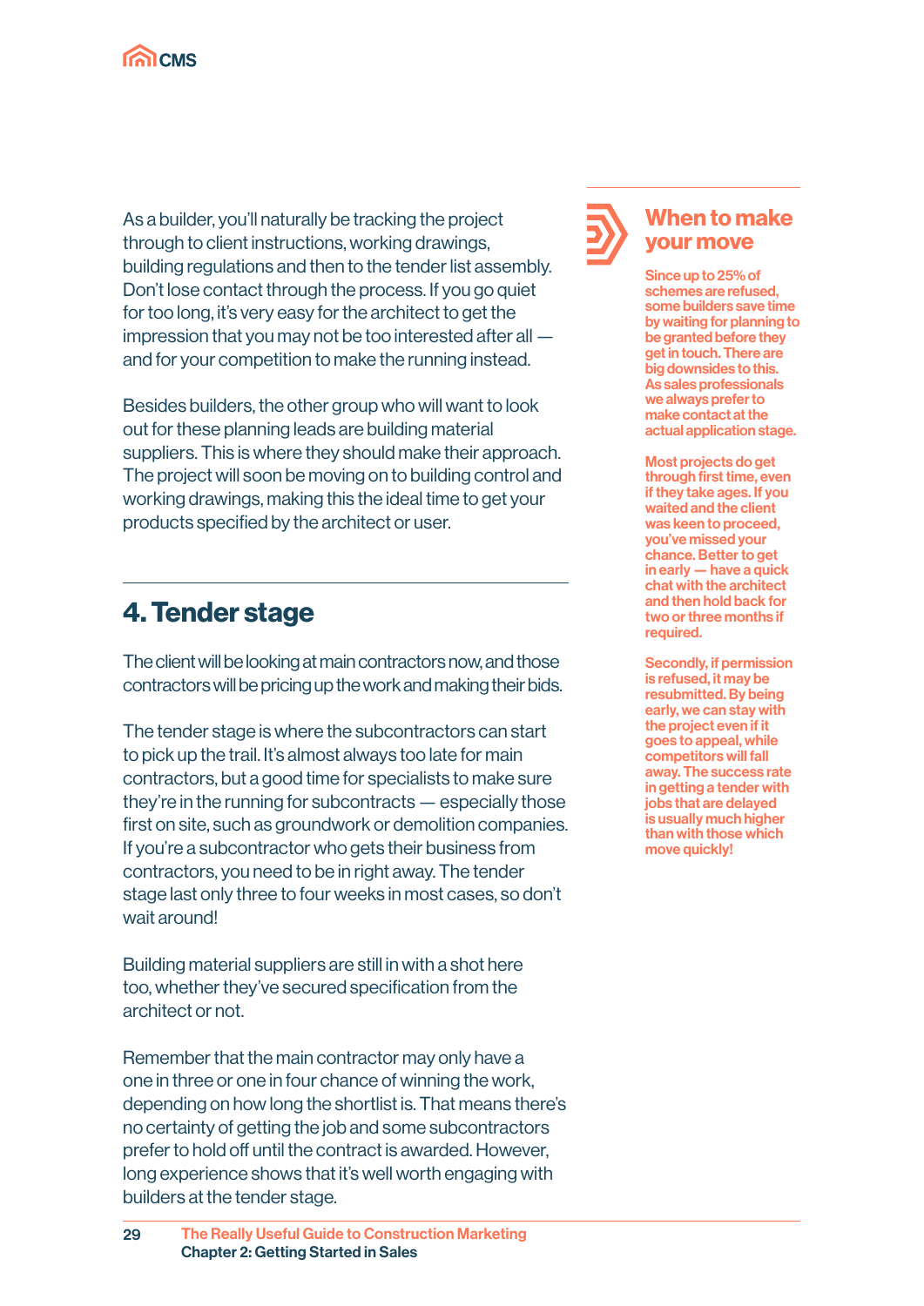As a builder, you'll naturally be tracking the project through to client instructions, working drawings, building regulations and then to the tender list assembly. Don't lose contact through the process. If you go quiet for too long, it's very easy for the architect to get the impression that you may not be too interested after all — and for your competition to make the running instead.

Besides builders, the other group who will want to look out for these planning leads are building material suppliers. This is where they should make their approach. The project will soon be moving on to building control and working drawings, making this the ideal time to get your products specified by the architect or user.

## 4. Tender stage

The client will be looking at main contractors now, and those contractors will be pricing up the work and making their bids.

The tender stage is where the subcontractors can start to pick up the trail. It's almost always too late for main contractors, but a good time for specialists to make sure they're in the running for subcontracts — especially those first on site, such as groundwork or demolition companies. If you're a subcontractor who gets their business from contractors, you need to be in right away. The tender stage last only three to four weeks in most cases, so don't wait around!

Building material suppliers are still in with a shot here too, whether they've secured specification from the architect or not.

Remember that the main contractor may only have a one in three or one in four chance of winning the work, depending on how long the shortlist is. That means there's no certainty of getting the job and some subcontractors prefer to hold off until the contract is awarded. However, long experience shows that it's well worth engaging with builders at the tender stage.

### When to make your move

**Since up to 25% of schemes are refused, some builders save time by waiting for planning to be granted before they get in touch. There are big downsides to this. As sales professionals we always prefer to make contact at the actual application stage.**

**Most projects do get through first time, even if they take ages. If you waited and the client was keen to proceed, you've missed your chance. Better to get in early — have a quick chat with the architect and then hold back for two or three months if required.**

**Secondly, if permission is refused, it may be resubmitted. By being early, we can stay with the project even if it goes to appeal, while competitors will fall away. The success rate in getting a tender with jobs that are delayed is usually much higher than with those which move quickly!**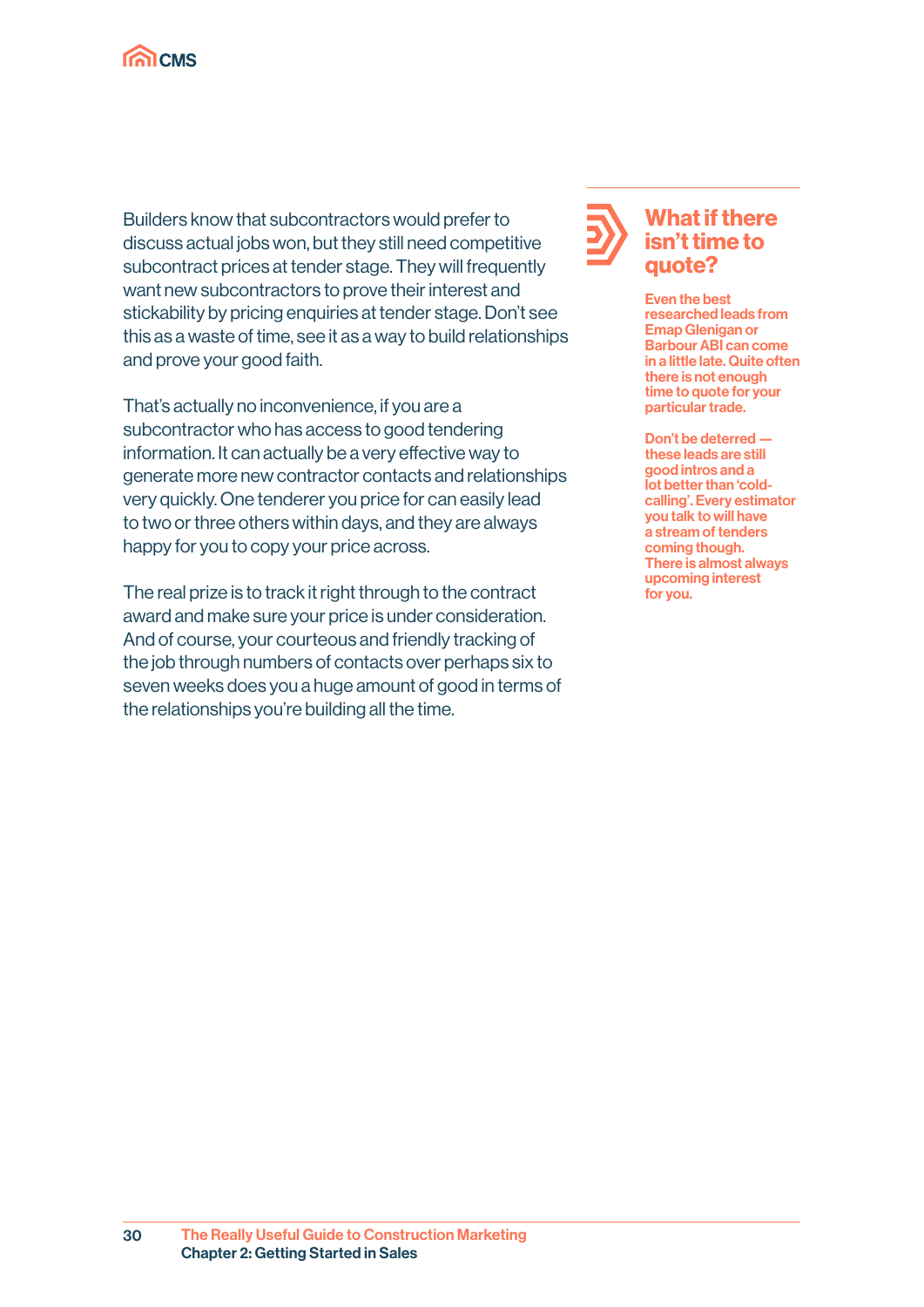Builders know that subcontractors would prefer to discuss actual jobs won, but they still need competitive subcontract prices at tender stage. They will frequently want new subcontractors to prove their interest and stickability by pricing enquiries at tender stage. Don't see this as a waste of time, see it as a way to build relationships and prove your good faith.

That's actually no inconvenience, if you are a subcontractor who has access to good tendering information. It can actually be a very effective way to generate more new contractor contacts and relationships very quickly. One tenderer you price for can easily lead to two or three others within days, and they are always happy for you to copy your price across.

The real prize is to track it right through to the contract award and make sure your price is under consideration. And of course, your courteous and friendly tracking of the job through numbers of contacts over perhaps six to seven weeks does you a huge amount of good in terms of the relationships you're building all the time.

## What if there isn't time to quote?

**Even the best researched leads from Emap Glenigan or Barbour ABI can come in a little late. Quite often there is not enough time to quote for your particular trade.**

**Don't be deterred — these leads are still good intros and a lot better than 'cold-calling'. Every estimator you talk to will have a stream of tenders coming though. There is almost always upcoming interest for you.**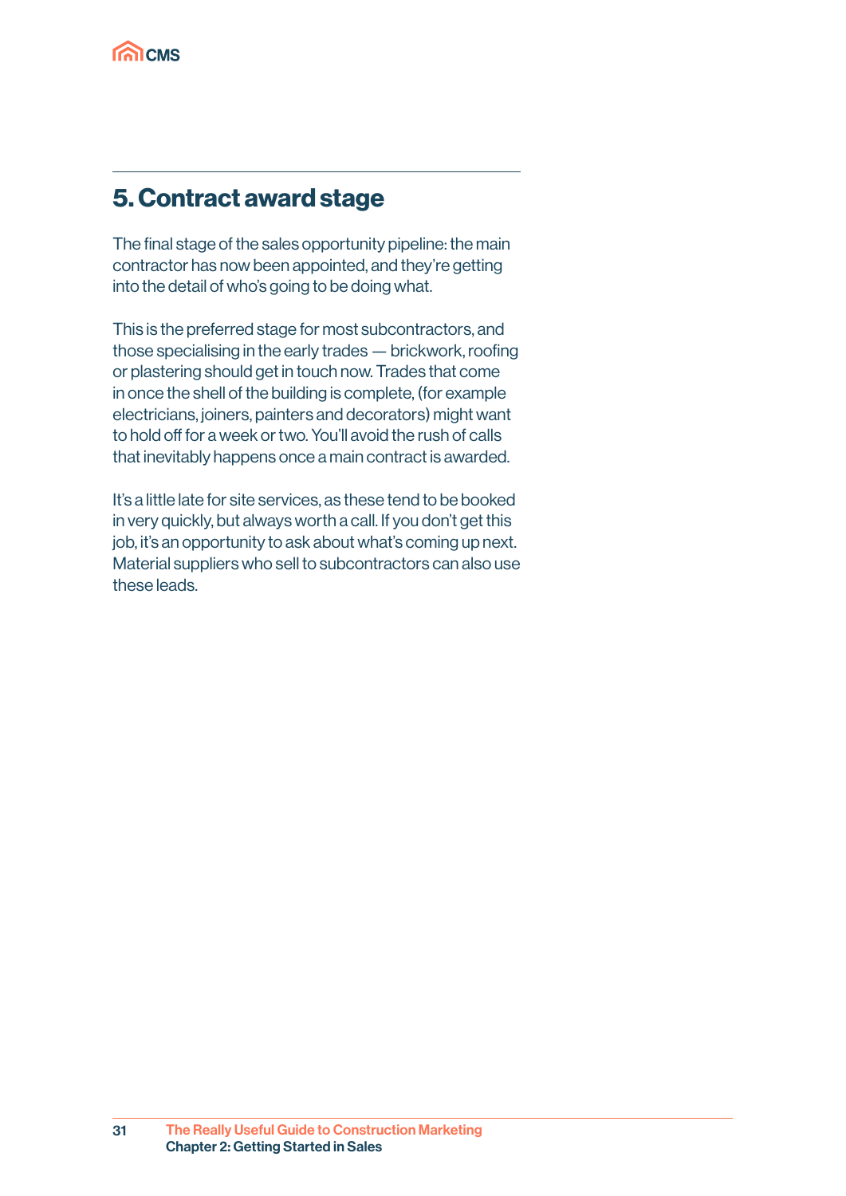## 5. Contract award stage

The final stage of the sales opportunity pipeline: the main contractor has now been appointed, and they're getting into the detail of who's going to be doing what.

This is the preferred stage for most subcontractors, and those specialising in the early trades — brickwork, roofing or plastering should get in touch now. Trades that come in once the shell of the building is complete, (for example electricians, joiners, painters and decorators) might want to hold off for a week or two. You'll avoid the rush of calls that inevitably happens once a main contract is awarded.

It's a little late for site services, as these tend to be booked in very quickly, but always worth a call. If you don't get this job, it's an opportunity to ask about what's coming up next. Material suppliers who sell to subcontractors can also use these leads.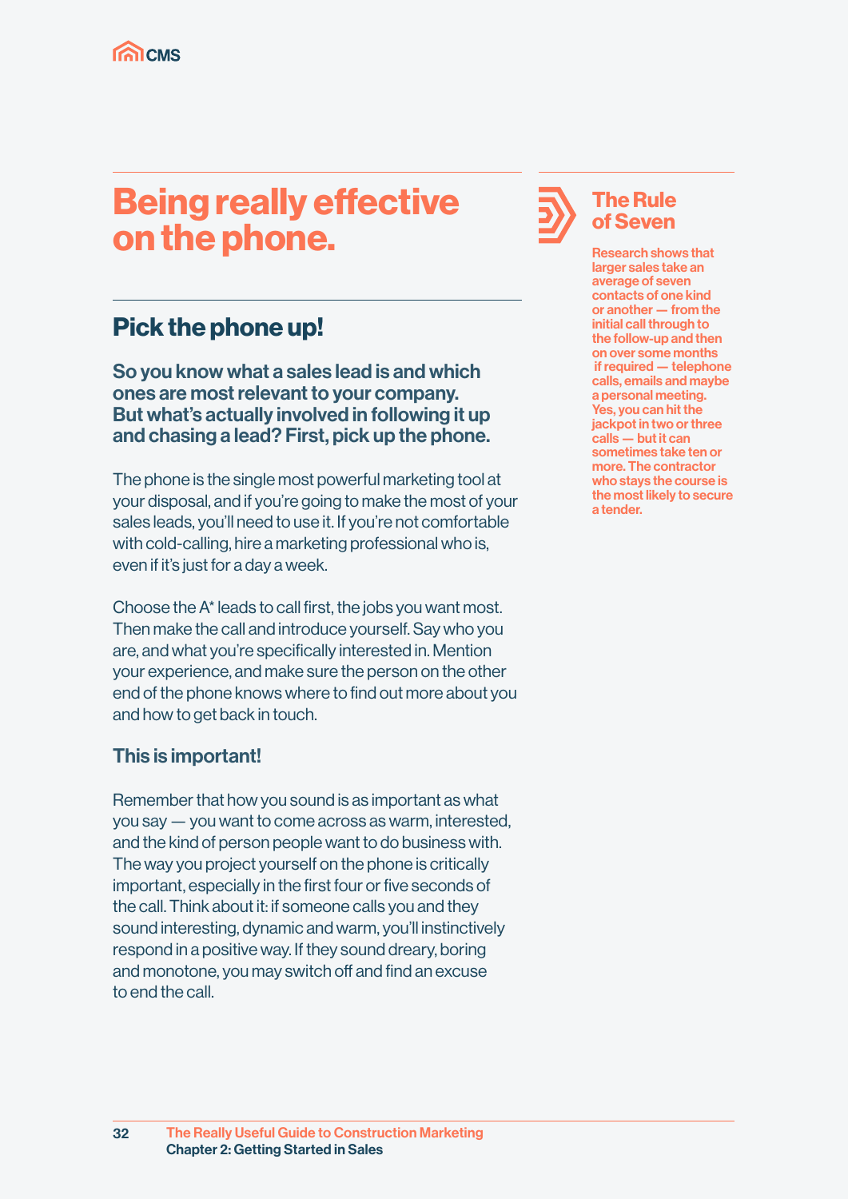# Being really effective on the phone.

## Pick the phone up!

**So you know what a sales lead is and which ones are most relevant to your company. But what's actually involved in following it up and chasing a lead? First, pick up the phone.**

The phone is the single most powerful marketing tool at your disposal, and if you're going to make the most of your sales leads, you'll need to use it. If you're not comfortable with cold-calling, hire a marketing professional who is, even if it's just for a day a week.

Choose the A* leads to call first, the jobs you want most. Then make the call and introduce yourself. Say who you are, and what you're specifically interested in. Mention your experience, and make sure the person on the other end of the phone knows where to find out more about you and how to get back in touch.

### This is important!

Remember that how you sound is as important as what you say — you want to come across as warm, interested, and the kind of person people want to do business with. The way you project yourself on the phone is critically important, especially in the first four or five seconds of the call. Think about it: if someone calls you and they sound interesting, dynamic and warm, you'll instinctively respond in a positive way. If they sound dreary, boring and monotone, you may switch off and find an excuse to end the call.

### The Rule of Seven

**Research shows that larger sales take an average of seven contacts of one kind or another — from the initial call through to the follow-up and then on over some months if required — telephone calls, emails and maybe a personal meeting. Yes, you can hit the jackpot in two or three calls — but it can sometimes take ten or more. The contractor who stays the course is the most likely to secure a tender.**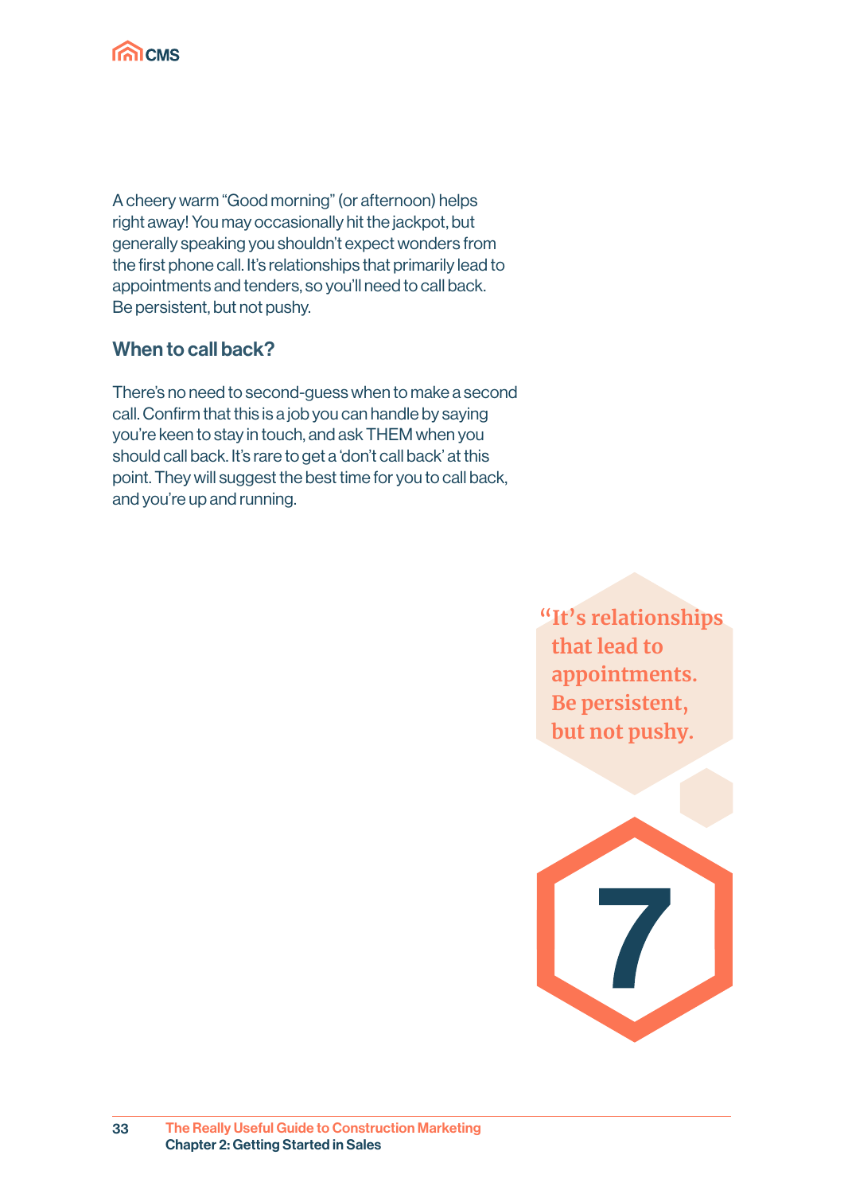A cheery warm "Good morning" (or afternoon) helps right away! You may occasionally hit the jackpot, but generally speaking you shouldn't expect wonders from the first phone call. It's relationships that primarily lead to appointments and tenders, so you'll need to call back. Be persistent, but not pushy.

### When to call back?

There's no need to second-guess when to make a second call. Confirm that this is a job you can handle by saying you're keen to stay in touch, and ask THEM when you should call back. It's rare to get a 'don't call back' at this point. They will suggest the best time for you to call back, and you're up and running.

> "It's relationships that lead to appointments. Be persistent, but not pushy.

7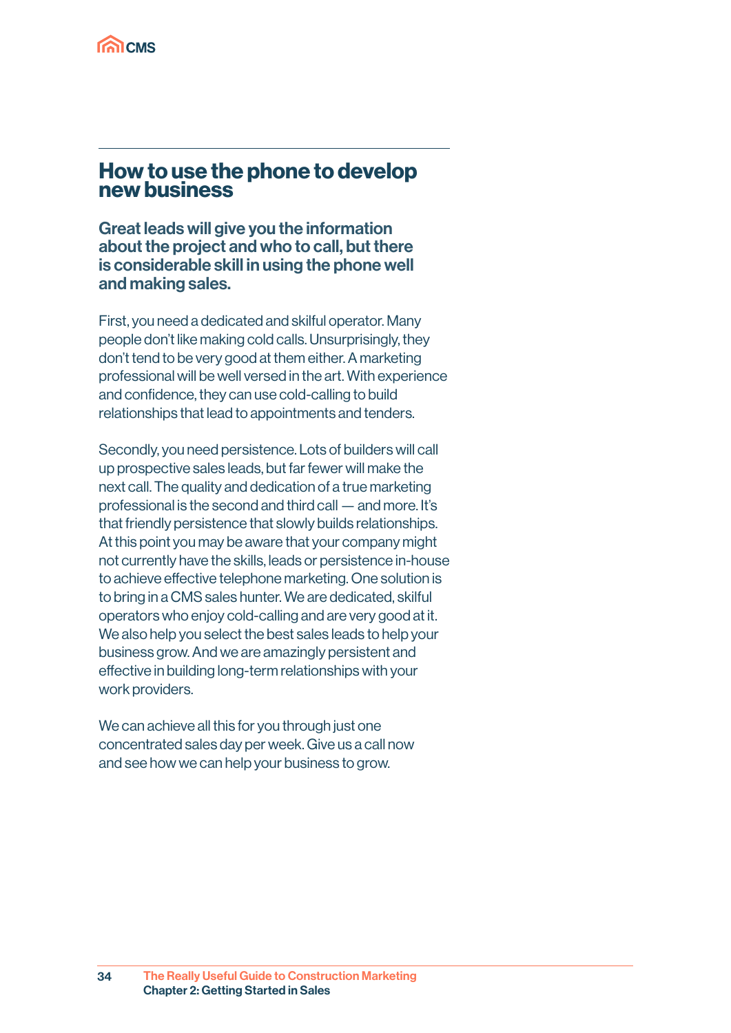## How to use the phone to develop new business

**Great leads will give you the information about the project and who to call, but there is considerable skill in using the phone well and making sales.**

First, you need a dedicated and skilful operator. Many people don't like making cold calls. Unsurprisingly, they don't tend to be very good at them either. A marketing professional will be well versed in the art. With experience and confidence, they can use cold-calling to build relationships that lead to appointments and tenders.

Secondly, you need persistence. Lots of builders will call up prospective sales leads, but far fewer will make the next call. The quality and dedication of a true marketing professional is the second and third call — and more. It's that friendly persistence that slowly builds relationships. At this point you may be aware that your company might not currently have the skills, leads or persistence in-house to achieve effective telephone marketing. One solution is to bring in a CMS sales hunter. We are dedicated, skilful operators who enjoy cold-calling and are very good at it. We also help you select the best sales leads to help your business grow. And we are amazingly persistent and effective in building long-term relationships with your work providers.

We can achieve all this for you through just one concentrated sales day per week. Give us a call now and see how we can help your business to grow.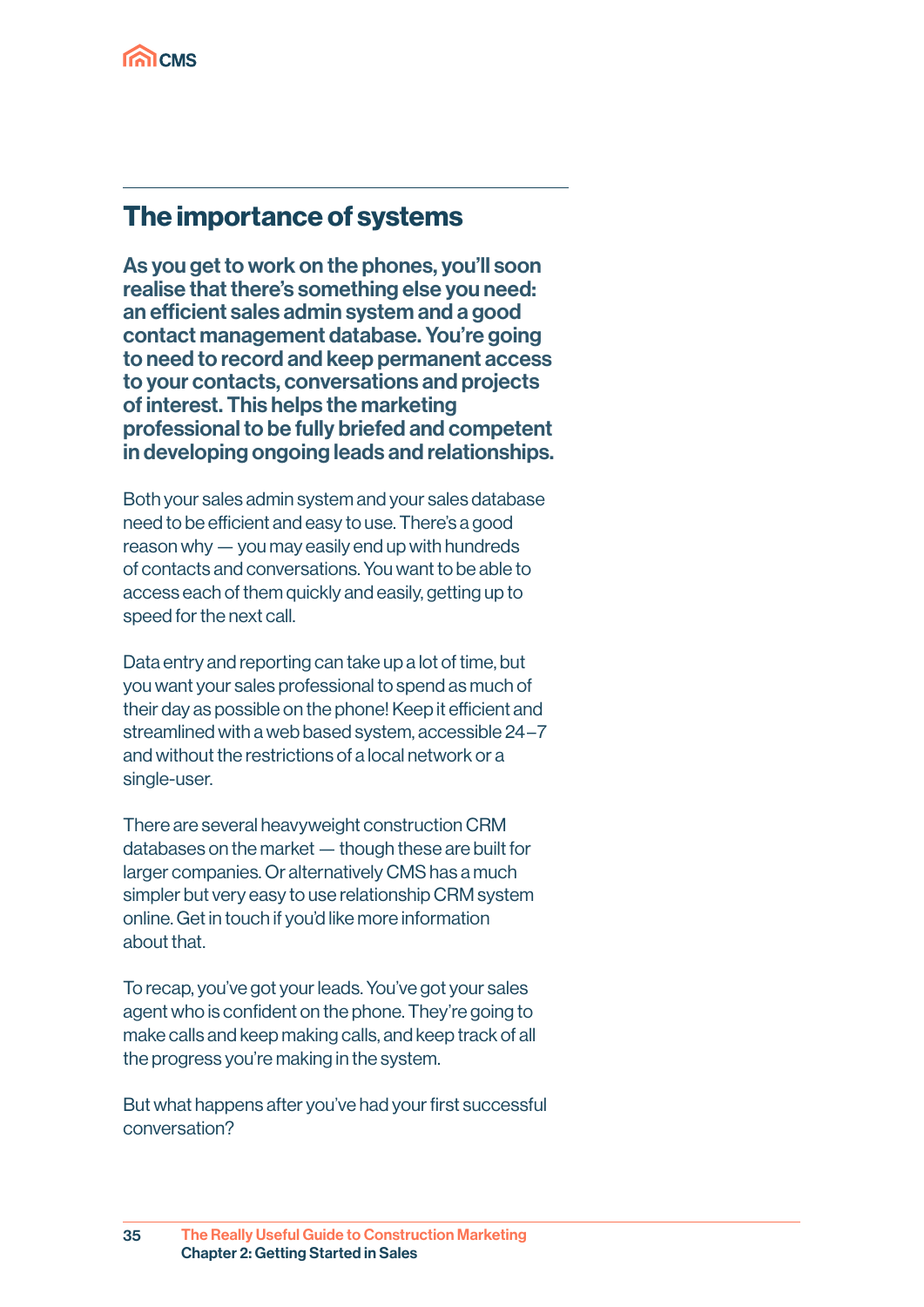## The importance of systems

**As you get to work on the phones, you'll soon realise that there's something else you need: an efficient sales admin system and a good contact management database. You're going to need to record and keep permanent access to your contacts, conversations and projects of interest. This helps the marketing professional to be fully briefed and competent in developing ongoing leads and relationships.**

Both your sales admin system and your sales database need to be efficient and easy to use. There's a good reason why — you may easily end up with hundreds of contacts and conversations. You want to be able to access each of them quickly and easily, getting up to speed for the next call.

Data entry and reporting can take up a lot of time, but you want your sales professional to spend as much of their day as possible on the phone! Keep it efficient and streamlined with a web based system, accessible 24–7 and without the restrictions of a local network or a single-user.

There are several heavyweight construction CRM databases on the market — though these are built for larger companies. Or alternatively CMS has a much simpler but very easy to use relationship CRM system online. Get in touch if you'd like more information about that.

To recap, you've got your leads. You've got your sales agent who is confident on the phone. They're going to make calls and keep making calls, and keep track of all the progress you're making in the system.

But what happens after you've had your first successful conversation?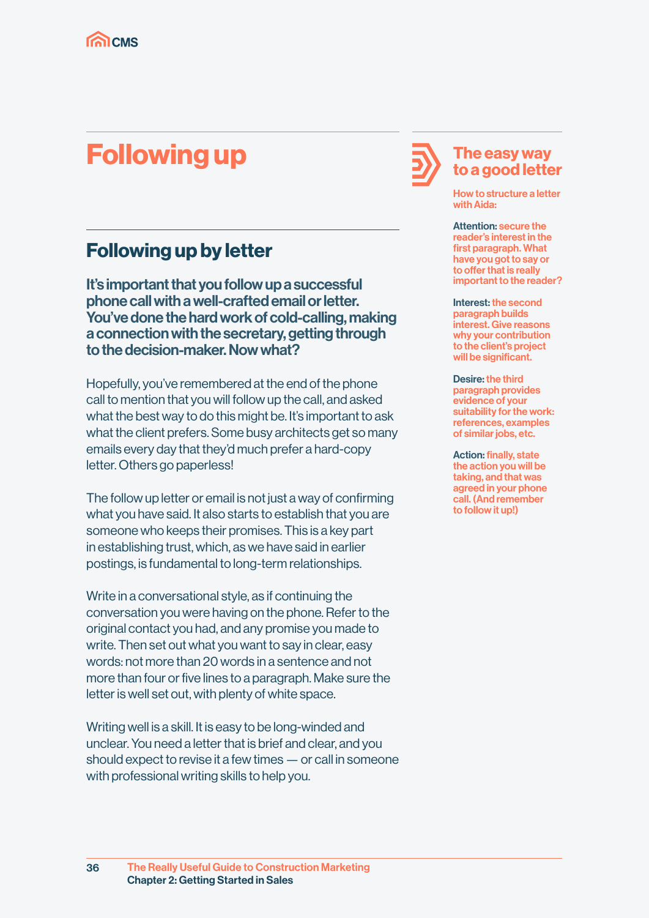# Following up

## Following up by letter

**It's important that you follow up a successful phone call with a well-crafted email or letter. You've done the hard work of cold-calling, making a connection with the secretary, getting through to the decision-maker. Now what?**

Hopefully, you've remembered at the end of the phone call to mention that you will follow up the call, and asked what the best way to do this might be. It's important to ask what the client prefers. Some busy architects get so many emails every day that they'd much prefer a hard-copy letter. Others go paperless!

The follow up letter or email is not just a way of confirming what you have said. It also starts to establish that you are someone who keeps their promises. This is a key part in establishing trust, which, as we have said in earlier postings, is fundamental to long-term relationships.

Write in a conversational style, as if continuing the conversation you were having on the phone. Refer to the original contact you had, and any promise you made to write. Then set out what you want to say in clear, easy words: not more than 20 words in a sentence and not more than four or five lines to a paragraph. Make sure the letter is well set out, with plenty of white space.

Writing well is a skill. It is easy to be long-winded and unclear. You need a letter that is brief and clear, and you should expect to revise it a few times — or call in someone with professional writing skills to help you.

### The easy way to a good letter

**How to structure a letter with Aida:**

**Attention:** secure the reader's interest in the first paragraph. What have you got to say or to offer that is really important to the reader?

**Interest:** the second paragraph builds interest. Give reasons why your contribution to the client's project will be significant.

**Desire:** the third paragraph provides evidence of your suitability for the work: references, examples of similar jobs, etc.

**Action:** finally, state the action you will be taking, and that was agreed in your phone call. (And remember to follow it up!)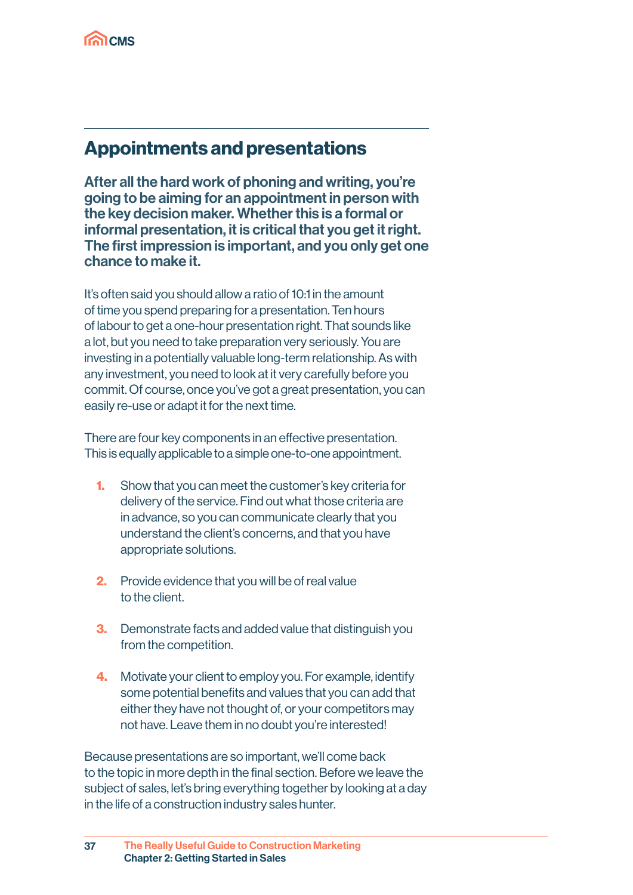## Appointments and presentations

**After all the hard work of phoning and writing, you're going to be aiming for an appointment in person with the key decision maker. Whether this is a formal or informal presentation, it is critical that you get it right. The first impression is important, and you only get one chance to make it.**

It's often said you should allow a ratio of 10:1 in the amount of time you spend preparing for a presentation. Ten hours of labour to get a one-hour presentation right. That sounds like a lot, but you need to take preparation very seriously. You are investing in a potentially valuable long-term relationship. As with any investment, you need to look at it very carefully before you commit. Of course, once you've got a great presentation, you can easily re-use or adapt it for the next time.

There are four key components in an effective presentation. This is equally applicable to a simple one-to-one appointment.

1. Show that you can meet the customer's key criteria for delivery of the service. Find out what those criteria are in advance, so you can communicate clearly that you understand the client's concerns, and that you have appropriate solutions.

2. Provide evidence that you will be of real value to the client.

3. Demonstrate facts and added value that distinguish you from the competition.

4. Motivate your client to employ you. For example, identify some potential benefits and values that you can add that either they have not thought of, or your competitors may not have. Leave them in no doubt you're interested!

Because presentations are so important, we'll come back to the topic in more depth in the final section. Before we leave the subject of sales, let's bring everything together by looking at a day in the life of a construction industry sales hunter.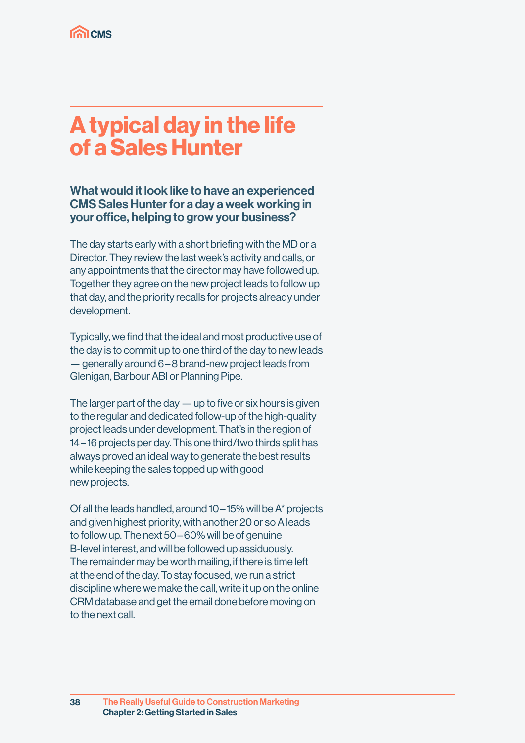# A typical day in the life of a Sales Hunter

### What would it look like to have an experienced CMS Sales Hunter for a day a week working in your office, helping to grow your business?

The day starts early with a short briefing with the MD or a Director. They review the last week's activity and calls, or any appointments that the director may have followed up. Together they agree on the new project leads to follow up that day, and the priority recalls for projects already under development.

Typically, we find that the ideal and most productive use of the day is to commit up to one third of the day to new leads — generally around 6–8 brand-new project leads from Glenigan, Barbour ABI or Planning Pipe.

The larger part of the day — up to five or six hours is given to the regular and dedicated follow-up of the high-quality project leads under development. That's in the region of 14–16 projects per day. This one third/two thirds split has always proved an ideal way to generate the best results while keeping the sales topped up with good new projects.

Of all the leads handled, around 10–15% will be A* projects and given highest priority, with another 20 or so A leads to follow up. The next 50–60% will be of genuine B-level interest, and will be followed up assiduously. The remainder may be worth mailing, if there is time left at the end of the day. To stay focused, we run a strict discipline where we make the call, write it up on the online CRM database and get the email done before moving on to the next call.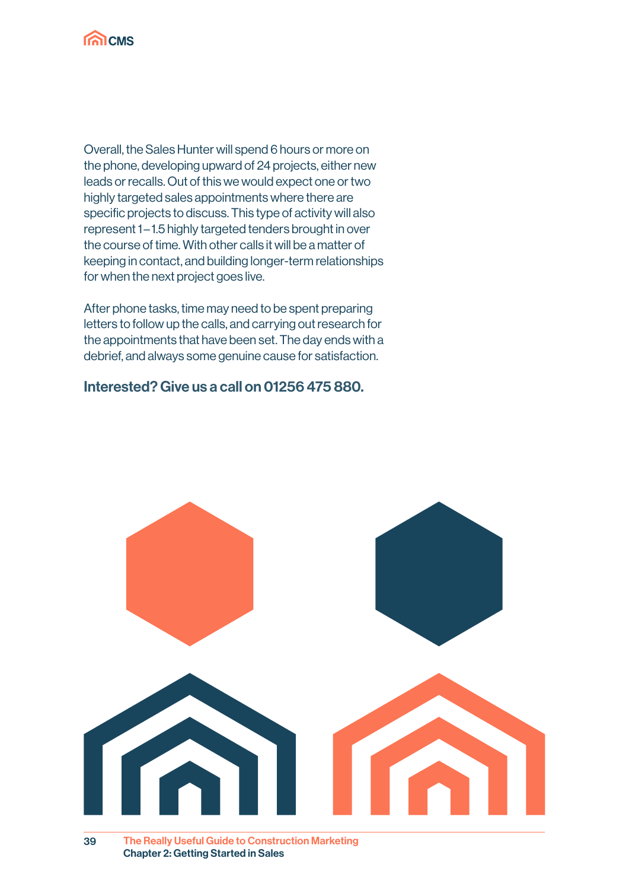Overall, the Sales Hunter will spend 6 hours or more on the phone, developing upward of 24 projects, either new leads or recalls. Out of this we would expect one or two highly targeted sales appointments where there are specific projects to discuss. This type of activity will also represent 1–1.5 highly targeted tenders brought in over the course of time. With other calls it will be a matter of keeping in contact, and building longer-term relationships for when the next project goes live.

After phone tasks, time may need to be spent preparing letters to follow up the calls, and carrying out research for the appointments that have been set. The day ends with a debrief, and always some genuine cause for satisfaction.

**Interested? Give us a call on 01256 475 880.**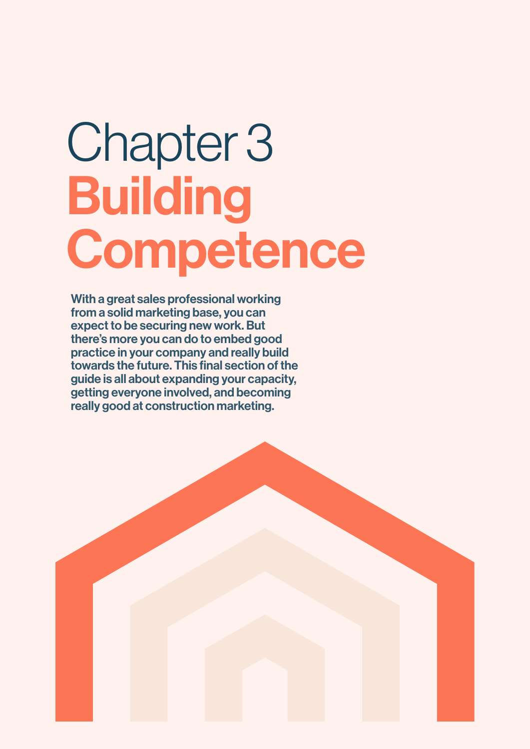# Chapter 3
# Building Competence

**With a great sales professional working from a solid marketing base, you can expect to be securing new work. But there's more you can do to embed good practice in your company and really build towards the future. This final section of the guide is all about expanding your capacity, getting everyone involved, and becoming really good at construction marketing.**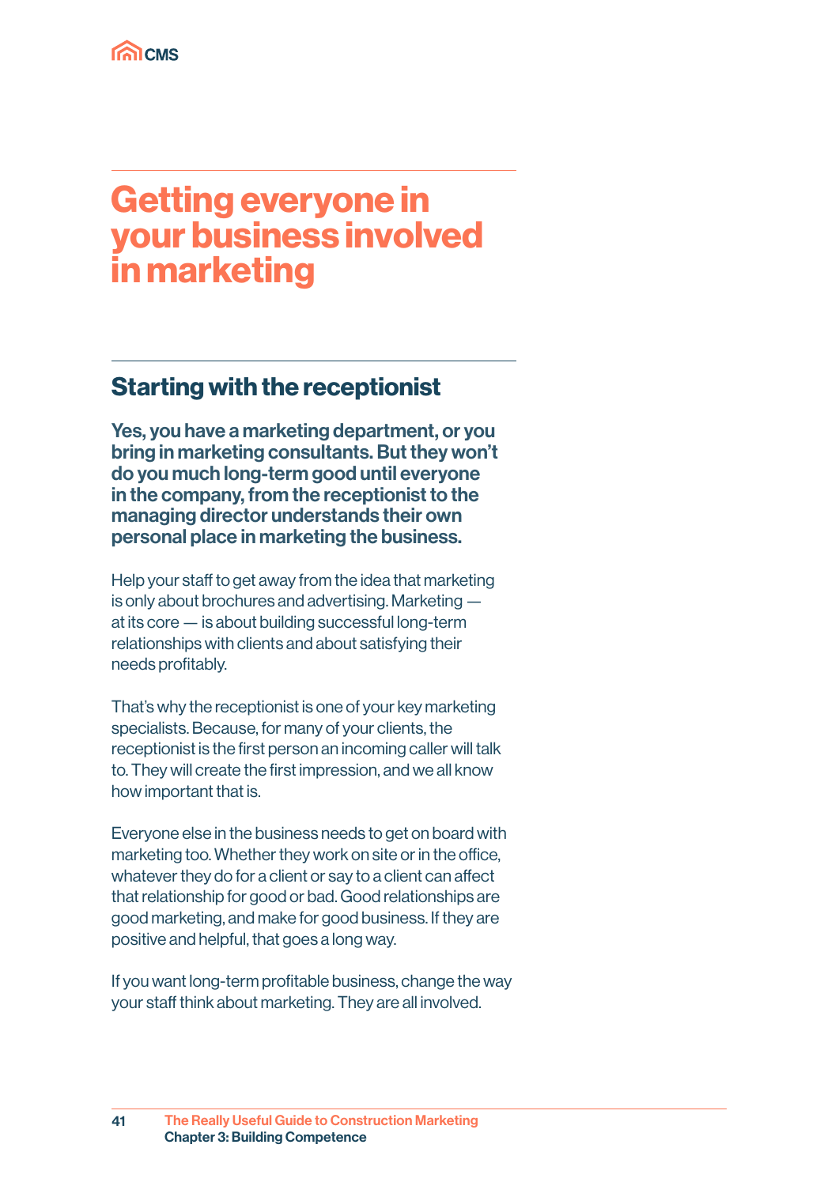# Getting everyone in your business involved in marketing

## Starting with the receptionist

**Yes, you have a marketing department, or you bring in marketing consultants. But they won't do you much long-term good until everyone in the company, from the receptionist to the managing director understands their own personal place in marketing the business.**

Help your staff to get away from the idea that marketing is only about brochures and advertising. Marketing — at its core — is about building successful long-term relationships with clients and about satisfying their needs profitably.

That's why the receptionist is one of your key marketing specialists. Because, for many of your clients, the receptionist is the first person an incoming caller will talk to. They will create the first impression, and we all know how important that is.

Everyone else in the business needs to get on board with marketing too. Whether they work on site or in the office, whatever they do for a client or say to a client can affect that relationship for good or bad. Good relationships are good marketing, and make for good business. If they are positive and helpful, that goes a long way.

If you want long-term profitable business, change the way your staff think about marketing. They are all involved.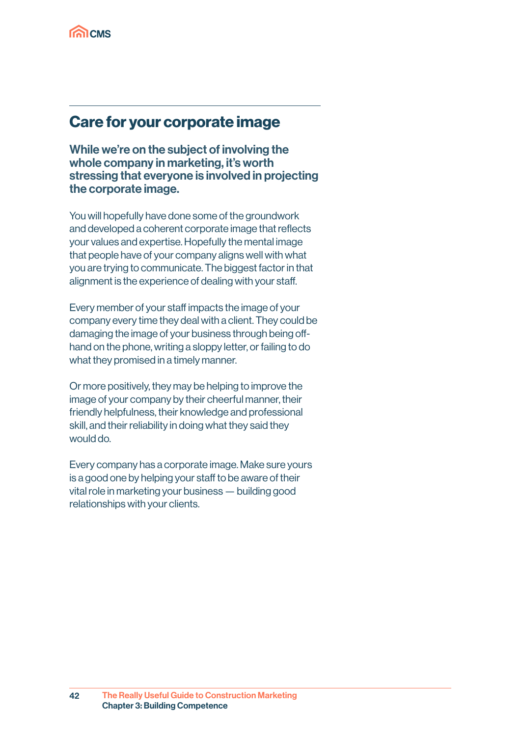## Care for your corporate image

**While we're on the subject of involving the whole company in marketing, it's worth stressing that everyone is involved in projecting the corporate image.**

You will hopefully have done some of the groundwork and developed a coherent corporate image that reflects your values and expertise. Hopefully the mental image that people have of your company aligns well with what you are trying to communicate. The biggest factor in that alignment is the experience of dealing with your staff.

Every member of your staff impacts the image of your company every time they deal with a client. They could be damaging the image of your business through being off-hand on the phone, writing a sloppy letter, or failing to do what they promised in a timely manner.

Or more positively, they may be helping to improve the image of your company by their cheerful manner, their friendly helpfulness, their knowledge and professional skill, and their reliability in doing what they said they would do.

Every company has a corporate image. Make sure yours is a good one by helping your staff to be aware of their vital role in marketing your business — building good relationships with your clients.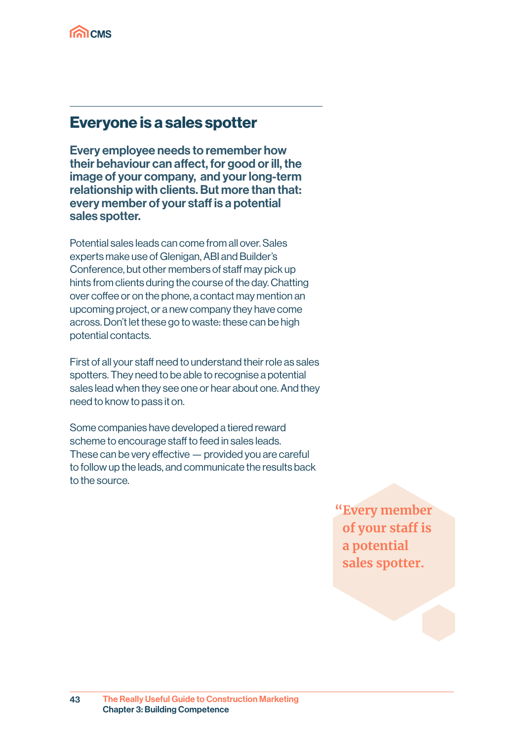## Everyone is a sales spotter

**Every employee needs to remember how their behaviour can affect, for good or ill, the image of your company, and your long-term relationship with clients. But more than that: every member of your staff is a potential sales spotter.**

Potential sales leads can come from all over. Sales experts make use of Glenigan, ABI and Builder's Conference, but other members of staff may pick up hints from clients during the course of the day. Chatting over coffee or on the phone, a contact may mention an upcoming project, or a new company they have come across. Don't let these go to waste: these can be high potential contacts.

First of all your staff need to understand their role as sales spotters. They need to be able to recognise a potential sales lead when they see one or hear about one. And they need to know to pass it on.

Some companies have developed a tiered reward scheme to encourage staff to feed in sales leads. These can be very effective — provided you are careful to follow up the leads, and communicate the results back to the source.

"Every member of your staff is a potential sales spotter.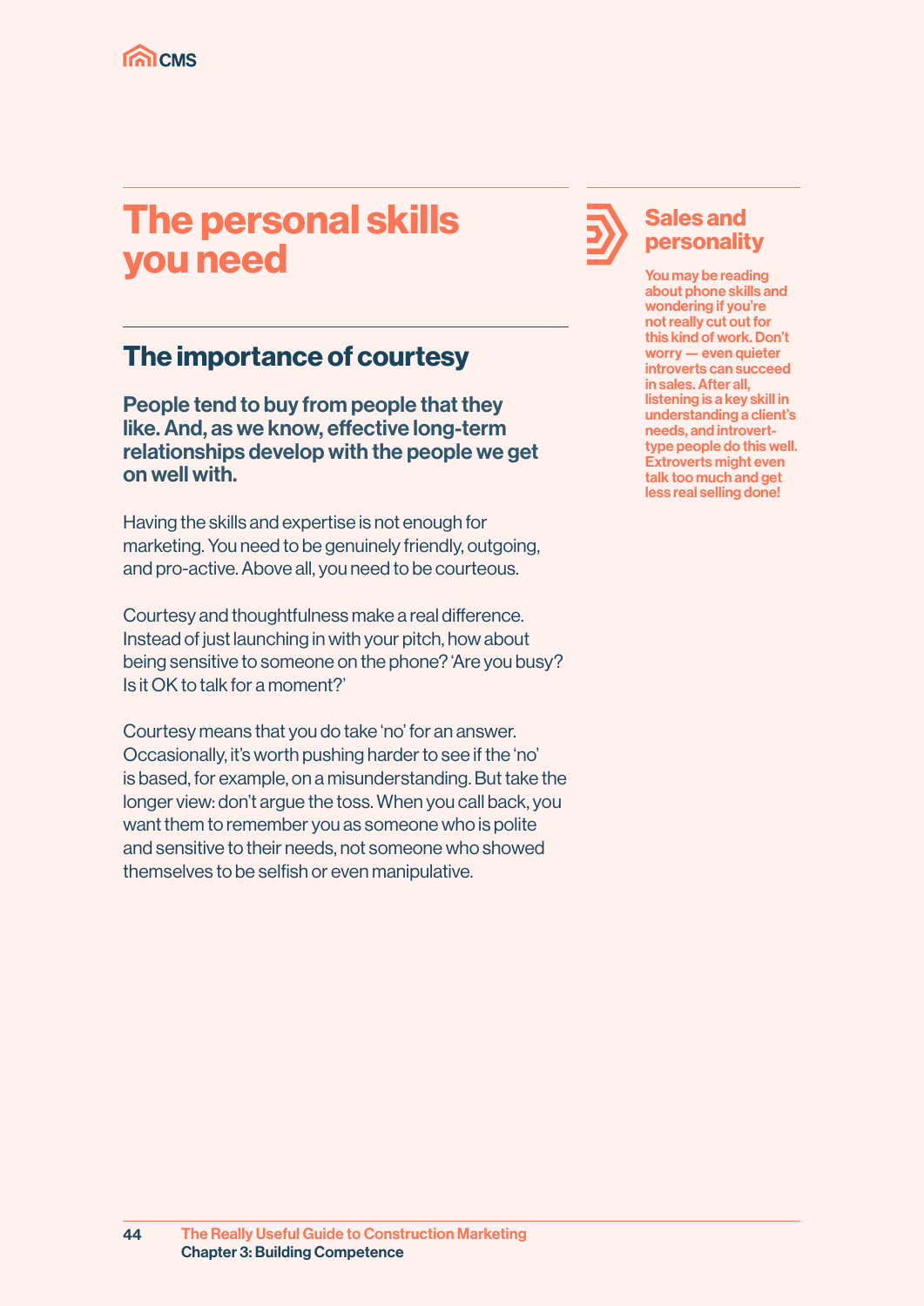# The personal skills you need

## The importance of courtesy

**People tend to buy from people that they like. And, as we know, effective long-term relationships develop with the people we get on well with.**

Having the skills and expertise is not enough for marketing. You need to be genuinely friendly, outgoing, and pro-active. Above all, you need to be courteous.

Courtesy and thoughtfulness make a real difference. Instead of just launching in with your pitch, how about being sensitive to someone on the phone? 'Are you busy? Is it OK to talk for a moment?'

Courtesy means that you do take 'no' for an answer. Occasionally, it's worth pushing harder to see if the 'no' is based, for example, on a misunderstanding. But take the longer view: don't argue the toss. When you call back, you want them to remember you as someone who is polite and sensitive to their needs, not someone who showed themselves to be selfish or even manipulative.

### Sales and personality

**You may be reading about phone skills and wondering if you're not really cut out for this kind of work. Don't worry — even quieter introverts can succeed in sales. After all, listening is a key skill in understanding a client's needs, and introvert-type people do this well. Extroverts might even talk too much and get less real selling done!**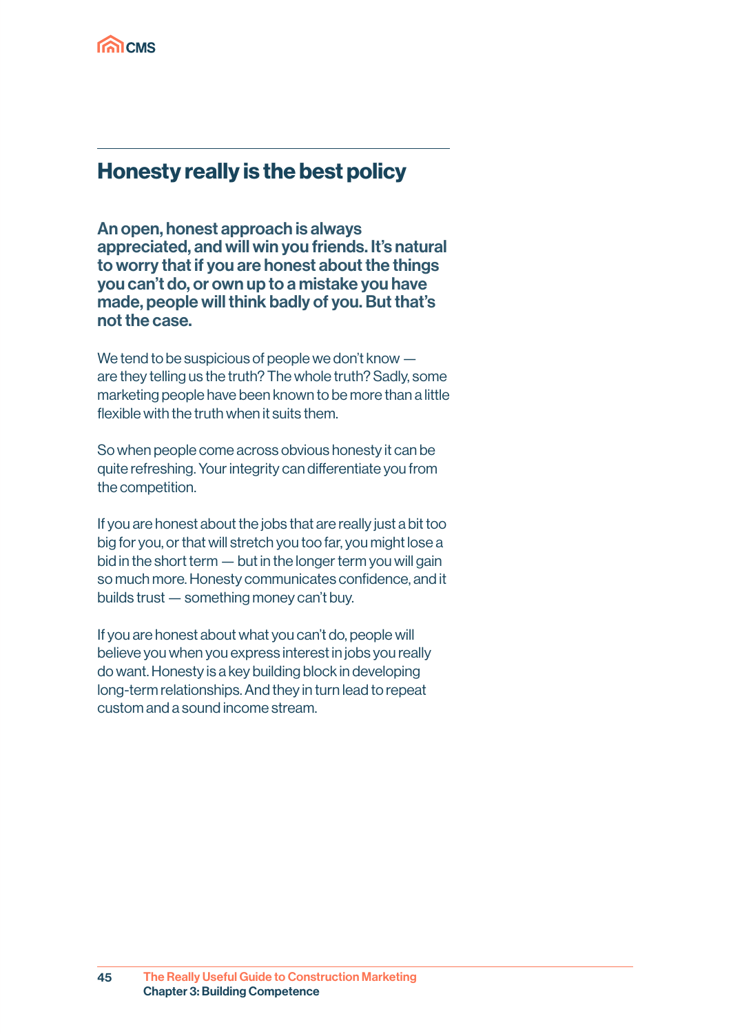## Honesty really is the best policy

**An open, honest approach is always appreciated, and will win you friends. It's natural to worry that if you are honest about the things you can't do, or own up to a mistake you have made, people will think badly of you. But that's not the case.**

We tend to be suspicious of people we don't know — are they telling us the truth? The whole truth? Sadly, some marketing people have been known to be more than a little flexible with the truth when it suits them.

So when people come across obvious honesty it can be quite refreshing. Your integrity can differentiate you from the competition.

If you are honest about the jobs that are really just a bit too big for you, or that will stretch you too far, you might lose a bid in the short term — but in the longer term you will gain so much more. Honesty communicates confidence, and it builds trust — something money can't buy.

If you are honest about what you can't do, people will believe you when you express interest in jobs you really do want. Honesty is a key building block in developing long-term relationships. And they in turn lead to repeat custom and a sound income stream.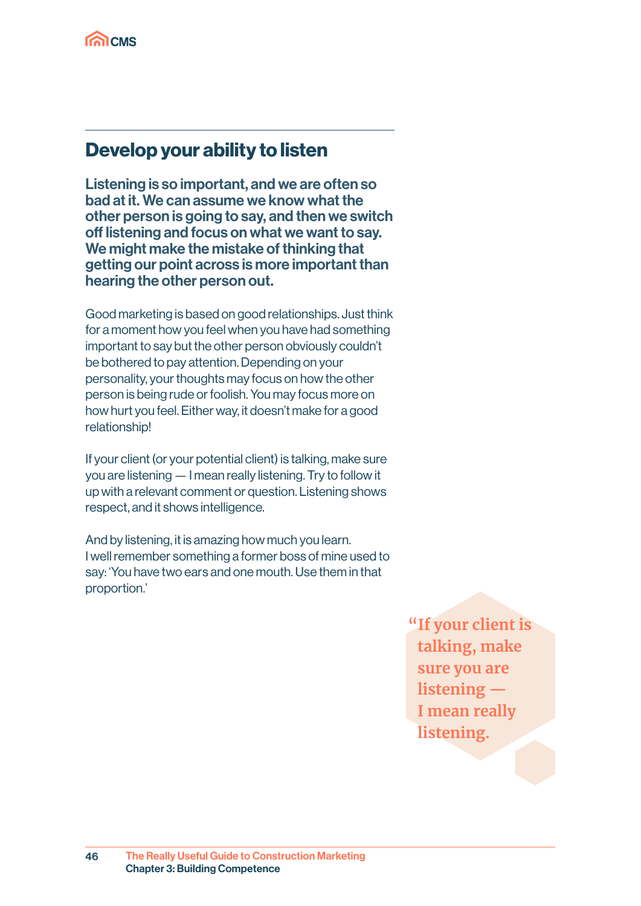## Develop your ability to listen

**Listening is so important, and we are often so bad at it. We can assume we know what the other person is going to say, and then we switch off listening and focus on what we want to say. We might make the mistake of thinking that getting our point across is more important than hearing the other person out.**

Good marketing is based on good relationships. Just think for a moment how you feel when you have had something important to say but the other person obviously couldn't be bothered to pay attention. Depending on your personality, your thoughts may focus on how the other person is being rude or foolish. You may focus more on how hurt you feel. Either way, it doesn't make for a good relationship!

If your client (or your potential client) is talking, make sure you are listening — I mean really listening. Try to follow it up with a relevant comment or question. Listening shows respect, and it shows intelligence.

And by listening, it is amazing how much you learn. I well remember something a former boss of mine used to say: 'You have two ears and one mouth. Use them in that proportion.'

> "If your client is talking, make sure you are listening — I mean really listening.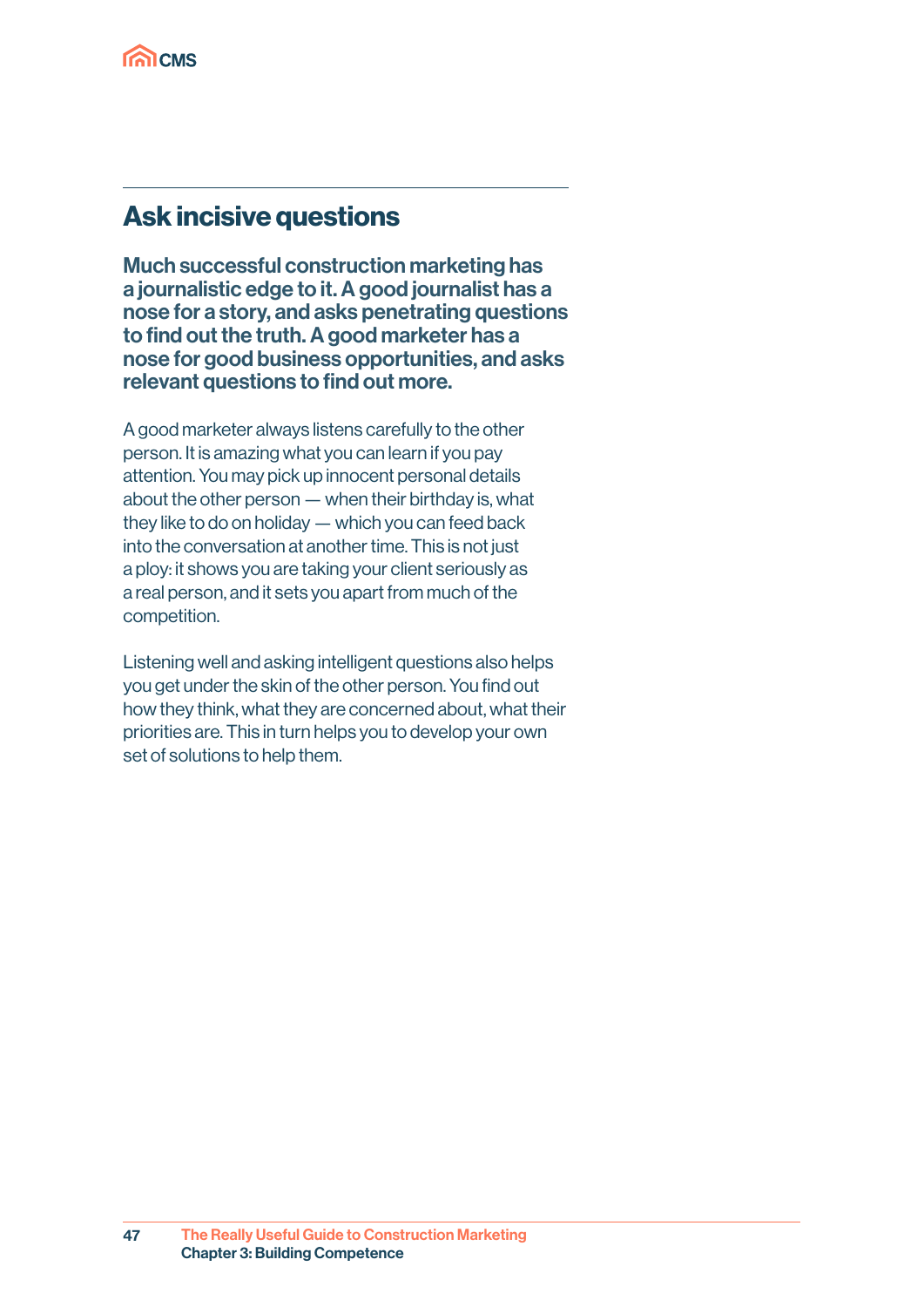## Ask incisive questions

**Much successful construction marketing has a journalistic edge to it. A good journalist has a nose for a story, and asks penetrating questions to find out the truth. A good marketer has a nose for good business opportunities, and asks relevant questions to find out more.**

A good marketer always listens carefully to the other person. It is amazing what you can learn if you pay attention. You may pick up innocent personal details about the other person — when their birthday is, what they like to do on holiday — which you can feed back into the conversation at another time. This is not just a ploy: it shows you are taking your client seriously as a real person, and it sets you apart from much of the competition.

Listening well and asking intelligent questions also helps you get under the skin of the other person. You find out how they think, what they are concerned about, what their priorities are. This in turn helps you to develop your own set of solutions to help them.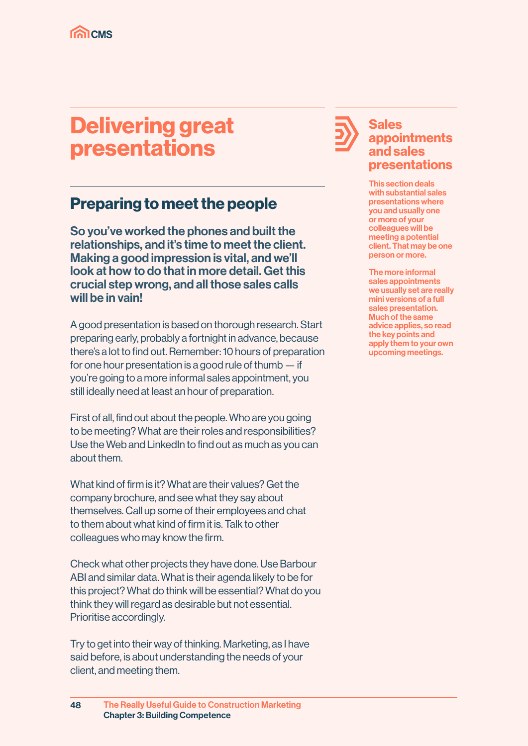# Delivering great presentations

## Preparing to meet the people

**So you've worked the phones and built the relationships, and it's time to meet the client. Making a good impression is vital, and we'll look at how to do that in more detail. Get this crucial step wrong, and all those sales calls will be in vain!**

A good presentation is based on thorough research. Start preparing early, probably a fortnight in advance, because there's a lot to find out. Remember: 10 hours of preparation for one hour presentation is a good rule of thumb — if you're going to a more informal sales appointment, you still ideally need at least an hour of preparation.

First of all, find out about the people. Who are you going to be meeting? What are their roles and responsibilities? Use the Web and LinkedIn to find out as much as you can about them.

What kind of firm is it? What are their values? Get the company brochure, and see what they say about themselves. Call up some of their employees and chat to them about what kind of firm it is. Talk to other colleagues who may know the firm.

Check what other projects they have done. Use Barbour ABI and similar data. What is their agenda likely to be for this project? What do think will be essential? What do you think they will regard as desirable but not essential. Prioritise accordingly.

Try to get into their way of thinking. Marketing, as I have said before, is about understanding the needs of your client, and meeting them.

### Sales appointments and sales presentations

**This section deals with substantial sales presentations where you and usually one or more of your colleagues will be meeting a potential client. That may be one person or more.**

**The more informal sales appointments we usually set are really mini versions of a full sales presentation. Much of the same advice applies, so read the key points and apply them to your own upcoming meetings.**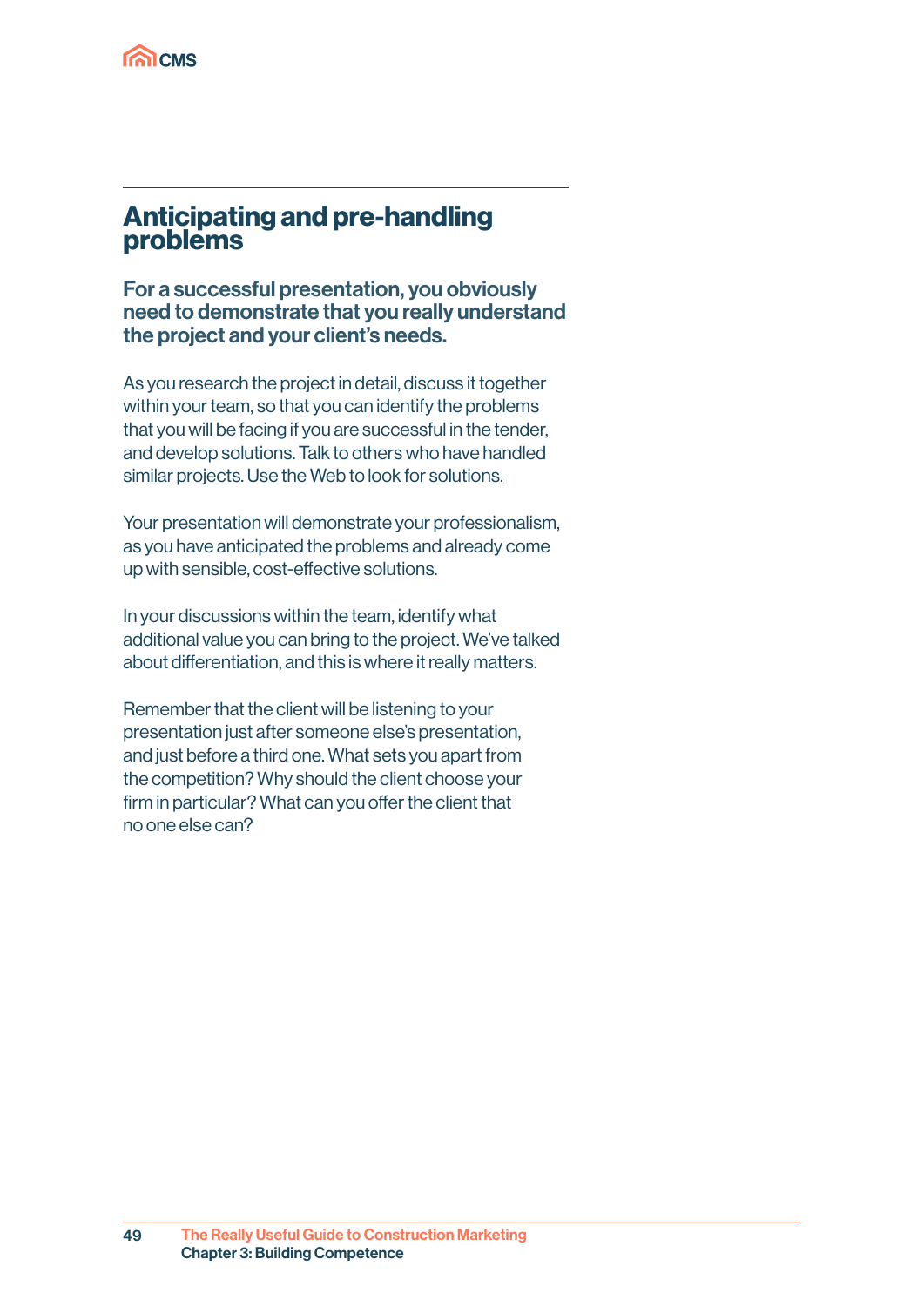## Anticipating and pre-handling problems

**For a successful presentation, you obviously need to demonstrate that you really understand the project and your client's needs.**

As you research the project in detail, discuss it together within your team, so that you can identify the problems that you will be facing if you are successful in the tender, and develop solutions. Talk to others who have handled similar projects. Use the Web to look for solutions.

Your presentation will demonstrate your professionalism, as you have anticipated the problems and already come up with sensible, cost-effective solutions.

In your discussions within the team, identify what additional value you can bring to the project. We've talked about differentiation, and this is where it really matters.

Remember that the client will be listening to your presentation just after someone else's presentation, and just before a third one. What sets you apart from the competition? Why should the client choose your firm in particular? What can you offer the client that no one else can?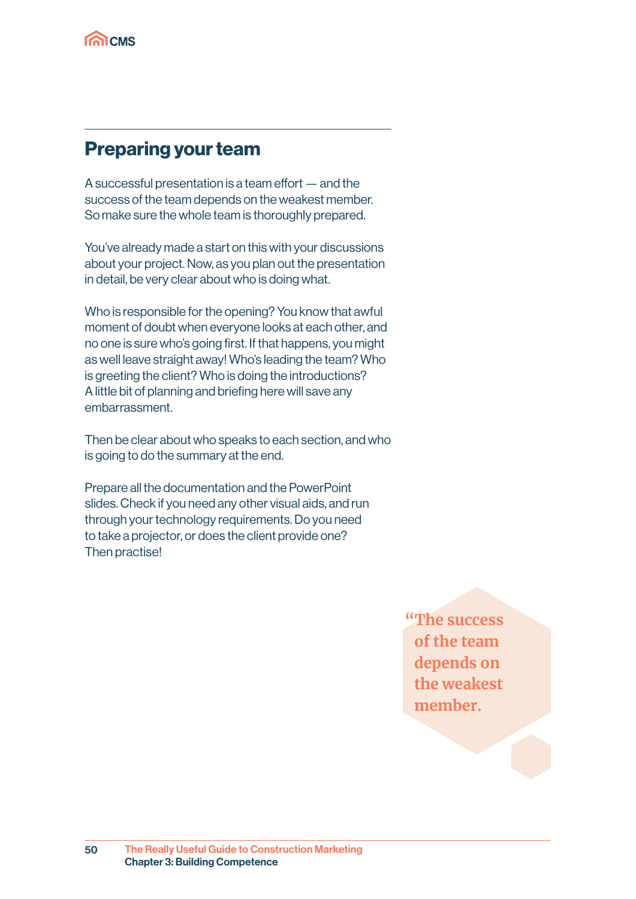## Preparing your team

A successful presentation is a team effort — and the success of the team depends on the weakest member. So make sure the whole team is thoroughly prepared.

You've already made a start on this with your discussions about your project. Now, as you plan out the presentation in detail, be very clear about who is doing what.

Who is responsible for the opening? You know that awful moment of doubt when everyone looks at each other, and no one is sure who's going first. If that happens, you might as well leave straight away! Who's leading the team? Who is greeting the client? Who is doing the introductions? A little bit of planning and briefing here will save any embarrassment.

Then be clear about who speaks to each section, and who is going to do the summary at the end.

Prepare all the documentation and the PowerPoint slides. Check if you need any other visual aids, and run through your technology requirements. Do you need to take a projector, or does the client provide one? Then practise!

> "The success of the team depends on the weakest member.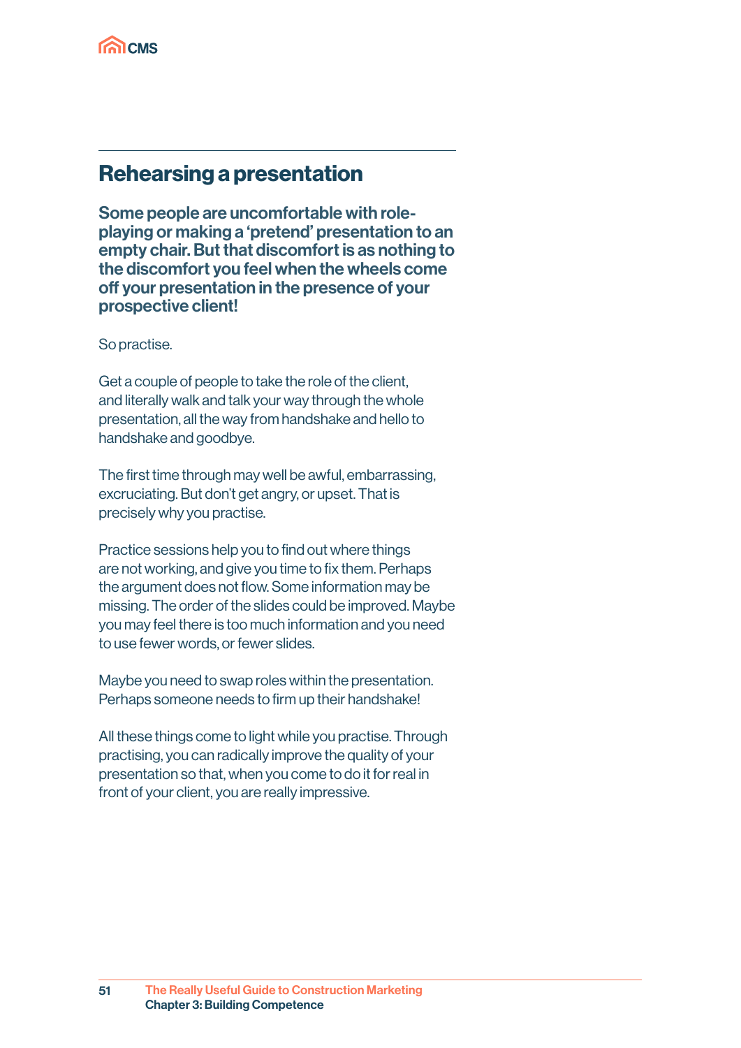## Rehearsing a presentation

**Some people are uncomfortable with role-playing or making a 'pretend' presentation to an empty chair. But that discomfort is as nothing to the discomfort you feel when the wheels come off your presentation in the presence of your prospective client!**

So practise.

Get a couple of people to take the role of the client, and literally walk and talk your way through the whole presentation, all the way from handshake and hello to handshake and goodbye.

The first time through may well be awful, embarrassing, excruciating. But don't get angry, or upset. That is precisely why you practise.

Practice sessions help you to find out where things are not working, and give you time to fix them. Perhaps the argument does not flow. Some information may be missing. The order of the slides could be improved. Maybe you may feel there is too much information and you need to use fewer words, or fewer slides.

Maybe you need to swap roles within the presentation. Perhaps someone needs to firm up their handshake!

All these things come to light while you practise. Through practising, you can radically improve the quality of your presentation so that, when you come to do it for real in front of your client, you are really impressive.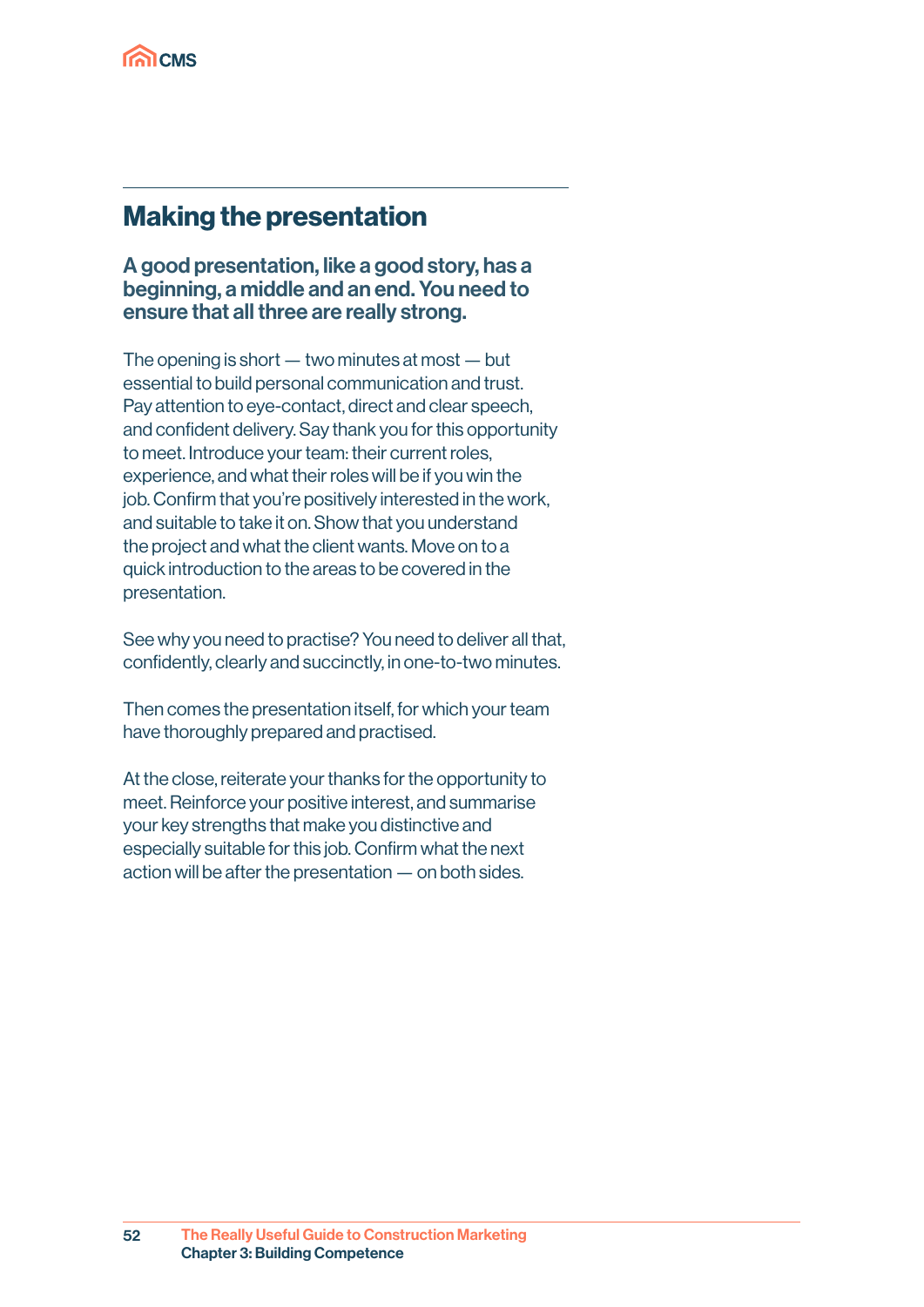## Making the presentation

**A good presentation, like a good story, has a beginning, a middle and an end. You need to ensure that all three are really strong.**

The opening is short — two minutes at most — but essential to build personal communication and trust. Pay attention to eye-contact, direct and clear speech, and confident delivery. Say thank you for this opportunity to meet. Introduce your team: their current roles, experience, and what their roles will be if you win the job. Confirm that you're positively interested in the work, and suitable to take it on. Show that you understand the project and what the client wants. Move on to a quick introduction to the areas to be covered in the presentation.

See why you need to practise? You need to deliver all that, confidently, clearly and succinctly, in one-to-two minutes.

Then comes the presentation itself, for which your team have thoroughly prepared and practised.

At the close, reiterate your thanks for the opportunity to meet. Reinforce your positive interest, and summarise your key strengths that make you distinctive and especially suitable for this job. Confirm what the next action will be after the presentation — on both sides.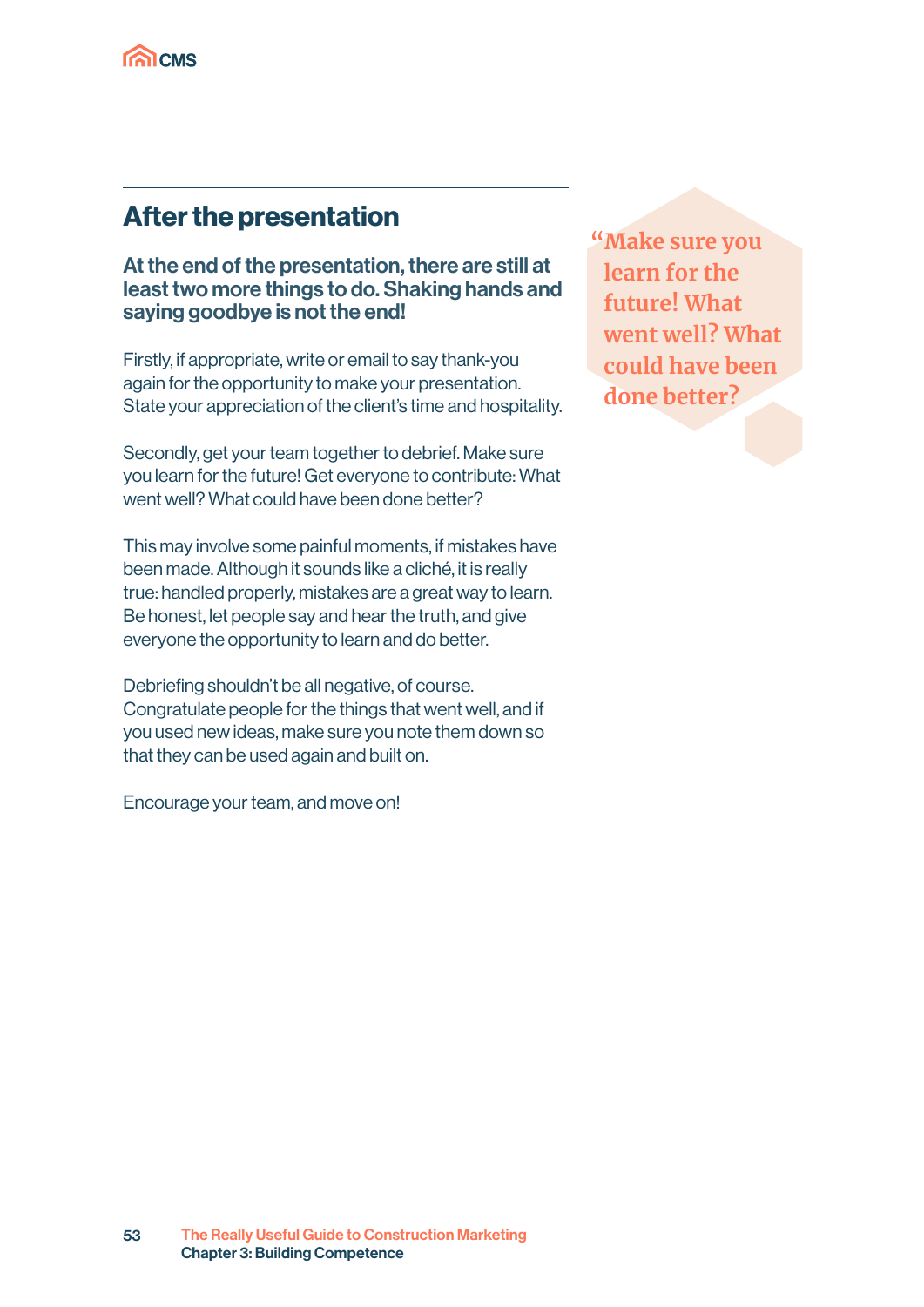## After the presentation

**At the end of the presentation, there are still at least two more things to do. Shaking hands and saying goodbye is not the end!**

Firstly, if appropriate, write or email to say thank-you again for the opportunity to make your presentation. State your appreciation of the client's time and hospitality.

Secondly, get your team together to debrief. Make sure you learn for the future! Get everyone to contribute: What went well? What could have been done better?

This may involve some painful moments, if mistakes have been made. Although it sounds like a cliché, it is really true: handled properly, mistakes are a great way to learn. Be honest, let people say and hear the truth, and give everyone the opportunity to learn and do better.

Debriefing shouldn't be all negative, of course. Congratulate people for the things that went well, and if you used new ideas, make sure you note them down so that they can be used again and built on.

Encourage your team, and move on!

> "Make sure you learn for the future! What went well? What could have been done better?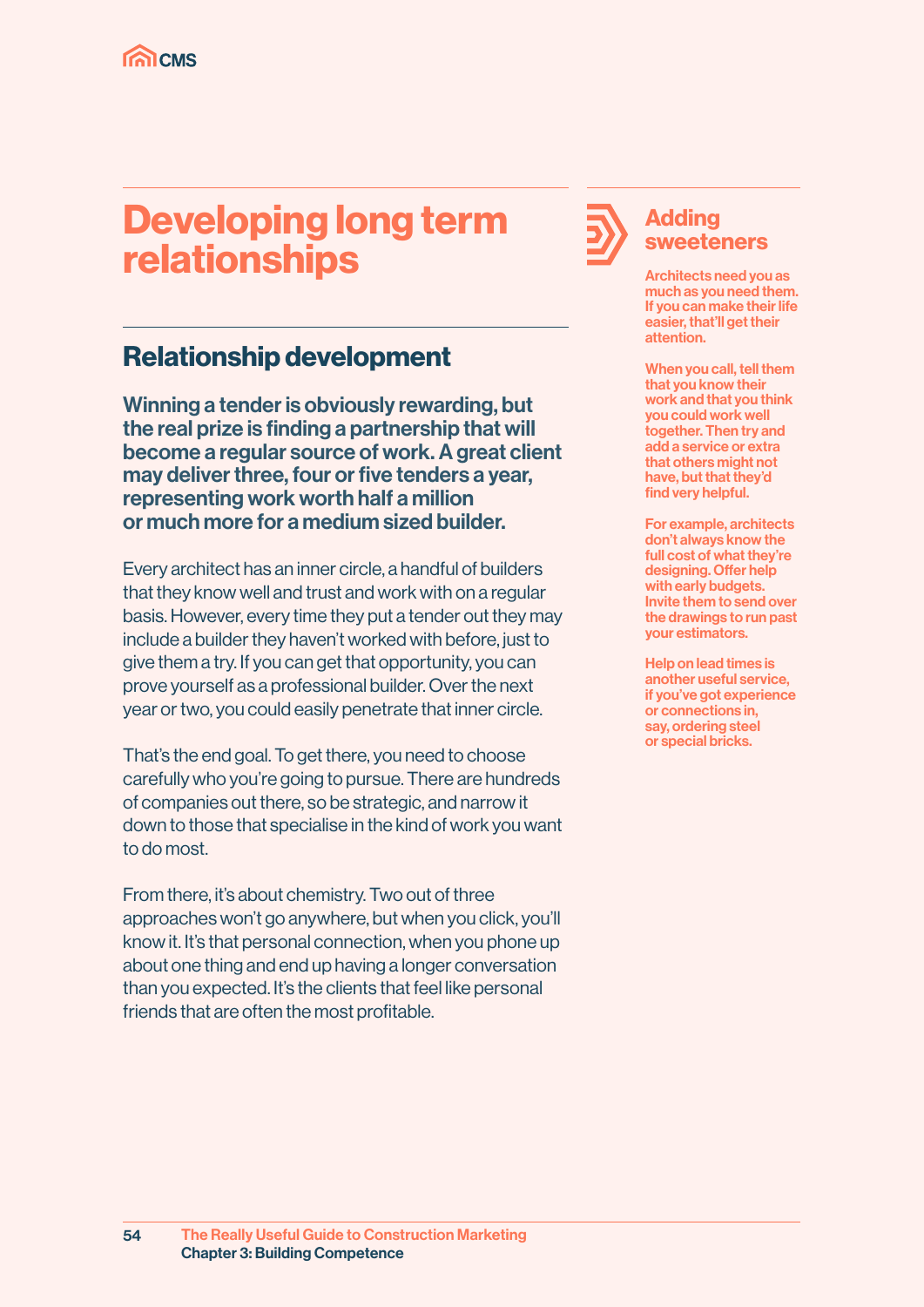# Developing long term relationships

## Relationship development

**Winning a tender is obviously rewarding, but the real prize is finding a partnership that will become a regular source of work. A great client may deliver three, four or five tenders a year, representing work worth half a million or much more for a medium sized builder.**

Every architect has an inner circle, a handful of builders that they know well and trust and work with on a regular basis. However, every time they put a tender out they may include a builder they haven't worked with before, just to give them a try. If you can get that opportunity, you can prove yourself as a professional builder. Over the next year or two, you could easily penetrate that inner circle.

That's the end goal. To get there, you need to choose carefully who you're going to pursue. There are hundreds of companies out there, so be strategic, and narrow it down to those that specialise in the kind of work you want to do most.

From there, it's about chemistry. Two out of three approaches won't go anywhere, but when you click, you'll know it. It's that personal connection, when you phone up about one thing and end up having a longer conversation than you expected. It's the clients that feel like personal friends that are often the most profitable.

### Adding sweeteners

**Architects need you as much as you need them. If you can make their life easier, that'll get their attention.**

**When you call, tell them that you know their work and that you think you could work well together. Then try and add a service or extra that others might not have, but that they'd find very helpful.**

**For example, architects don't always know the full cost of what they're designing. Offer help with early budgets. Invite them to send over the drawings to run past your estimators.**

**Help on lead times is another useful service, if you've got experience or connections in, say, ordering steel or special bricks.**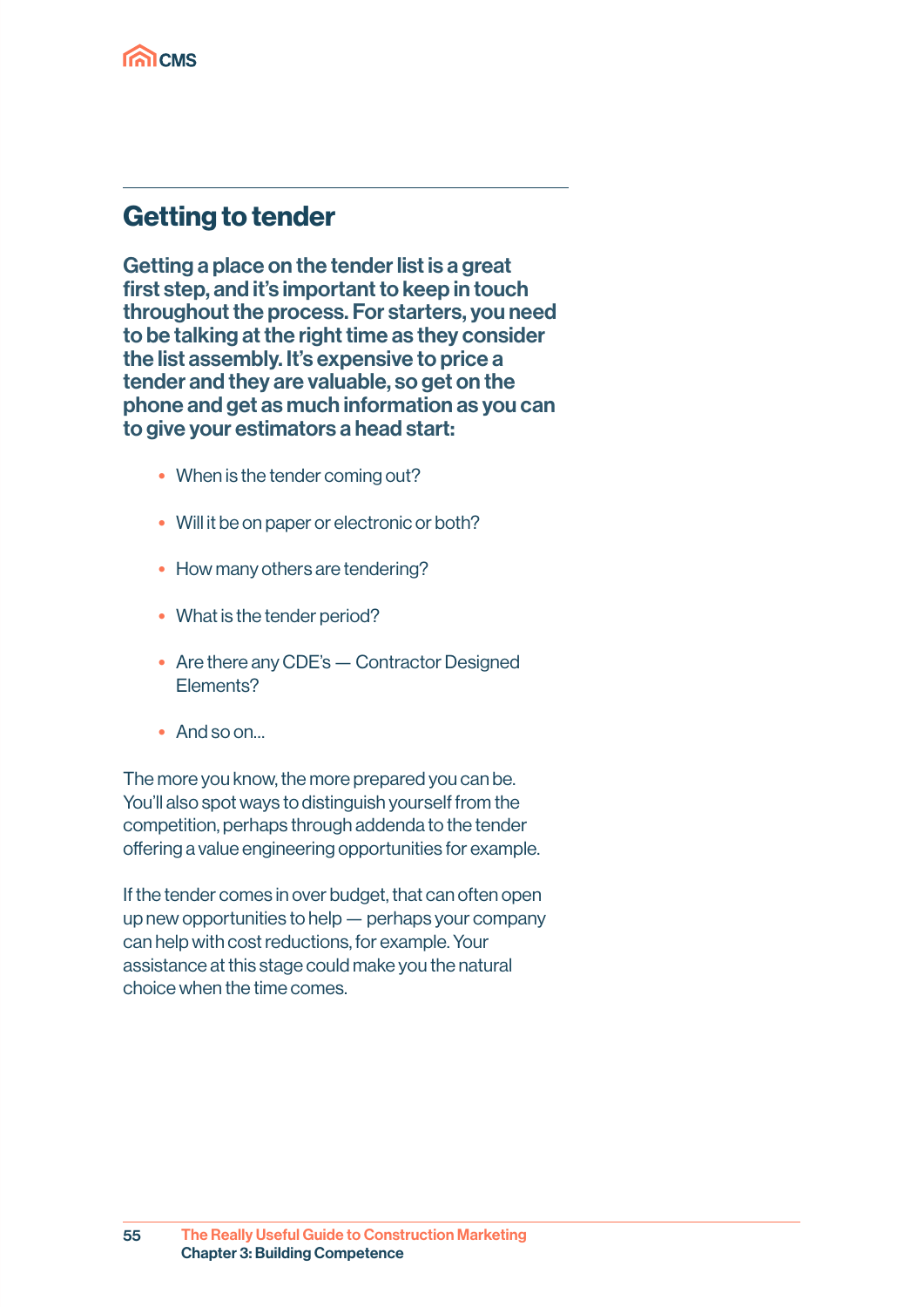## Getting to tender

**Getting a place on the tender list is a great first step, and it's important to keep in touch throughout the process. For starters, you need to be talking at the right time as they consider the list assembly. It's expensive to price a tender and they are valuable, so get on the phone and get as much information as you can to give your estimators a head start:**

- When is the tender coming out?
- Will it be on paper or electronic or both?
- How many others are tendering?
- What is the tender period?
- Are there any CDE's — Contractor Designed Elements?
- And so on...

The more you know, the more prepared you can be. You'll also spot ways to distinguish yourself from the competition, perhaps through addenda to the tender offering a value engineering opportunities for example.

If the tender comes in over budget, that can often open up new opportunities to help — perhaps your company can help with cost reductions, for example. Your assistance at this stage could make you the natural choice when the time comes.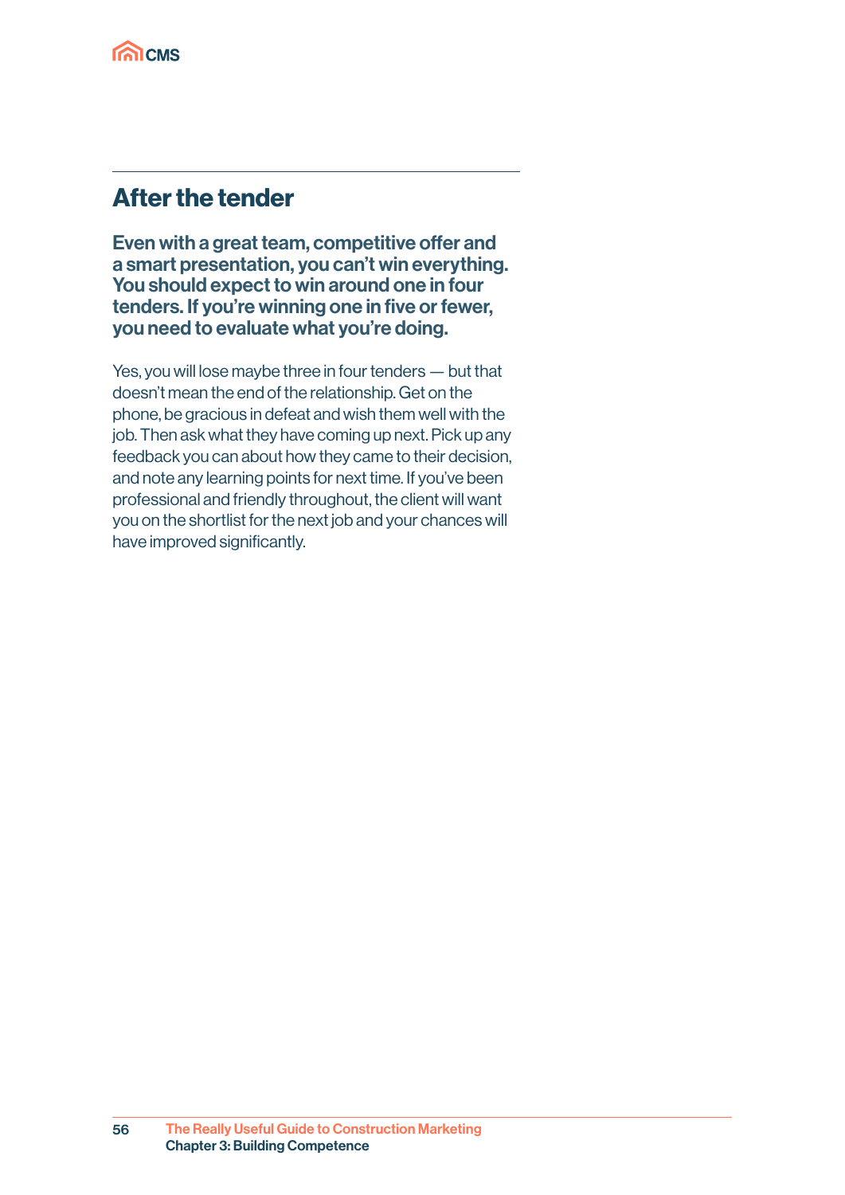## After the tender

**Even with a great team, competitive offer and a smart presentation, you can't win everything. You should expect to win around one in four tenders. If you're winning one in five or fewer, you need to evaluate what you're doing.**

Yes, you will lose maybe three in four tenders — but that doesn't mean the end of the relationship. Get on the phone, be gracious in defeat and wish them well with the job. Then ask what they have coming up next. Pick up any feedback you can about how they came to their decision, and note any learning points for next time. If you've been professional and friendly throughout, the client will want you on the shortlist for the next job and your chances will have improved significantly.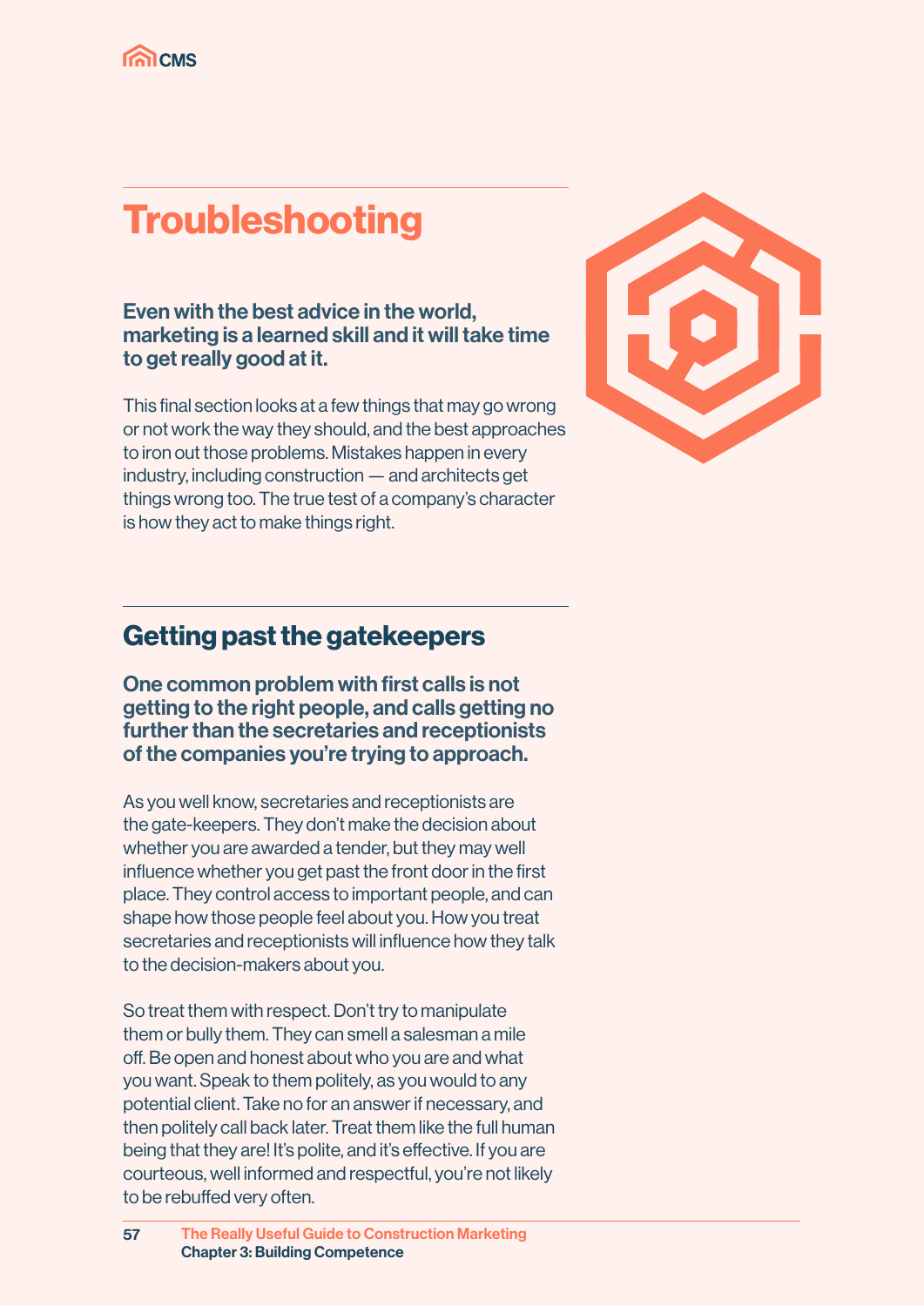# Troubleshooting

**Even with the best advice in the world, marketing is a learned skill and it will take time to get really good at it.**

This final section looks at a few things that may go wrong or not work the way they should, and the best approaches to iron out those problems. Mistakes happen in every industry, including construction — and architects get things wrong too. The true test of a company's character is how they act to make things right.

## Getting past the gatekeepers

**One common problem with first calls is not getting to the right people, and calls getting no further than the secretaries and receptionists of the companies you're trying to approach.**

As you well know, secretaries and receptionists are the gate-keepers. They don't make the decision about whether you are awarded a tender, but they may well influence whether you get past the front door in the first place. They control access to important people, and can shape how those people feel about you. How you treat secretaries and receptionists will influence how they talk to the decision-makers about you.

So treat them with respect. Don't try to manipulate them or bully them. They can smell a salesman a mile off. Be open and honest about who you are and what you want. Speak to them politely, as you would to any potential client. Take no for an answer if necessary, and then politely call back later. Treat them like the full human being that they are! It's polite, and it's effective. If you are courteous, well informed and respectful, you're not likely to be rebuffed very often.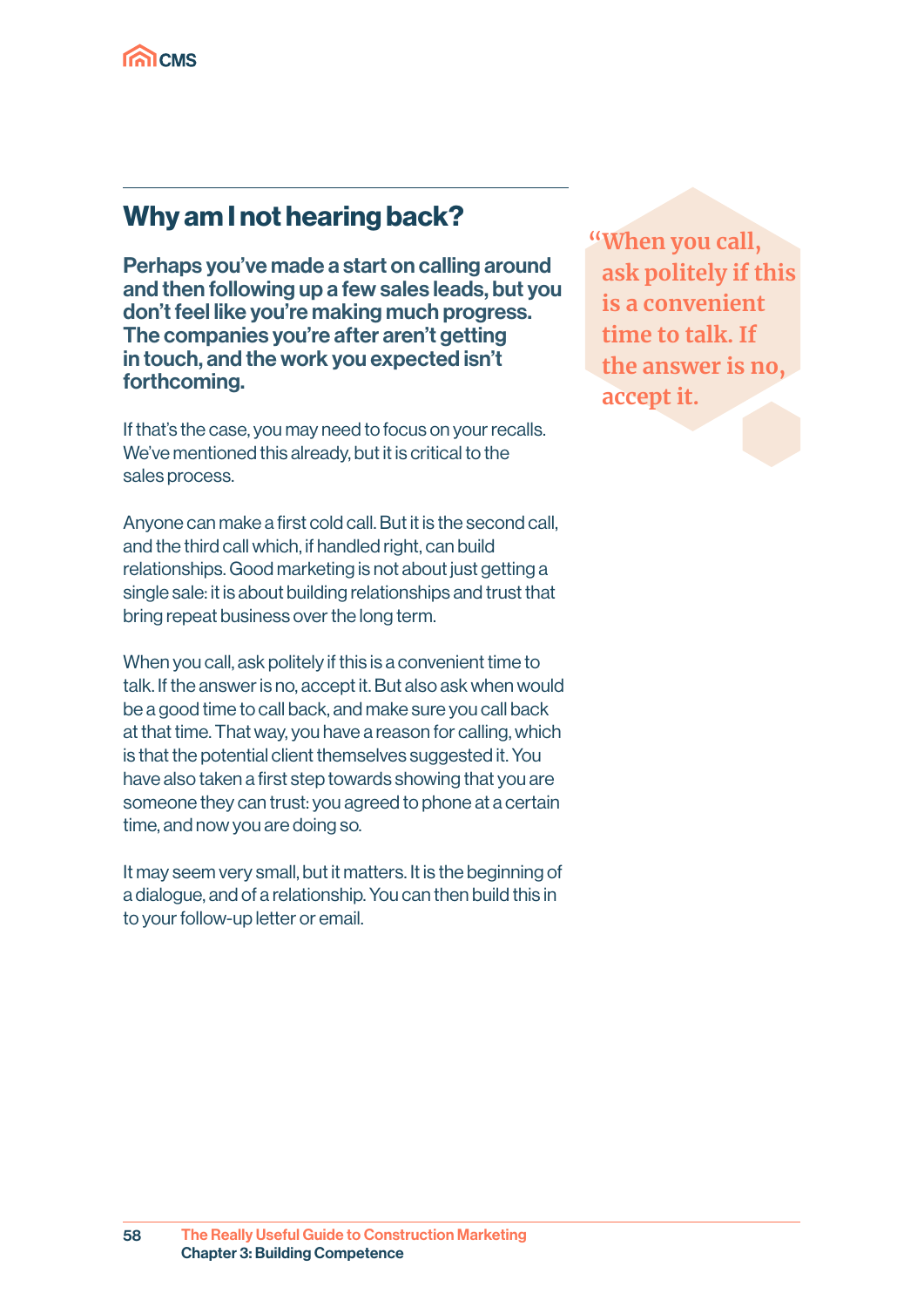## Why am I not hearing back?

**Perhaps you've made a start on calling around and then following up a few sales leads, but you don't feel like you're making much progress. The companies you're after aren't getting in touch, and the work you expected isn't forthcoming.**

If that's the case, you may need to focus on your recalls. We've mentioned this already, but it is critical to the sales process.

Anyone can make a first cold call. But it is the second call, and the third call which, if handled right, can build relationships. Good marketing is not about just getting a single sale: it is about building relationships and trust that bring repeat business over the long term.

When you call, ask politely if this is a convenient time to talk. If the answer is no, accept it. But also ask when would be a good time to call back, and make sure you call back at that time. That way, you have a reason for calling, which is that the potential client themselves suggested it. You have also taken a first step towards showing that you are someone they can trust: you agreed to phone at a certain time, and now you are doing so.

It may seem very small, but it matters. It is the beginning of a dialogue, and of a relationship. You can then build this in to your follow-up letter or email.

> "When you call, ask politely if this is a convenient time to talk. If the answer is no, accept it.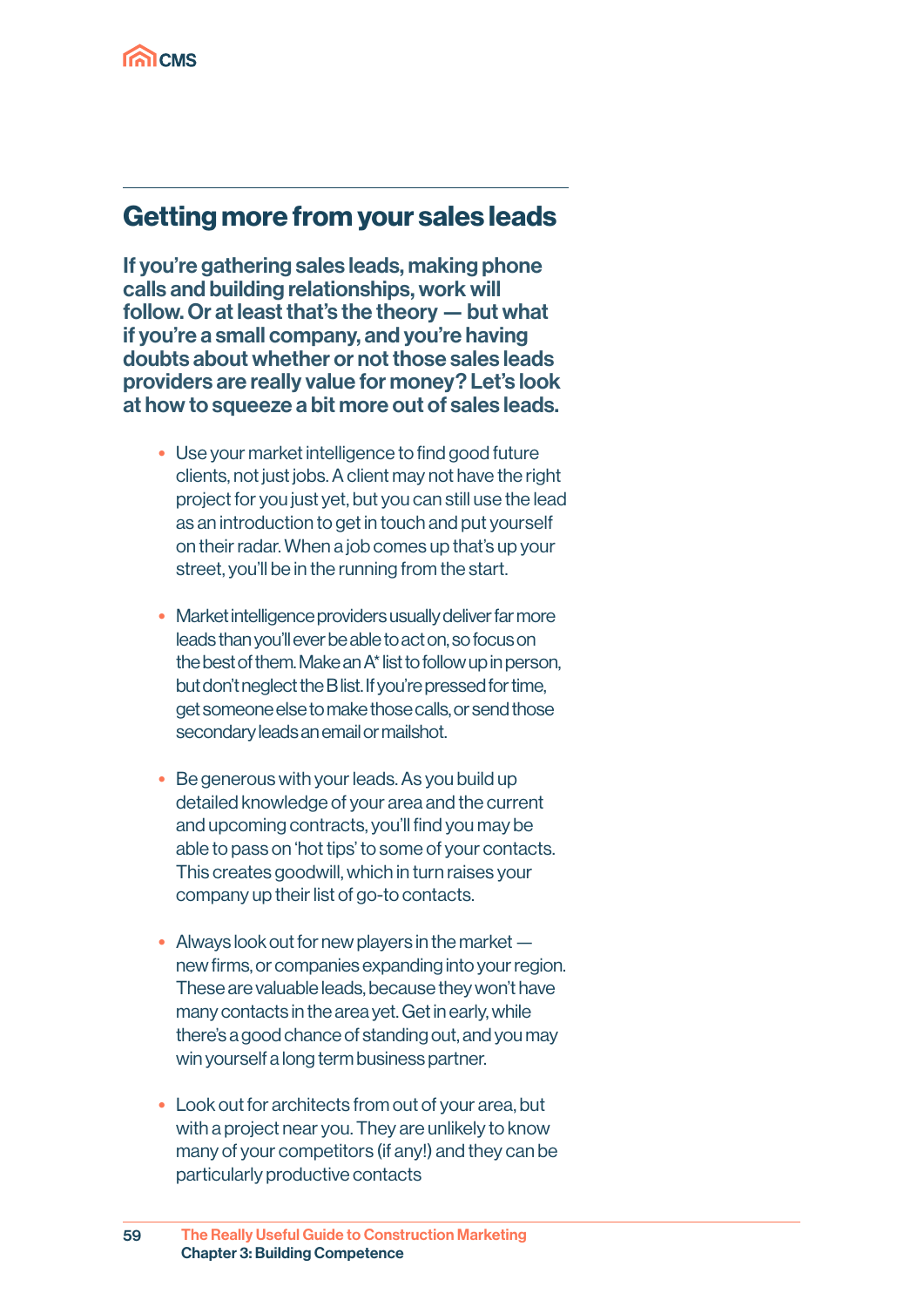## Getting more from your sales leads

**If you're gathering sales leads, making phone calls and building relationships, work will follow. Or at least that's the theory — but what if you're a small company, and you're having doubts about whether or not those sales leads providers are really value for money? Let's look at how to squeeze a bit more out of sales leads.**

- Use your market intelligence to find good future clients, not just jobs. A client may not have the right project for you just yet, but you can still use the lead as an introduction to get in touch and put yourself on their radar. When a job comes up that's up your street, you'll be in the running from the start.

- Market intelligence providers usually deliver far more leads than you'll ever be able to act on, so focus on the best of them. Make an A* list to follow up in person, but don't neglect the B list. If you're pressed for time, get someone else to make those calls, or send those secondary leads an email or mailshot.

- Be generous with your leads. As you build up detailed knowledge of your area and the current and upcoming contracts, you'll find you may be able to pass on 'hot tips' to some of your contacts. This creates goodwill, which in turn raises your company up their list of go-to contacts.

- Always look out for new players in the market — new firms, or companies expanding into your region. These are valuable leads, because they won't have many contacts in the area yet. Get in early, while there's a good chance of standing out, and you may win yourself a long term business partner.

- Look out for architects from out of your area, but with a project near you. They are unlikely to know many of your competitors (if any!) and they can be particularly productive contacts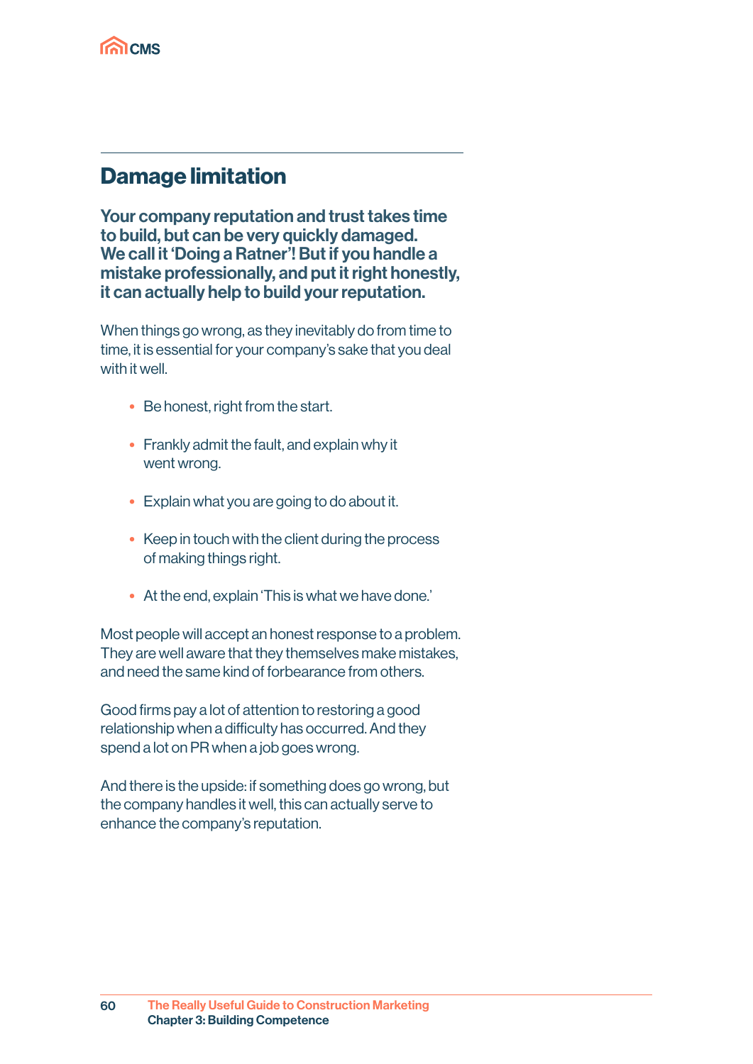## Damage limitation

**Your company reputation and trust takes time to build, but can be very quickly damaged. We call it 'Doing a Ratner'! But if you handle a mistake professionally, and put it right honestly, it can actually help to build your reputation.**

When things go wrong, as they inevitably do from time to time, it is essential for your company's sake that you deal with it well.

- Be honest, right from the start.
- Frankly admit the fault, and explain why it went wrong.
- Explain what you are going to do about it.
- Keep in touch with the client during the process of making things right.
- At the end, explain 'This is what we have done.'

Most people will accept an honest response to a problem. They are well aware that they themselves make mistakes, and need the same kind of forbearance from others.

Good firms pay a lot of attention to restoring a good relationship when a difficulty has occurred. And they spend a lot on PR when a job goes wrong.

And there is the upside: if something does go wrong, but the company handles it well, this can actually serve to enhance the company's reputation.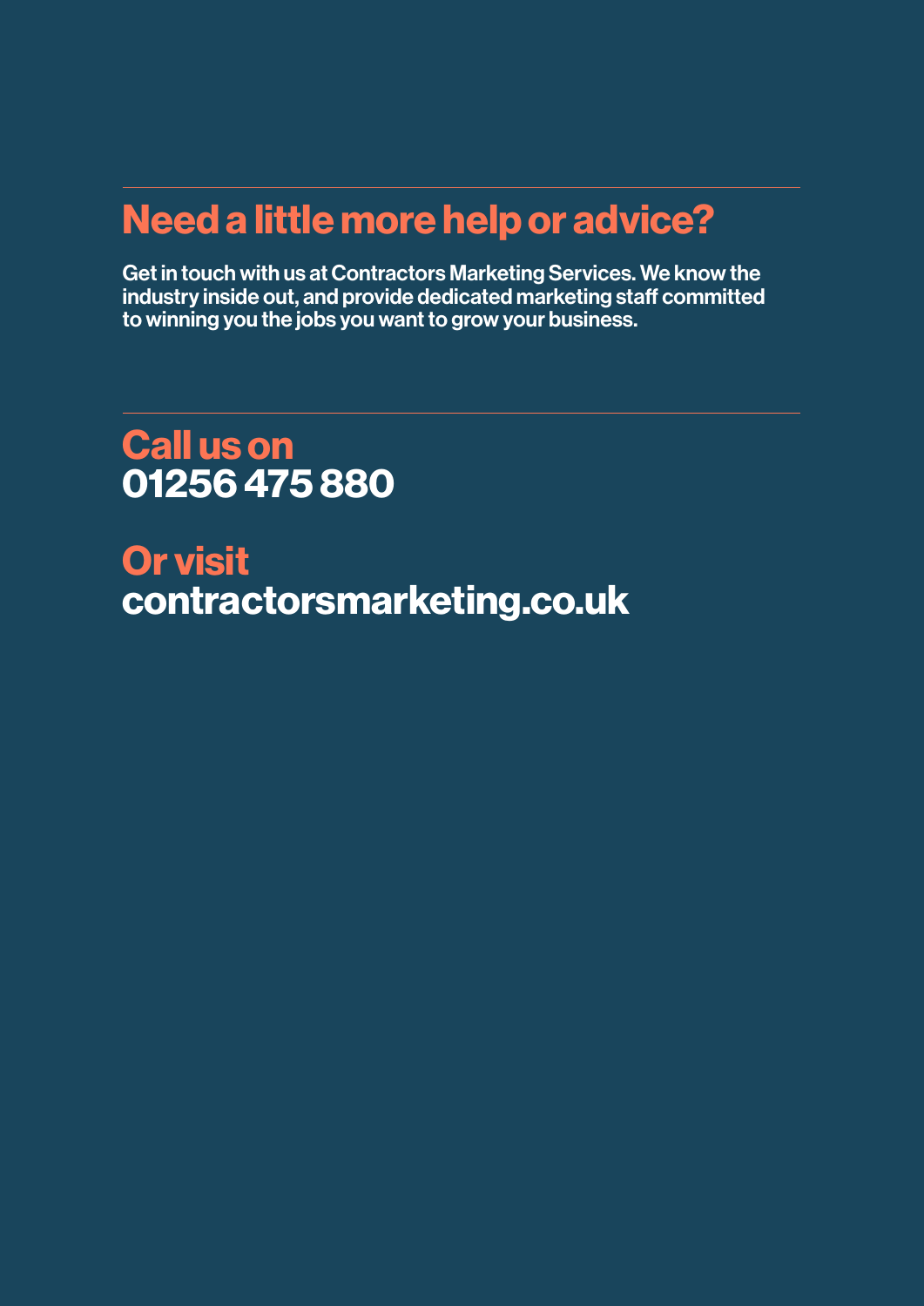## Need a little more help or advice?

**Get in touch with us at Contractors Marketing Services. We know the industry inside out, and provide dedicated marketing staff committed to winning you the jobs you want to grow your business.**

## Call us on
## 01256 475 880

## Or visit
## contractorsmarketing.co.uk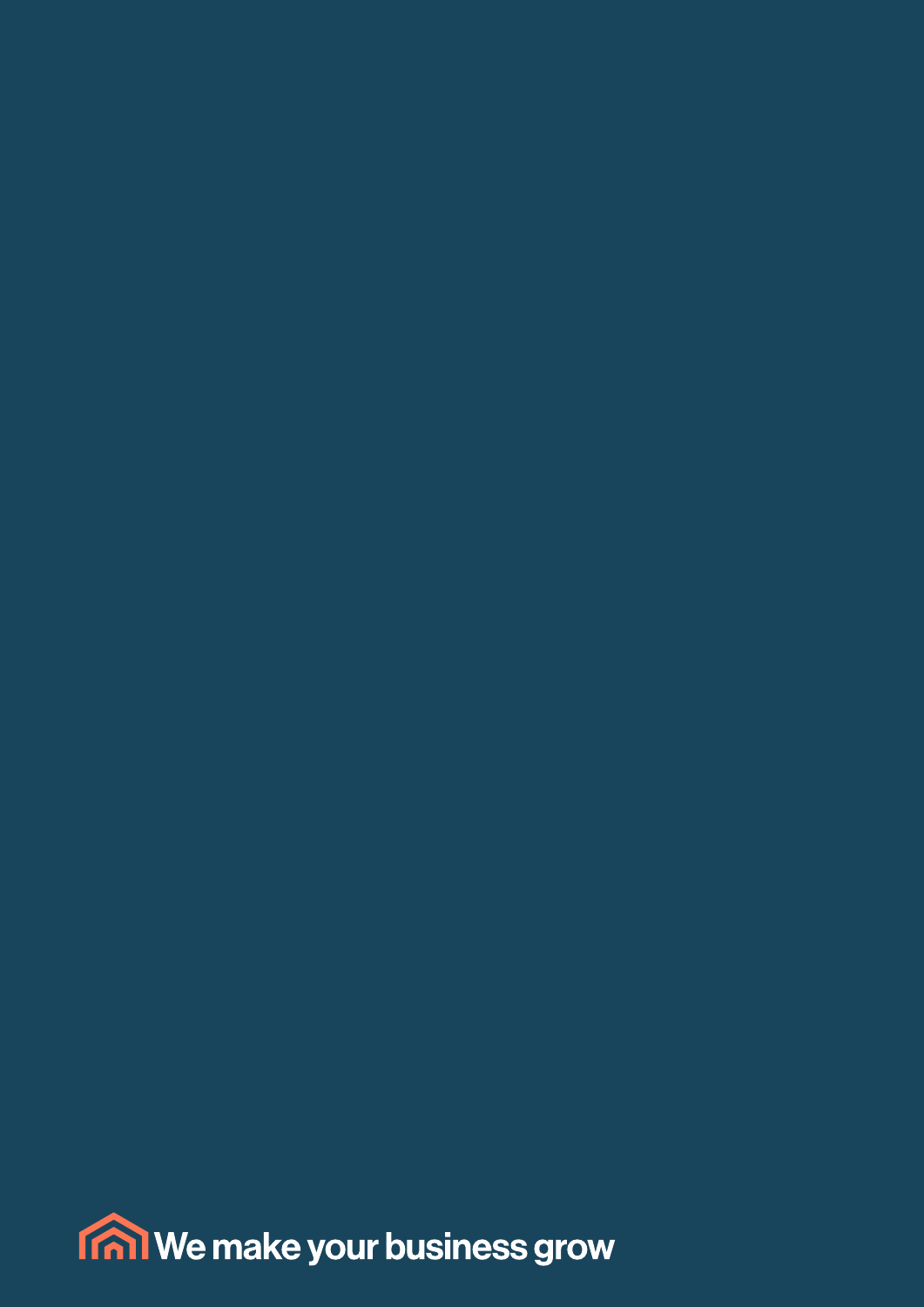We make your business grow